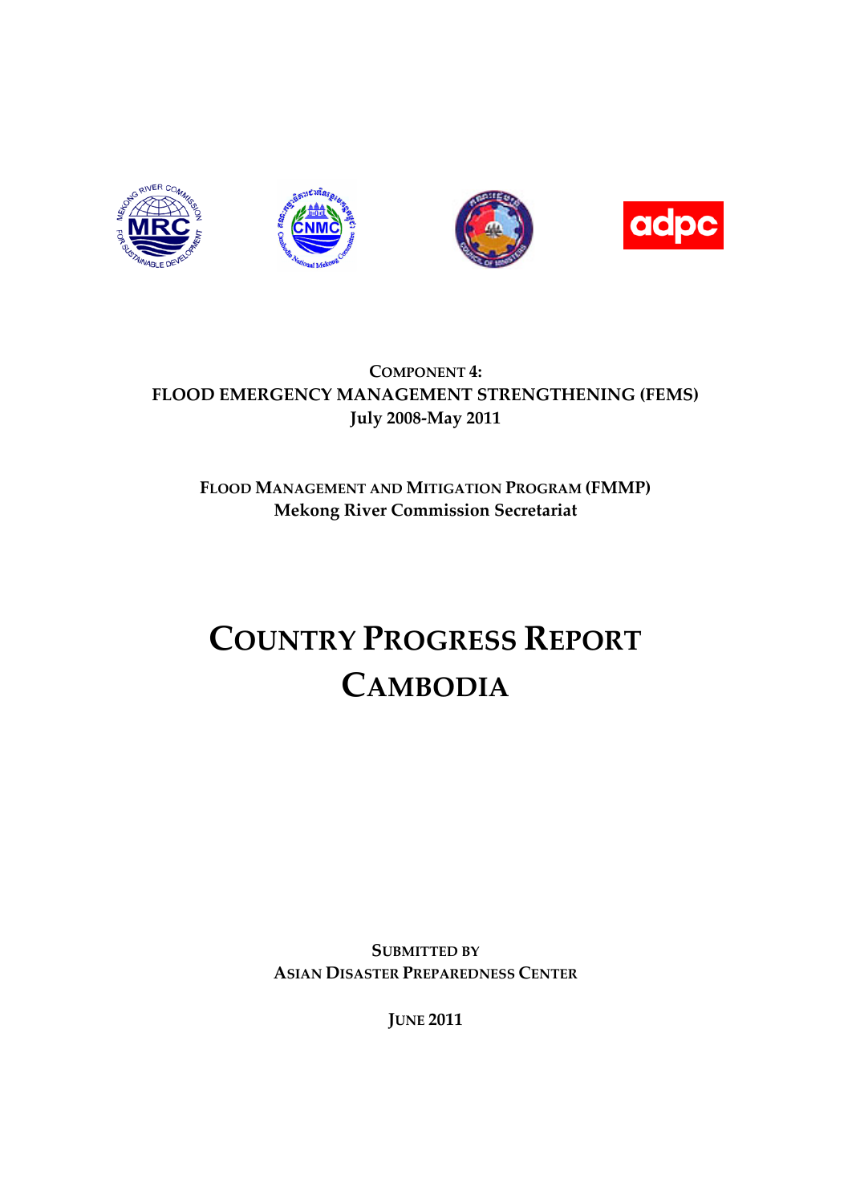**COMPONENT 4:**
**FLOOD EMERGENCY MANAGEMENT STRENGTHENING (FEMS)**
**July 2008-May 2011**

**FLOOD MANAGEMENT AND MITIGATION PROGRAM (FMMP)**
**Mekong River Commission Secretariat**

# COUNTRY PROGRESS REPORT
# CAMBODIA

**SUBMITTED BY**
**ASIAN DISASTER PREPAREDNESS CENTER**

**JUNE 2011**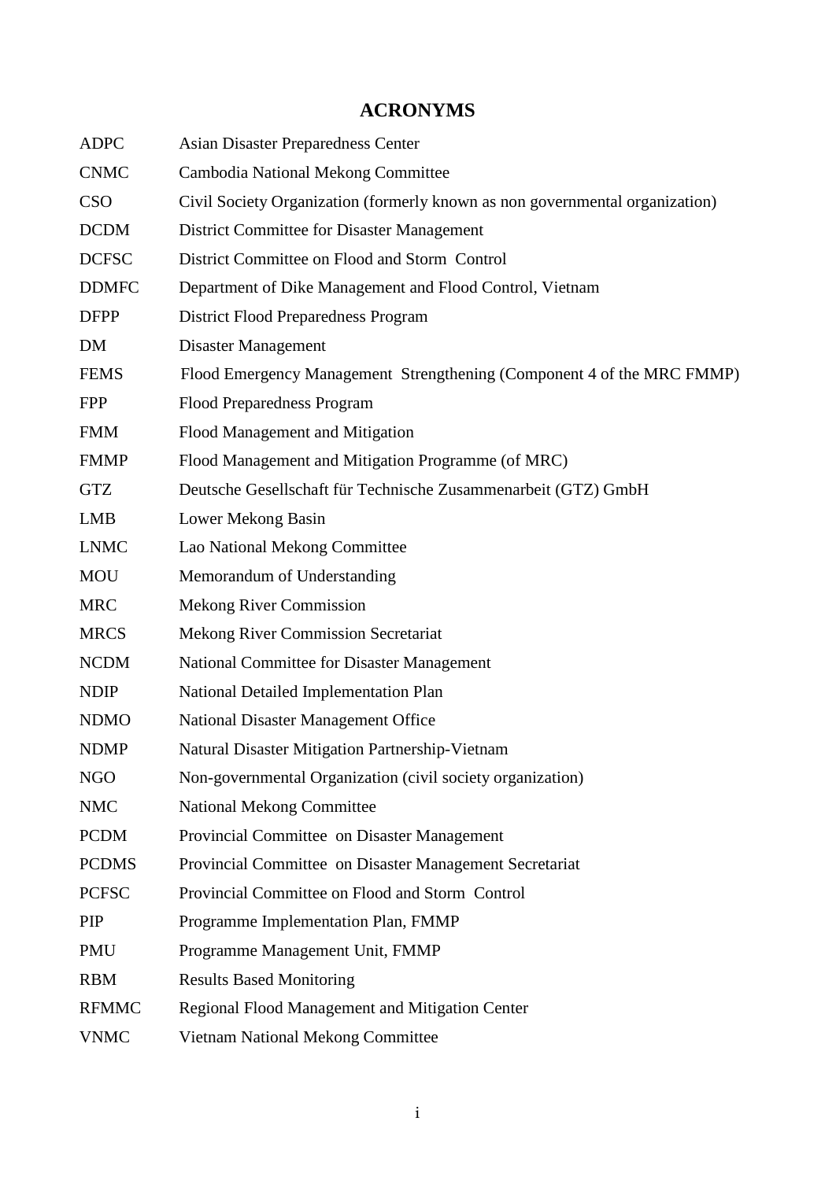# ACRONYMS

| | |
|---|---|
| ADPC | Asian Disaster Preparedness Center |
| CNMC | Cambodia National Mekong Committee |
| CSO | Civil Society Organization (formerly known as non governmental organization) |
| DCDM | District Committee for Disaster Management |
| DCFSC | District Committee on Flood and Storm Control |
| DDMFC | Department of Dike Management and Flood Control, Vietnam |
| DFPP | District Flood Preparedness Program |
| DM | Disaster Management |
| FEMS | Flood Emergency Management Strengthening (Component 4 of the MRC FMMP) |
| FPP | Flood Preparedness Program |
| FMM | Flood Management and Mitigation |
| FMMP | Flood Management and Mitigation Programme (of MRC) |
| GTZ | Deutsche Gesellschaft für Technische Zusammenarbeit (GTZ) GmbH |
| LMB | Lower Mekong Basin |
| LNMC | Lao National Mekong Committee |
| MOU | Memorandum of Understanding |
| MRC | Mekong River Commission |
| MRCS | Mekong River Commission Secretariat |
| NCDM | National Committee for Disaster Management |
| NDIP | National Detailed Implementation Plan |
| NDMO | National Disaster Management Office |
| NDMP | Natural Disaster Mitigation Partnership-Vietnam |
| NGO | Non-governmental Organization (civil society organization) |
| NMC | National Mekong Committee |
| PCDM | Provincial Committee on Disaster Management |
| PCDMS | Provincial Committee on Disaster Management Secretariat |
| PCFSC | Provincial Committee on Flood and Storm Control |
| PIP | Programme Implementation Plan, FMMP |
| PMU | Programme Management Unit, FMMP |
| RBM | Results Based Monitoring |
| RFMMC | Regional Flood Management and Mitigation Center |
| VNMC | Vietnam National Mekong Committee |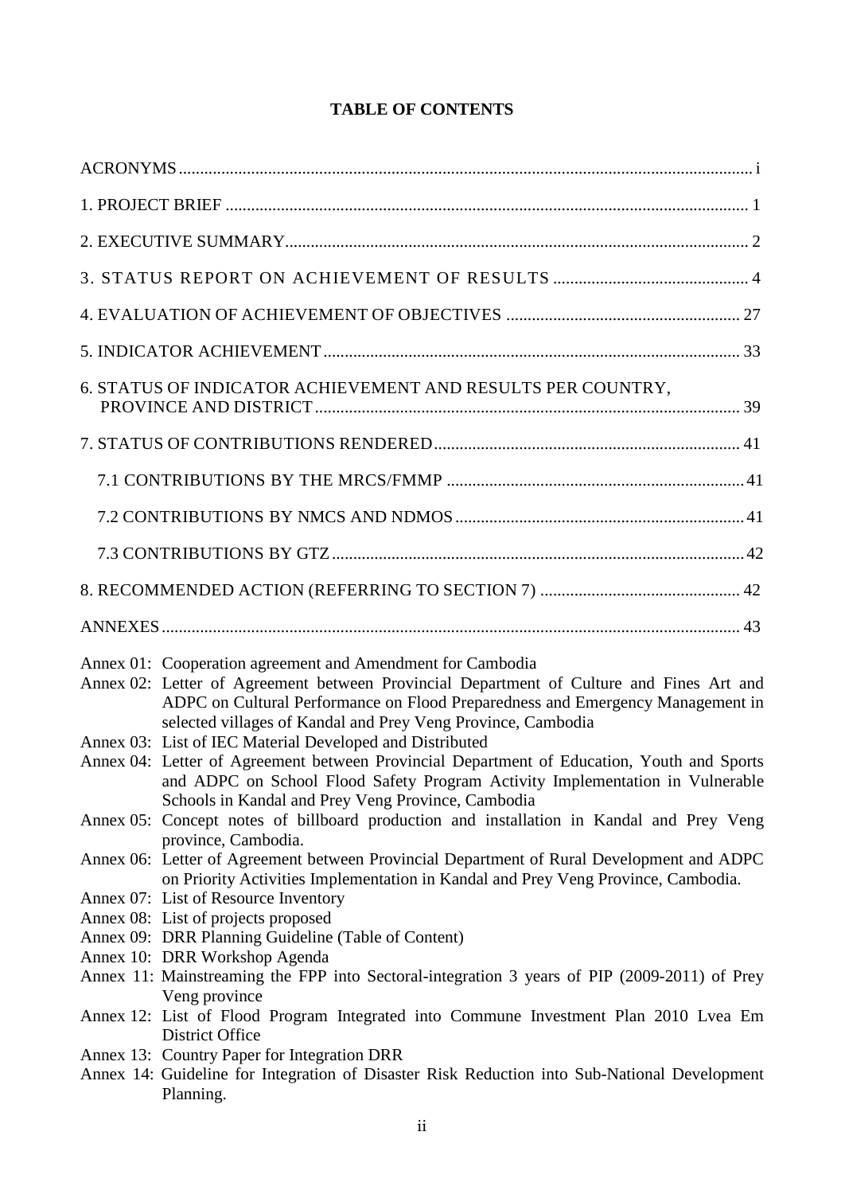**TABLE OF CONTENTS**

| | |
|---|---|
| ACRONYMS | i |
| 1. PROJECT BRIEF | 1 |
| 2. EXECUTIVE SUMMARY | 2 |
| 3. STATUS REPORT ON ACHIEVEMENT OF RESULTS | 4 |
| 4. EVALUATION OF ACHIEVEMENT OF OBJECTIVES | 27 |
| 5. INDICATOR ACHIEVEMENT | 33 |
| 6. STATUS OF INDICATOR ACHIEVEMENT AND RESULTS PER COUNTRY, PROVINCE AND DISTRICT | 39 |
| 7. STATUS OF CONTRIBUTIONS RENDERED | 41 |
| 7.1 CONTRIBUTIONS BY THE MRCS/FMMP | 41 |
| 7.2 CONTRIBUTIONS BY NMCS AND NDMOS | 41 |
| 7.3 CONTRIBUTIONS BY GTZ | 42 |
| 8. RECOMMENDED ACTION (REFERRING TO SECTION 7) | 42 |
| ANNEXES | 43 |

Annex 01: Cooperation agreement and Amendment for Cambodia
Annex 02: Letter of Agreement between Provincial Department of Culture and Fines Art and ADPC on Cultural Performance on Flood Preparedness and Emergency Management in selected villages of Kandal and Prey Veng Province, Cambodia
Annex 03: List of IEC Material Developed and Distributed
Annex 04: Letter of Agreement between Provincial Department of Education, Youth and Sports and ADPC on School Flood Safety Program Activity Implementation in Vulnerable Schools in Kandal and Prey Veng Province, Cambodia
Annex 05: Concept notes of billboard production and installation in Kandal and Prey Veng province, Cambodia.
Annex 06: Letter of Agreement between Provincial Department of Rural Development and ADPC on Priority Activities Implementation in Kandal and Prey Veng Province, Cambodia.
Annex 07: List of Resource Inventory
Annex 08: List of projects proposed
Annex 09: DRR Planning Guideline (Table of Content)
Annex 10: DRR Workshop Agenda
Annex 11: Mainstreaming the FPP into Sectoral-integration 3 years of PIP (2009-2011) of Prey Veng province
Annex 12: List of Flood Program Integrated into Commune Investment Plan 2010 Lvea Em District Office
Annex 13: Country Paper for Integration DRR
Annex 14: Guideline for Integration of Disaster Risk Reduction into Sub-National Development Planning.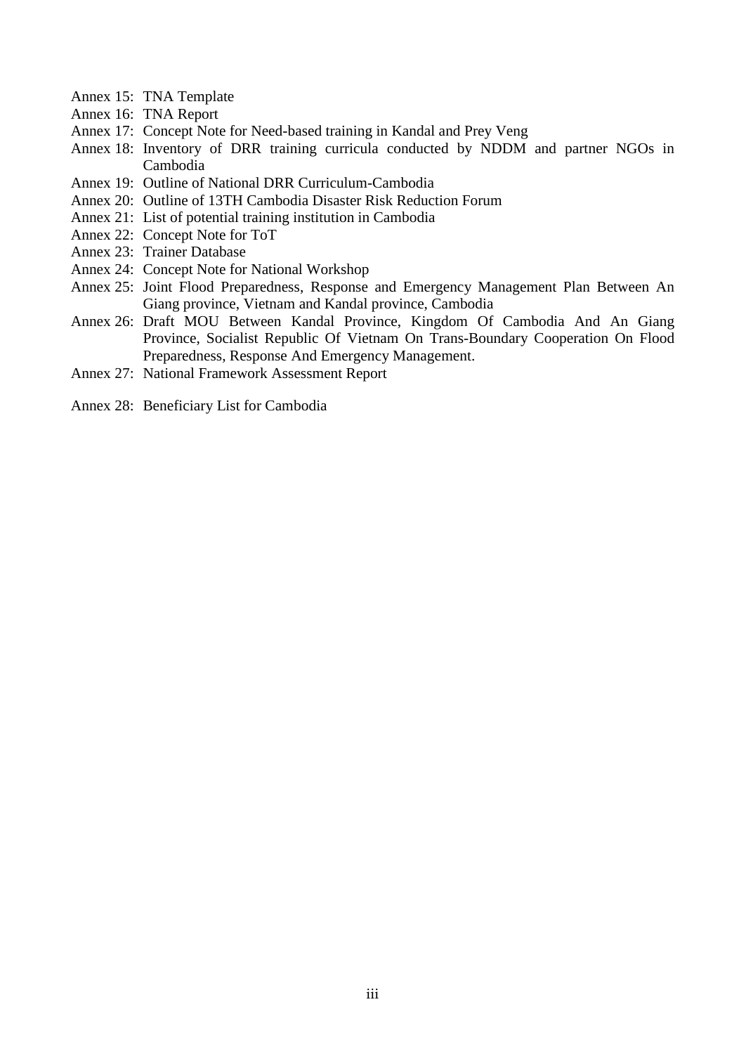Annex 15: TNA Template

Annex 16: TNA Report

Annex 17: Concept Note for Need-based training in Kandal and Prey Veng

Annex 18: Inventory of DRR training curricula conducted by NDDM and partner NGOs in Cambodia

Annex 19: Outline of National DRR Curriculum-Cambodia

Annex 20: Outline of 13TH Cambodia Disaster Risk Reduction Forum

Annex 21: List of potential training institution in Cambodia

Annex 22: Concept Note for ToT

Annex 23: Trainer Database

Annex 24: Concept Note for National Workshop

Annex 25: Joint Flood Preparedness, Response and Emergency Management Plan Between An Giang province, Vietnam and Kandal province, Cambodia

Annex 26: Draft MOU Between Kandal Province, Kingdom Of Cambodia And An Giang Province, Socialist Republic Of Vietnam On Trans-Boundary Cooperation On Flood Preparedness, Response And Emergency Management.

Annex 27: National Framework Assessment Report

Annex 28: Beneficiary List for Cambodia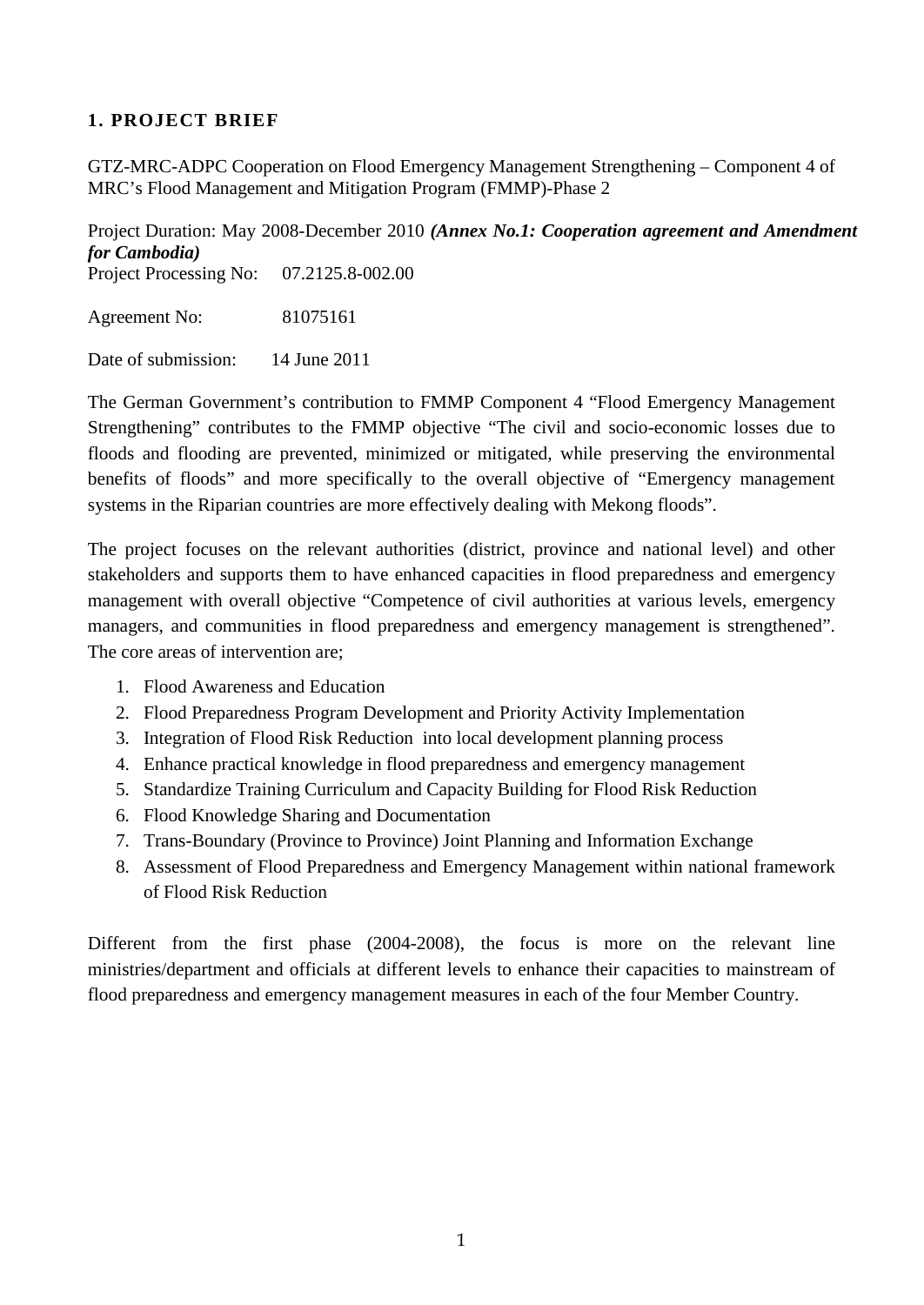## 1. PROJECT BRIEF

GTZ-MRC-ADPC Cooperation on Flood Emergency Management Strengthening – Component 4 of MRC's Flood Management and Mitigation Program (FMMP)-Phase 2

Project Duration: May 2008-December 2010 ***(Annex No.1: Cooperation agreement and Amendment for Cambodia)***

Project Processing No: 07.2125.8-002.00

Agreement No: 81075161

Date of submission: 14 June 2011

The German Government's contribution to FMMP Component 4 "Flood Emergency Management Strengthening" contributes to the FMMP objective "The civil and socio-economic losses due to floods and flooding are prevented, minimized or mitigated, while preserving the environmental benefits of floods" and more specifically to the overall objective of "Emergency management systems in the Riparian countries are more effectively dealing with Mekong floods".

The project focuses on the relevant authorities (district, province and national level) and other stakeholders and supports them to have enhanced capacities in flood preparedness and emergency management with overall objective "Competence of civil authorities at various levels, emergency managers, and communities in flood preparedness and emergency management is strengthened". The core areas of intervention are;

1. Flood Awareness and Education
2. Flood Preparedness Program Development and Priority Activity Implementation
3. Integration of Flood Risk Reduction into local development planning process
4. Enhance practical knowledge in flood preparedness and emergency management
5. Standardize Training Curriculum and Capacity Building for Flood Risk Reduction
6. Flood Knowledge Sharing and Documentation
7. Trans-Boundary (Province to Province) Joint Planning and Information Exchange
8. Assessment of Flood Preparedness and Emergency Management within national framework of Flood Risk Reduction

Different from the first phase (2004-2008), the focus is more on the relevant line ministries/department and officials at different levels to enhance their capacities to mainstream of flood preparedness and emergency management measures in each of the four Member Country.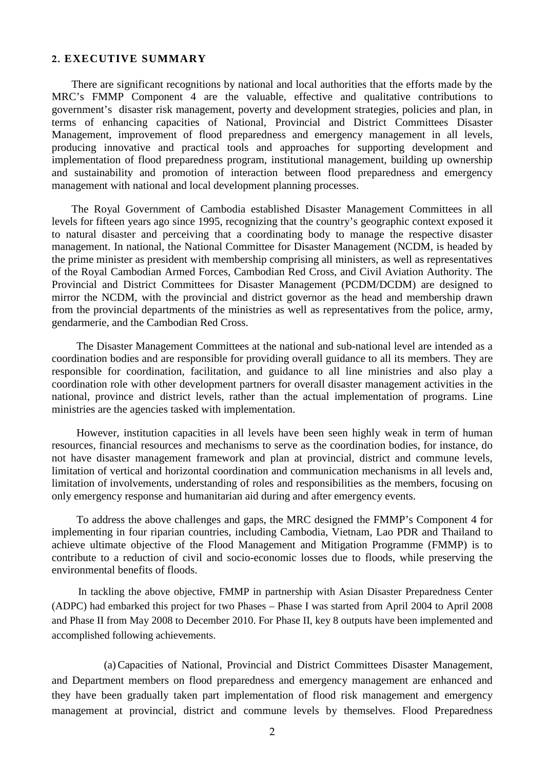## 2. EXECUTIVE SUMMARY

There are significant recognitions by national and local authorities that the efforts made by the MRC's FMMP Component 4 are the valuable, effective and qualitative contributions to government's disaster risk management, poverty and development strategies, policies and plan, in terms of enhancing capacities of National, Provincial and District Committees Disaster Management, improvement of flood preparedness and emergency management in all levels, producing innovative and practical tools and approaches for supporting development and implementation of flood preparedness program, institutional management, building up ownership and sustainability and promotion of interaction between flood preparedness and emergency management with national and local development planning processes.

The Royal Government of Cambodia established Disaster Management Committees in all levels for fifteen years ago since 1995, recognizing that the country's geographic context exposed it to natural disaster and perceiving that a coordinating body to manage the respective disaster management. In national, the National Committee for Disaster Management (NCDM, is headed by the prime minister as president with membership comprising all ministers, as well as representatives of the Royal Cambodian Armed Forces, Cambodian Red Cross, and Civil Aviation Authority. The Provincial and District Committees for Disaster Management (PCDM/DCDM) are designed to mirror the NCDM, with the provincial and district governor as the head and membership drawn from the provincial departments of the ministries as well as representatives from the police, army, gendarmerie, and the Cambodian Red Cross.

The Disaster Management Committees at the national and sub-national level are intended as a coordination bodies and are responsible for providing overall guidance to all its members. They are responsible for coordination, facilitation, and guidance to all line ministries and also play a coordination role with other development partners for overall disaster management activities in the national, province and district levels, rather than the actual implementation of programs. Line ministries are the agencies tasked with implementation.

However, institution capacities in all levels have been seen highly weak in term of human resources, financial resources and mechanisms to serve as the coordination bodies, for instance, do not have disaster management framework and plan at provincial, district and commune levels, limitation of vertical and horizontal coordination and communication mechanisms in all levels and, limitation of involvements, understanding of roles and responsibilities as the members, focusing on only emergency response and humanitarian aid during and after emergency events.

To address the above challenges and gaps, the MRC designed the FMMP's Component 4 for implementing in four riparian countries, including Cambodia, Vietnam, Lao PDR and Thailand to achieve ultimate objective of the Flood Management and Mitigation Programme (FMMP) is to contribute to a reduction of civil and socio-economic losses due to floods, while preserving the environmental benefits of floods.

In tackling the above objective, FMMP in partnership with Asian Disaster Preparedness Center (ADPC) had embarked this project for two Phases – Phase I was started from April 2004 to April 2008 and Phase II from May 2008 to December 2010. For Phase II, key 8 outputs have been implemented and accomplished following achievements.

(a) Capacities of National, Provincial and District Committees Disaster Management, and Department members on flood preparedness and emergency management are enhanced and they have been gradually taken part implementation of flood risk management and emergency management at provincial, district and commune levels by themselves. Flood Preparedness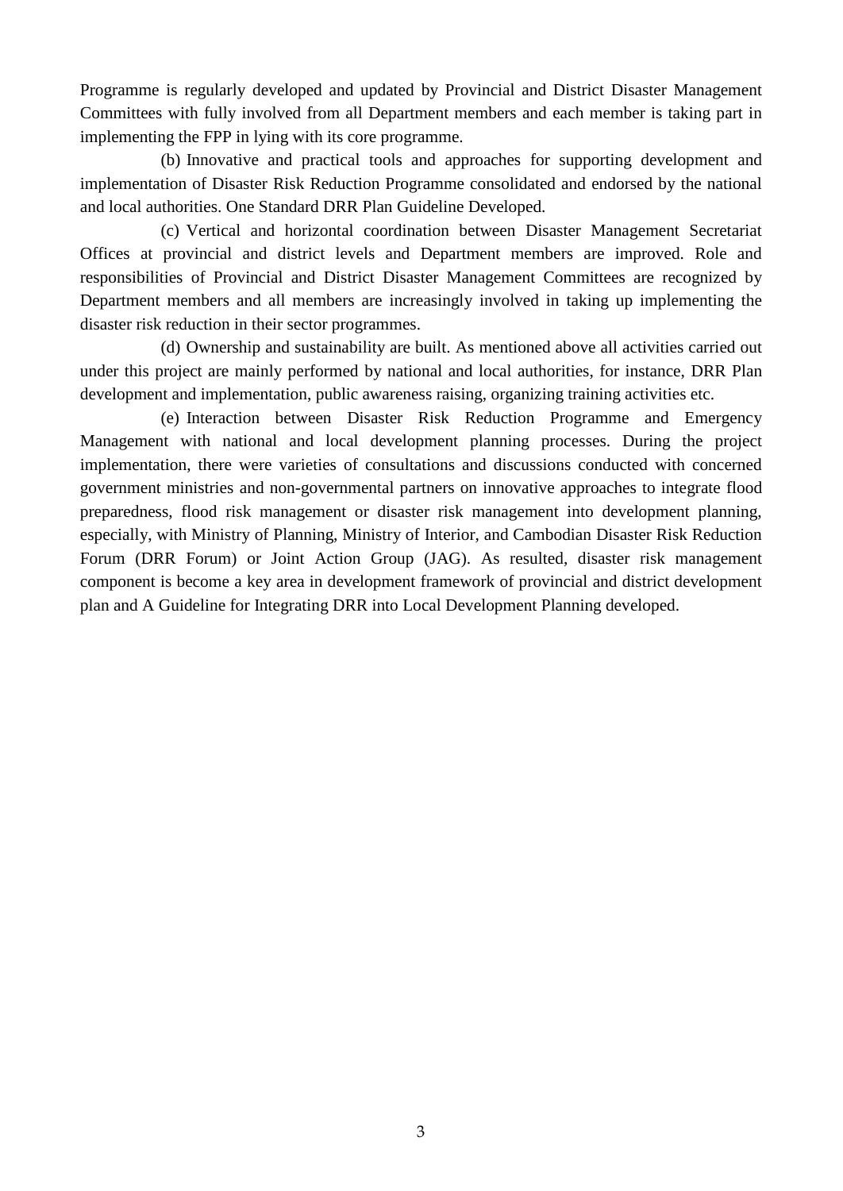Programme is regularly developed and updated by Provincial and District Disaster Management Committees with fully involved from all Department members and each member is taking part in implementing the FPP in lying with its core programme.

(b) Innovative and practical tools and approaches for supporting development and implementation of Disaster Risk Reduction Programme consolidated and endorsed by the national and local authorities. One Standard DRR Plan Guideline Developed.

(c) Vertical and horizontal coordination between Disaster Management Secretariat Offices at provincial and district levels and Department members are improved. Role and responsibilities of Provincial and District Disaster Management Committees are recognized by Department members and all members are increasingly involved in taking up implementing the disaster risk reduction in their sector programmes.

(d) Ownership and sustainability are built. As mentioned above all activities carried out under this project are mainly performed by national and local authorities, for instance, DRR Plan development and implementation, public awareness raising, organizing training activities etc.

(e) Interaction between Disaster Risk Reduction Programme and Emergency Management with national and local development planning processes. During the project implementation, there were varieties of consultations and discussions conducted with concerned government ministries and non-governmental partners on innovative approaches to integrate flood preparedness, flood risk management or disaster risk management into development planning, especially, with Ministry of Planning, Ministry of Interior, and Cambodian Disaster Risk Reduction Forum (DRR Forum) or Joint Action Group (JAG). As resulted, disaster risk management component is become a key area in development framework of provincial and district development plan and A Guideline for Integrating DRR into Local Development Planning developed.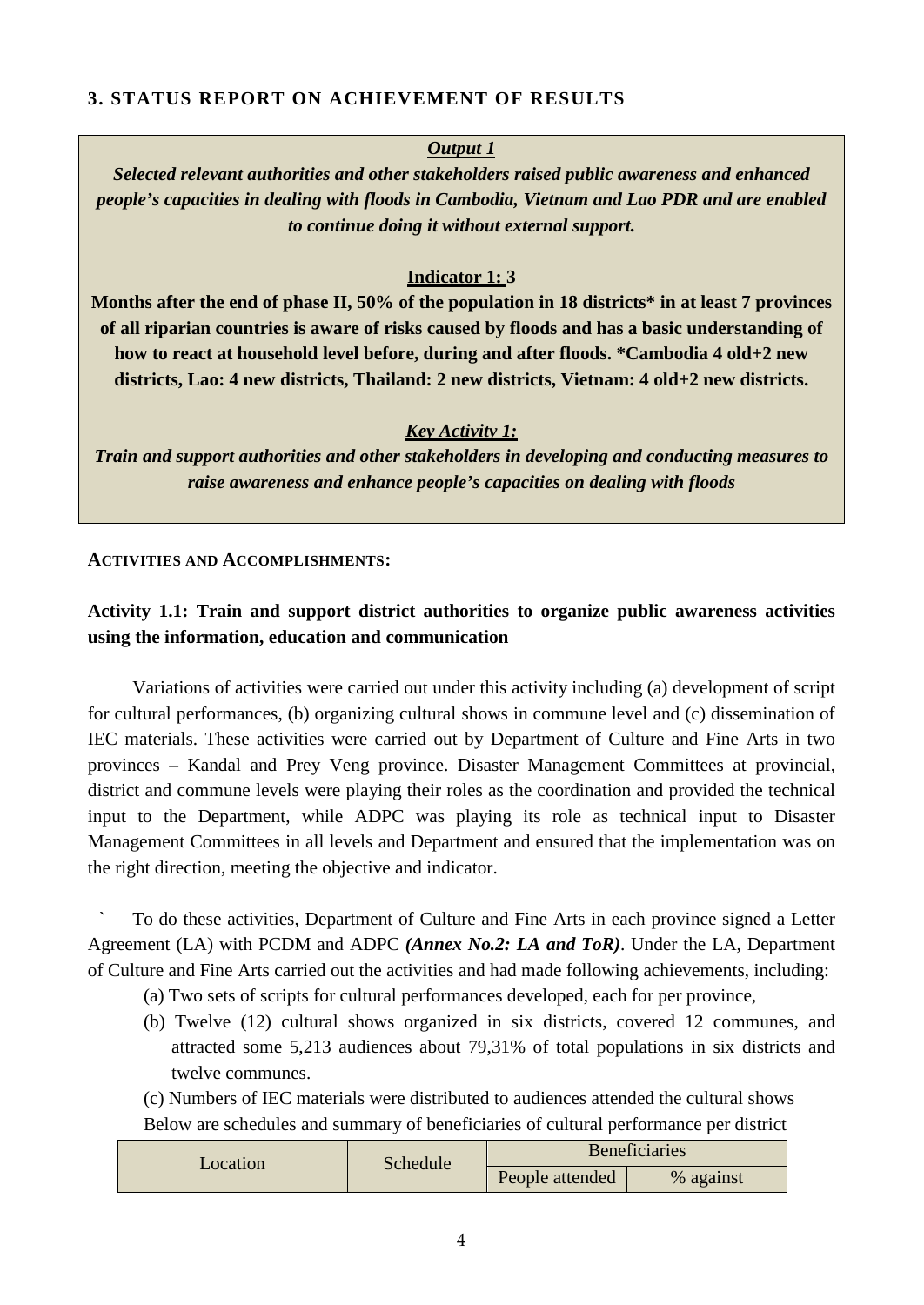## 3. STATUS REPORT ON ACHIEVEMENT OF RESULTS

***Output 1***

***Selected relevant authorities and other stakeholders raised public awareness and enhanced people's capacities in dealing with floods in Cambodia, Vietnam and Lao PDR and are enabled to continue doing it without external support.***

**Indicator 1: 3**

**Months after the end of phase II, 50% of the population in 18 districts* in at least 7 provinces of all riparian countries is aware of risks caused by floods and has a basic understanding of how to react at household level before, during and after floods. *Cambodia 4 old+2 new districts, Lao: 4 new districts, Thailand: 2 new districts, Vietnam: 4 old+2 new districts.**

***Key Activity 1:***

***Train and support authorities and other stakeholders in developing and conducting measures to raise awareness and enhance people's capacities on dealing with floods***

**ACTIVITIES AND ACCOMPLISHMENTS:**

**Activity 1.1: Train and support district authorities to organize public awareness activities using the information, education and communication**

Variations of activities were carried out under this activity including (a) development of script for cultural performances, (b) organizing cultural shows in commune level and (c) dissemination of IEC materials. These activities were carried out by Department of Culture and Fine Arts in two provinces – Kandal and Prey Veng province. Disaster Management Committees at provincial, district and commune levels were playing their roles as the coordination and provided the technical input to the Department, while ADPC was playing its role as technical input to Disaster Management Committees in all levels and Department and ensured that the implementation was on the right direction, meeting the objective and indicator.

` To do these activities, Department of Culture and Fine Arts in each province signed a Letter Agreement (LA) with PCDM and ADPC ***(Annex No.2: LA and ToR)***. Under the LA, Department of Culture and Fine Arts carried out the activities and had made following achievements, including:

(a) Two sets of scripts for cultural performances developed, each for per province,

(b) Twelve (12) cultural shows organized in six districts, covered 12 communes, and attracted some 5,213 audiences about 79,31% of total populations in six districts and twelve communes.

(c) Numbers of IEC materials were distributed to audiences attended the cultural shows

Below are schedules and summary of beneficiaries of cultural performance per district

| Location | Schedule | Beneficiaries | |
|---|---|---|---|
| | | People attended | % against |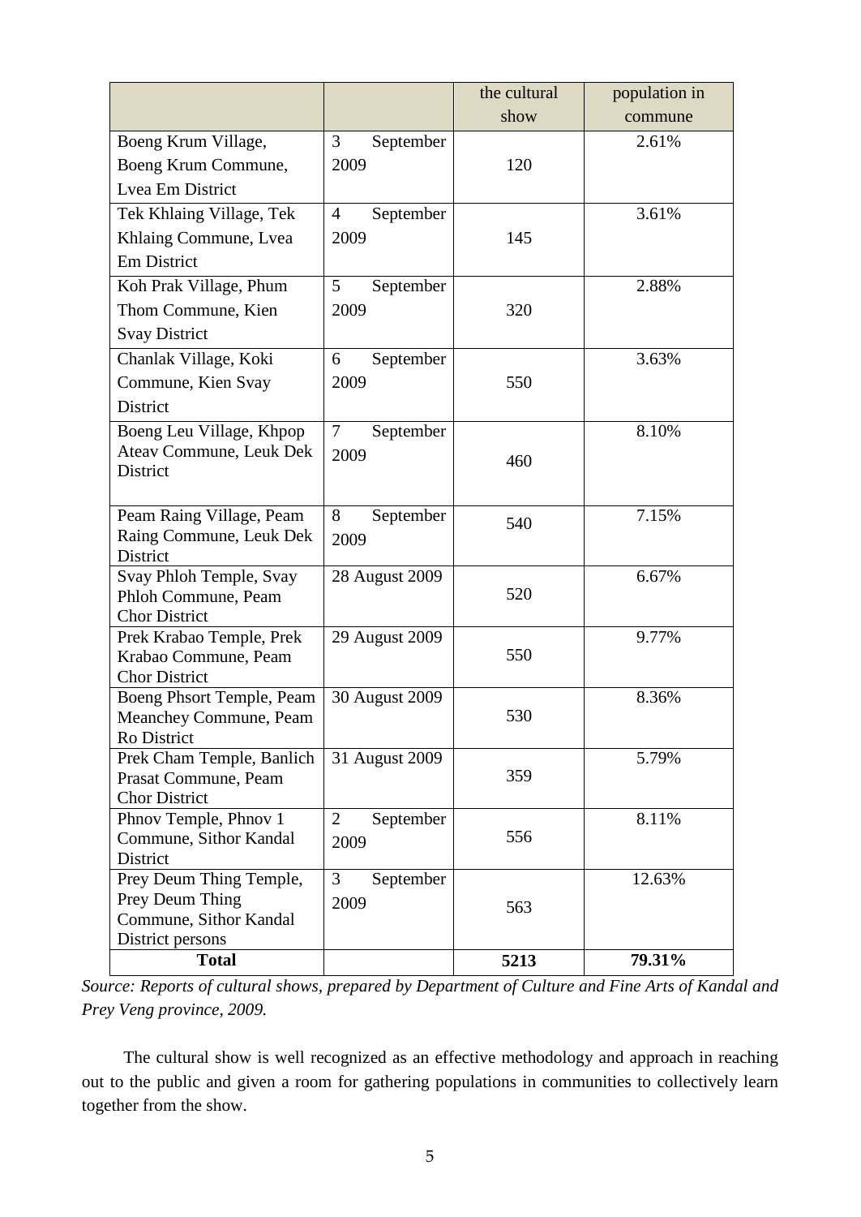| | | the cultural show | population in commune |
|---|---|---|---|
| Boeng Krum Village, Boeng Krum Commune, Lvea Em District | 3 September 2009 | 120 | 2.61% |
| Tek Khlaing Village, Tek Khlaing Commune, Lvea Em District | 4 September 2009 | 145 | 3.61% |
| Koh Prak Village, Phum Thom Commune, Kien Svay District | 5 September 2009 | 320 | 2.88% |
| Chanlak Village, Koki Commune, Kien Svay District | 6 September 2009 | 550 | 3.63% |
| Boeng Leu Village, Khpop Ateav Commune, Leuk Dek District | 7 September 2009 | 460 | 8.10% |
| Peam Raing Village, Peam Raing Commune, Leuk Dek District | 8 September 2009 | 540 | 7.15% |
| Svay Phloh Temple, Svay Phloh Commune, Peam Chor District | 28 August 2009 | 520 | 6.67% |
| Prek Krabao Temple, Prek Krabao Commune, Peam Chor District | 29 August 2009 | 550 | 9.77% |
| Boeng Phsort Temple, Peam Meanchey Commune, Peam Ro District | 30 August 2009 | 530 | 8.36% |
| Prek Cham Temple, Banlich Prasat Commune, Peam Chor District | 31 August 2009 | 359 | 5.79% |
| Phnov Temple, Phnov 1 Commune, Sithor Kandal District | 2 September 2009 | 556 | 8.11% |
| Prey Deum Thing Temple, Prey Deum Thing Commune, Sithor Kandal District persons | 3 September 2009 | 563 | 12.63% |
| **Total** | | **5213** | **79.31%** |

*Source: Reports of cultural shows, prepared by Department of Culture and Fine Arts of Kandal and Prey Veng province, 2009.*

The cultural show is well recognized as an effective methodology and approach in reaching out to the public and given a room for gathering populations in communities to collectively learn together from the show.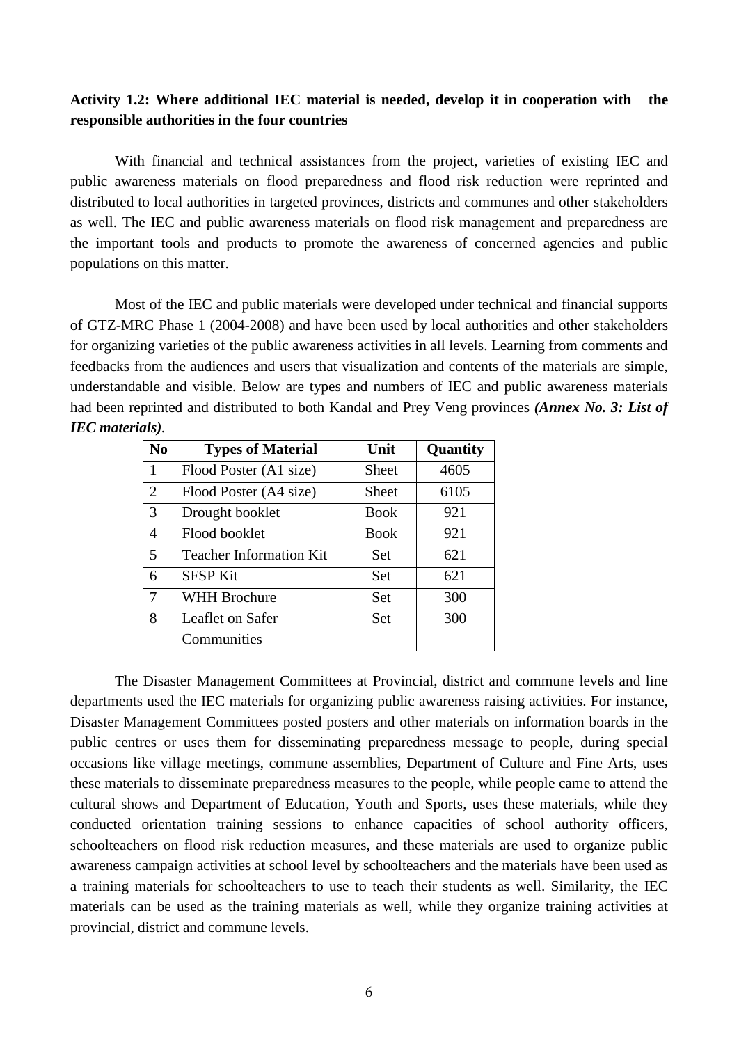**Activity 1.2: Where additional IEC material is needed, develop it in cooperation with the responsible authorities in the four countries**

With financial and technical assistances from the project, varieties of existing IEC and public awareness materials on flood preparedness and flood risk reduction were reprinted and distributed to local authorities in targeted provinces, districts and communes and other stakeholders as well. The IEC and public awareness materials on flood risk management and preparedness are the important tools and products to promote the awareness of concerned agencies and public populations on this matter.

Most of the IEC and public materials were developed under technical and financial supports of GTZ-MRC Phase 1 (2004-2008) and have been used by local authorities and other stakeholders for organizing varieties of the public awareness activities in all levels. Learning from comments and feedbacks from the audiences and users that visualization and contents of the materials are simple, understandable and visible. Below are types and numbers of IEC and public awareness materials had been reprinted and distributed to both Kandal and Prey Veng provinces ***(Annex No. 3: List of IEC materials)***.

| No | Types of Material | Unit | Quantity |
|---|---|---|---|
| 1 | Flood Poster (A1 size) | Sheet | 4605 |
| 2 | Flood Poster (A4 size) | Sheet | 6105 |
| 3 | Drought booklet | Book | 921 |
| 4 | Flood booklet | Book | 921 |
| 5 | Teacher Information Kit | Set | 621 |
| 6 | SFSP Kit | Set | 621 |
| 7 | WHH Brochure | Set | 300 |
| 8 | Leaflet on Safer Communities | Set | 300 |

The Disaster Management Committees at Provincial, district and commune levels and line departments used the IEC materials for organizing public awareness raising activities. For instance, Disaster Management Committees posted posters and other materials on information boards in the public centres or uses them for disseminating preparedness message to people, during special occasions like village meetings, commune assemblies, Department of Culture and Fine Arts, uses these materials to disseminate preparedness measures to the people, while people came to attend the cultural shows and Department of Education, Youth and Sports, uses these materials, while they conducted orientation training sessions to enhance capacities of school authority officers, schoolteachers on flood risk reduction measures, and these materials are used to organize public awareness campaign activities at school level by schoolteachers and the materials have been used as a training materials for schoolteachers to use to teach their students as well. Similarity, the IEC materials can be used as the training materials as well, while they organize training activities at provincial, district and commune levels.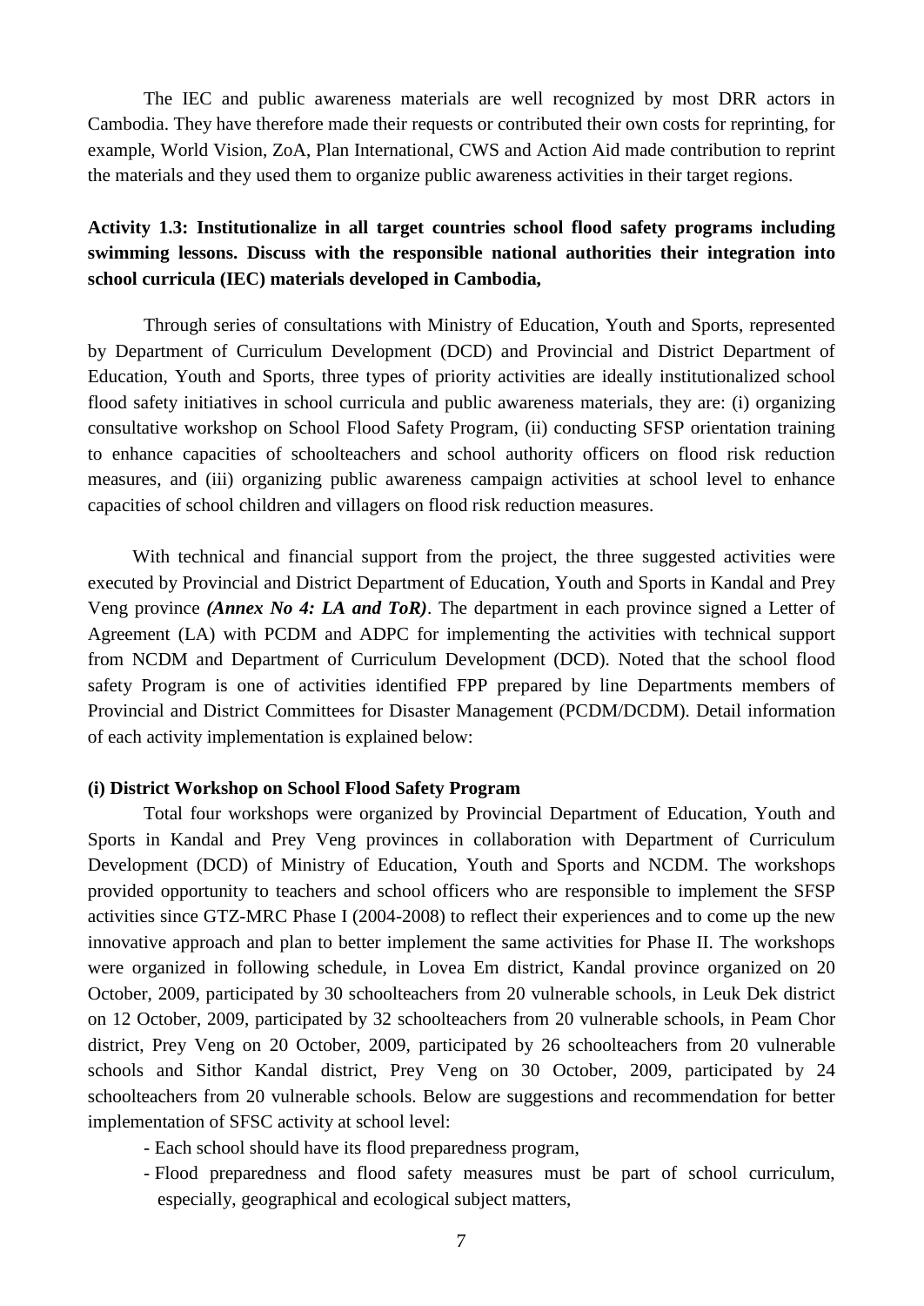The IEC and public awareness materials are well recognized by most DRR actors in Cambodia. They have therefore made their requests or contributed their own costs for reprinting, for example, World Vision, ZoA, Plan International, CWS and Action Aid made contribution to reprint the materials and they used them to organize public awareness activities in their target regions.

**Activity 1.3: Institutionalize in all target countries school flood safety programs including swimming lessons. Discuss with the responsible national authorities their integration into school curricula (IEC) materials developed in Cambodia,**

Through series of consultations with Ministry of Education, Youth and Sports, represented by Department of Curriculum Development (DCD) and Provincial and District Department of Education, Youth and Sports, three types of priority activities are ideally institutionalized school flood safety initiatives in school curricula and public awareness materials, they are: (i) organizing consultative workshop on School Flood Safety Program, (ii) conducting SFSP orientation training to enhance capacities of schoolteachers and school authority officers on flood risk reduction measures, and (iii) organizing public awareness campaign activities at school level to enhance capacities of school children and villagers on flood risk reduction measures.

With technical and financial support from the project, the three suggested activities were executed by Provincial and District Department of Education, Youth and Sports in Kandal and Prey Veng province ***(Annex No 4: LA and ToR)***. The department in each province signed a Letter of Agreement (LA) with PCDM and ADPC for implementing the activities with technical support from NCDM and Department of Curriculum Development (DCD). Noted that the school flood safety Program is one of activities identified FPP prepared by line Departments members of Provincial and District Committees for Disaster Management (PCDM/DCDM). Detail information of each activity implementation is explained below:

**(i) District Workshop on School Flood Safety Program**

Total four workshops were organized by Provincial Department of Education, Youth and Sports in Kandal and Prey Veng provinces in collaboration with Department of Curriculum Development (DCD) of Ministry of Education, Youth and Sports and NCDM. The workshops provided opportunity to teachers and school officers who are responsible to implement the SFSP activities since GTZ-MRC Phase I (2004-2008) to reflect their experiences and to come up the new innovative approach and plan to better implement the same activities for Phase II. The workshops were organized in following schedule, in Lovea Em district, Kandal province organized on 20 October, 2009, participated by 30 schoolteachers from 20 vulnerable schools, in Leuk Dek district on 12 October, 2009, participated by 32 schoolteachers from 20 vulnerable schools, in Peam Chor district, Prey Veng on 20 October, 2009, participated by 26 schoolteachers from 20 vulnerable schools and Sithor Kandal district, Prey Veng on 30 October, 2009, participated by 24 schoolteachers from 20 vulnerable schools. Below are suggestions and recommendation for better implementation of SFSC activity at school level:

- Each school should have its flood preparedness program,
- Flood preparedness and flood safety measures must be part of school curriculum, especially, geographical and ecological subject matters,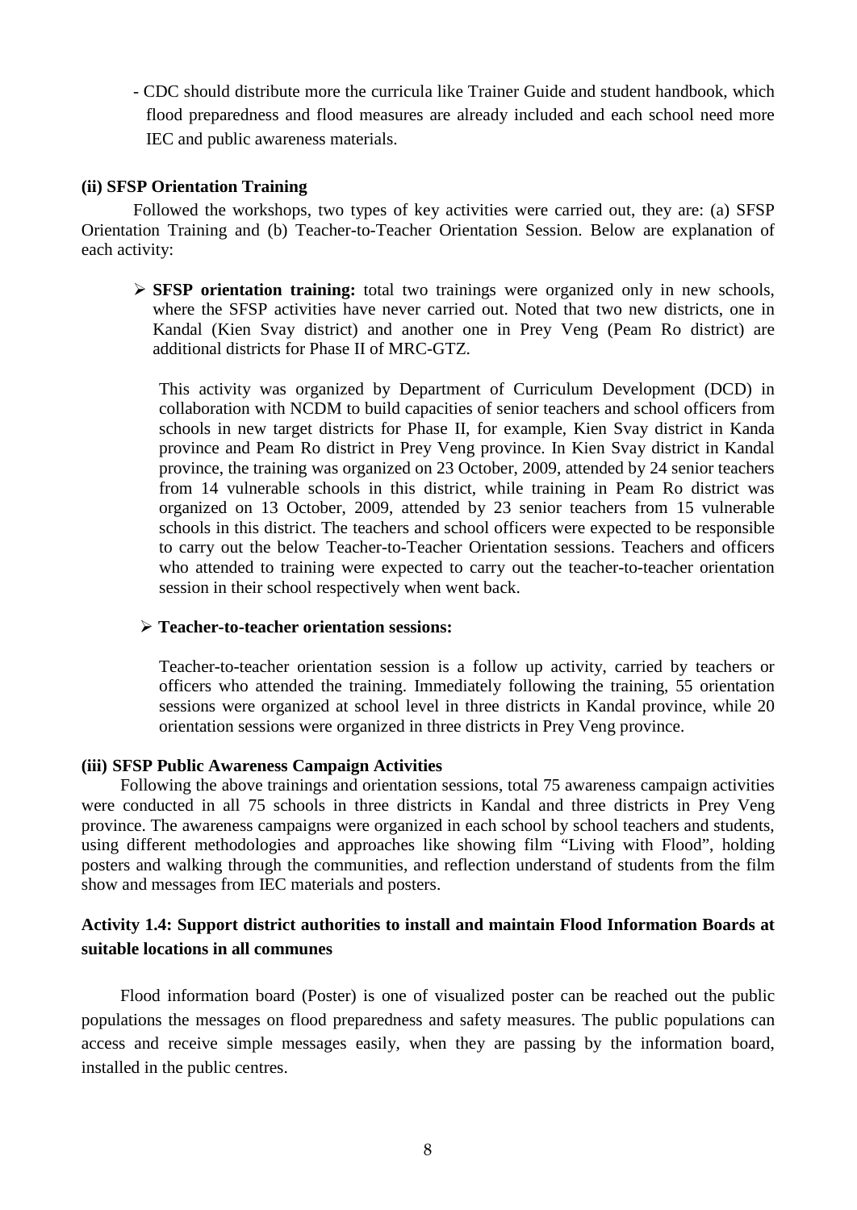- CDC should distribute more the curricula like Trainer Guide and student handbook, which flood preparedness and flood measures are already included and each school need more IEC and public awareness materials.

**(ii) SFSP Orientation Training**

Followed the workshops, two types of key activities were carried out, they are: (a) SFSP Orientation Training and (b) Teacher-to-Teacher Orientation Session. Below are explanation of each activity:

- **SFSP orientation training:** total two trainings were organized only in new schools, where the SFSP activities have never carried out. Noted that two new districts, one in Kandal (Kien Svay district) and another one in Prey Veng (Peam Ro district) are additional districts for Phase II of MRC-GTZ.

  This activity was organized by Department of Curriculum Development (DCD) in collaboration with NCDM to build capacities of senior teachers and school officers from schools in new target districts for Phase II, for example, Kien Svay district in Kanda province and Peam Ro district in Prey Veng province. In Kien Svay district in Kandal province, the training was organized on 23 October, 2009, attended by 24 senior teachers from 14 vulnerable schools in this district, while training in Peam Ro district was organized on 13 October, 2009, attended by 23 senior teachers from 15 vulnerable schools in this district. The teachers and school officers were expected to be responsible to carry out the below Teacher-to-Teacher Orientation sessions. Teachers and officers who attended to training were expected to carry out the teacher-to-teacher orientation session in their school respectively when went back.

- **Teacher-to-teacher orientation sessions:**

  Teacher-to-teacher orientation session is a follow up activity, carried by teachers or officers who attended the training. Immediately following the training, 55 orientation sessions were organized at school level in three districts in Kandal province, while 20 orientation sessions were organized in three districts in Prey Veng province.

**(iii) SFSP Public Awareness Campaign Activities**

Following the above trainings and orientation sessions, total 75 awareness campaign activities were conducted in all 75 schools in three districts in Kandal and three districts in Prey Veng province. The awareness campaigns were organized in each school by school teachers and students, using different methodologies and approaches like showing film "Living with Flood", holding posters and walking through the communities, and reflection understand of students from the film show and messages from IEC materials and posters.

### Activity 1.4: Support district authorities to install and maintain Flood Information Boards at suitable locations in all communes

Flood information board (Poster) is one of visualized poster can be reached out the public populations the messages on flood preparedness and safety measures. The public populations can access and receive simple messages easily, when they are passing by the information board, installed in the public centres.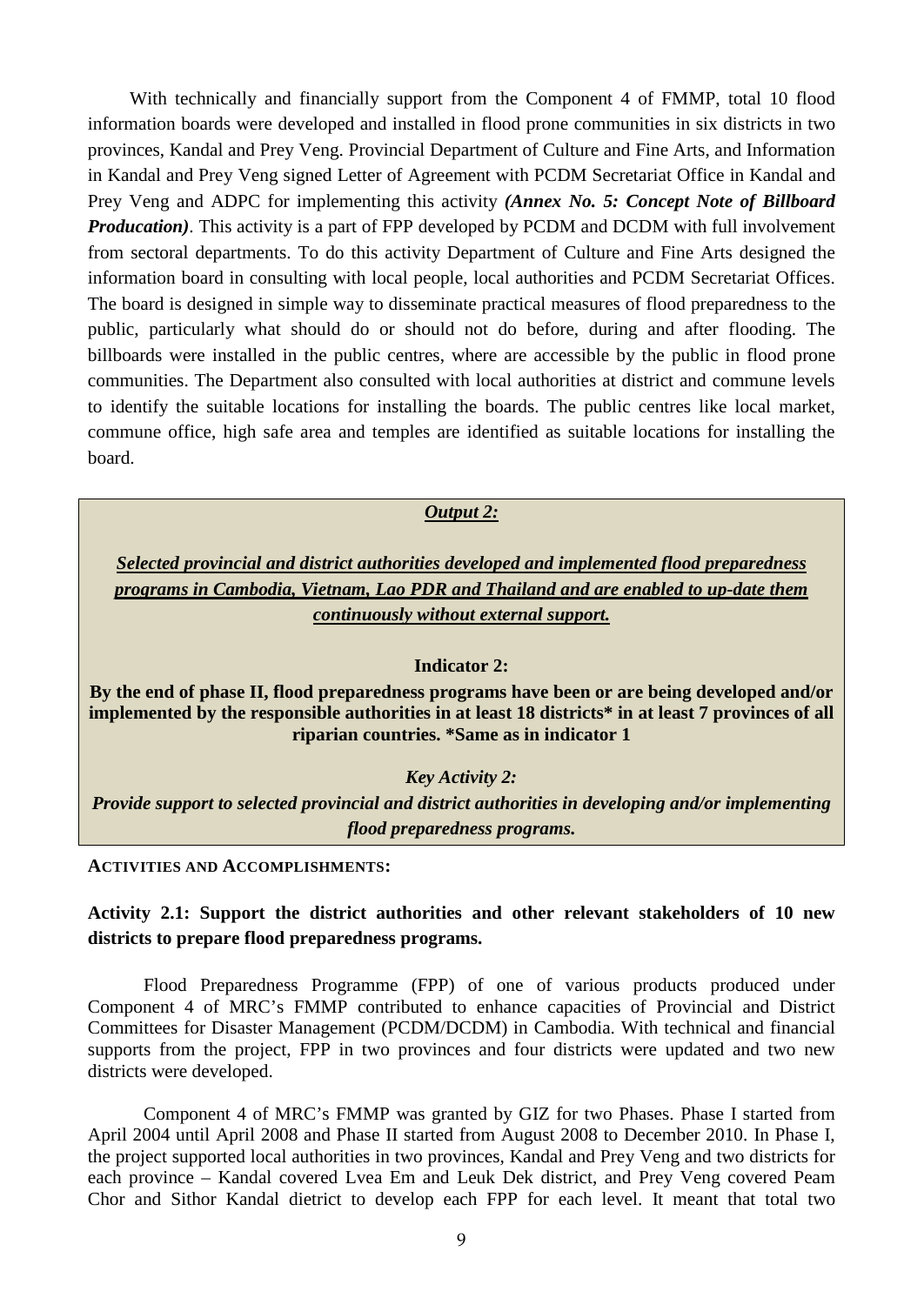With technically and financially support from the Component 4 of FMMP, total 10 flood information boards were developed and installed in flood prone communities in six districts in two provinces, Kandal and Prey Veng. Provincial Department of Culture and Fine Arts, and Information in Kandal and Prey Veng signed Letter of Agreement with PCDM Secretariat Office in Kandal and Prey Veng and ADPC for implementing this activity ***(Annex No. 5: Concept Note of Billboard Producation)***. This activity is a part of FPP developed by PCDM and DCDM with full involvement from sectoral departments. To do this activity Department of Culture and Fine Arts designed the information board in consulting with local people, local authorities and PCDM Secretariat Offices. The board is designed in simple way to disseminate practical measures of flood preparedness to the public, particularly what should do or should not do before, during and after flooding. The billboards were installed in the public centres, where are accessible by the public in flood prone communities. The Department also consulted with local authorities at district and commune levels to identify the suitable locations for installing the boards. The public centres like local market, commune office, high safe area and temples are identified as suitable locations for installing the board.

***Output 2:***

***Selected provincial and district authorities developed and implemented flood preparedness programs in Cambodia, Vietnam, Lao PDR and Thailand and are enabled to up-date them continuously without external support.***

**Indicator 2:**

**By the end of phase II, flood preparedness programs have been or are being developed and/or implemented by the responsible authorities in at least 18 districts\* in at least 7 provinces of all riparian countries. \*Same as in indicator 1**

***Key Activity 2:***

***Provide support to selected provincial and district authorities in developing and/or implementing flood preparedness programs.***

**ACTIVITIES AND ACCOMPLISHMENTS:**

**Activity 2.1: Support the district authorities and other relevant stakeholders of 10 new districts to prepare flood preparedness programs.**

Flood Preparedness Programme (FPP) of one of various products produced under Component 4 of MRC's FMMP contributed to enhance capacities of Provincial and District Committees for Disaster Management (PCDM/DCDM) in Cambodia. With technical and financial supports from the project, FPP in two provinces and four districts were updated and two new districts were developed.

Component 4 of MRC's FMMP was granted by GIZ for two Phases. Phase I started from April 2004 until April 2008 and Phase II started from August 2008 to December 2010. In Phase I, the project supported local authorities in two provinces, Kandal and Prey Veng and two districts for each province – Kandal covered Lvea Em and Leuk Dek district, and Prey Veng covered Peam Chor and Sithor Kandal dietrict to develop each FPP for each level. It meant that total two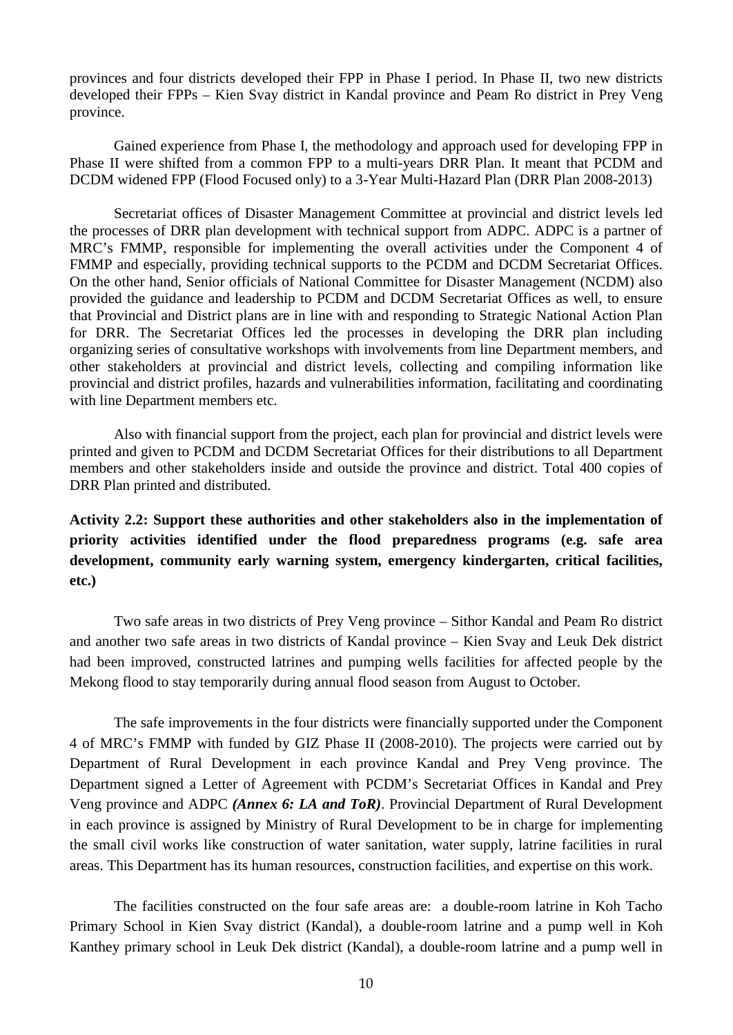provinces and four districts developed their FPP in Phase I period. In Phase II, two new districts developed their FPPs – Kien Svay district in Kandal province and Peam Ro district in Prey Veng province.

Gained experience from Phase I, the methodology and approach used for developing FPP in Phase II were shifted from a common FPP to a multi-years DRR Plan. It meant that PCDM and DCDM widened FPP (Flood Focused only) to a 3-Year Multi-Hazard Plan (DRR Plan 2008-2013)

Secretariat offices of Disaster Management Committee at provincial and district levels led the processes of DRR plan development with technical support from ADPC. ADPC is a partner of MRC's FMMP, responsible for implementing the overall activities under the Component 4 of FMMP and especially, providing technical supports to the PCDM and DCDM Secretariat Offices. On the other hand, Senior officials of National Committee for Disaster Management (NCDM) also provided the guidance and leadership to PCDM and DCDM Secretariat Offices as well, to ensure that Provincial and District plans are in line with and responding to Strategic National Action Plan for DRR. The Secretariat Offices led the processes in developing the DRR plan including organizing series of consultative workshops with involvements from line Department members, and other stakeholders at provincial and district levels, collecting and compiling information like provincial and district profiles, hazards and vulnerabilities information, facilitating and coordinating with line Department members etc.

Also with financial support from the project, each plan for provincial and district levels were printed and given to PCDM and DCDM Secretariat Offices for their distributions to all Department members and other stakeholders inside and outside the province and district. Total 400 copies of DRR Plan printed and distributed.

**Activity 2.2: Support these authorities and other stakeholders also in the implementation of priority activities identified under the flood preparedness programs (e.g. safe area development, community early warning system, emergency kindergarten, critical facilities, etc.)**

Two safe areas in two districts of Prey Veng province – Sithor Kandal and Peam Ro district and another two safe areas in two districts of Kandal province – Kien Svay and Leuk Dek district had been improved, constructed latrines and pumping wells facilities for affected people by the Mekong flood to stay temporarily during annual flood season from August to October.

The safe improvements in the four districts were financially supported under the Component 4 of MRC's FMMP with funded by GIZ Phase II (2008-2010). The projects were carried out by Department of Rural Development in each province Kandal and Prey Veng province. The Department signed a Letter of Agreement with PCDM's Secretariat Offices in Kandal and Prey Veng province and ADPC ***(Annex 6: LA and ToR)***. Provincial Department of Rural Development in each province is assigned by Ministry of Rural Development to be in charge for implementing the small civil works like construction of water sanitation, water supply, latrine facilities in rural areas. This Department has its human resources, construction facilities, and expertise on this work.

The facilities constructed on the four safe areas are: a double-room latrine in Koh Tacho Primary School in Kien Svay district (Kandal), a double-room latrine and a pump well in Koh Kanthey primary school in Leuk Dek district (Kandal), a double-room latrine and a pump well in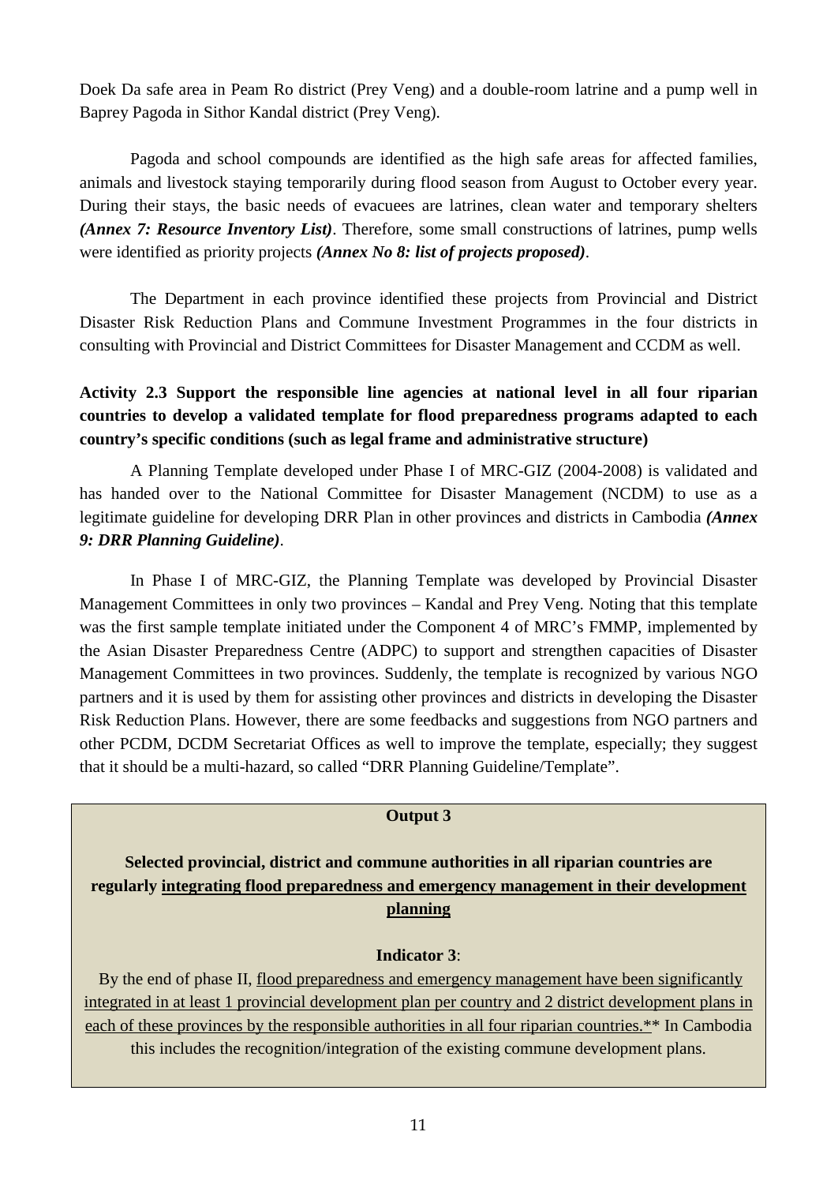Doek Da safe area in Peam Ro district (Prey Veng) and a double-room latrine and a pump well in Baprey Pagoda in Sithor Kandal district (Prey Veng).

Pagoda and school compounds are identified as the high safe areas for affected families, animals and livestock staying temporarily during flood season from August to October every year. During their stays, the basic needs of evacuees are latrines, clean water and temporary shelters ***(Annex 7: Resource Inventory List)***. Therefore, some small constructions of latrines, pump wells were identified as priority projects ***(Annex No 8: list of projects proposed)***.

The Department in each province identified these projects from Provincial and District Disaster Risk Reduction Plans and Commune Investment Programmes in the four districts in consulting with Provincial and District Committees for Disaster Management and CCDM as well.

**Activity 2.3 Support the responsible line agencies at national level in all four riparian countries to develop a validated template for flood preparedness programs adapted to each country's specific conditions (such as legal frame and administrative structure)**

A Planning Template developed under Phase I of MRC-GIZ (2004-2008) is validated and has handed over to the National Committee for Disaster Management (NCDM) to use as a legitimate guideline for developing DRR Plan in other provinces and districts in Cambodia ***(Annex 9: DRR Planning Guideline)***.

In Phase I of MRC-GIZ, the Planning Template was developed by Provincial Disaster Management Committees in only two provinces – Kandal and Prey Veng. Noting that this template was the first sample template initiated under the Component 4 of MRC's FMMP, implemented by the Asian Disaster Preparedness Centre (ADPC) to support and strengthen capacities of Disaster Management Committees in two provinces. Suddenly, the template is recognized by various NGO partners and it is used by them for assisting other provinces and districts in developing the Disaster Risk Reduction Plans. However, there are some feedbacks and suggestions from NGO partners and other PCDM, DCDM Secretariat Offices as well to improve the template, especially; they suggest that it should be a multi-hazard, so called "DRR Planning Guideline/Template".

**Output 3**

**Selected provincial, district and commune authorities in all riparian countries are regularly integrating flood preparedness and emergency management in their development planning**

**Indicator 3**:

By the end of phase II, flood preparedness and emergency management have been significantly integrated in at least 1 provincial development plan per country and 2 district development plans in each of these provinces by the responsible authorities in all four riparian countries.** In Cambodia this includes the recognition/integration of the existing commune development plans.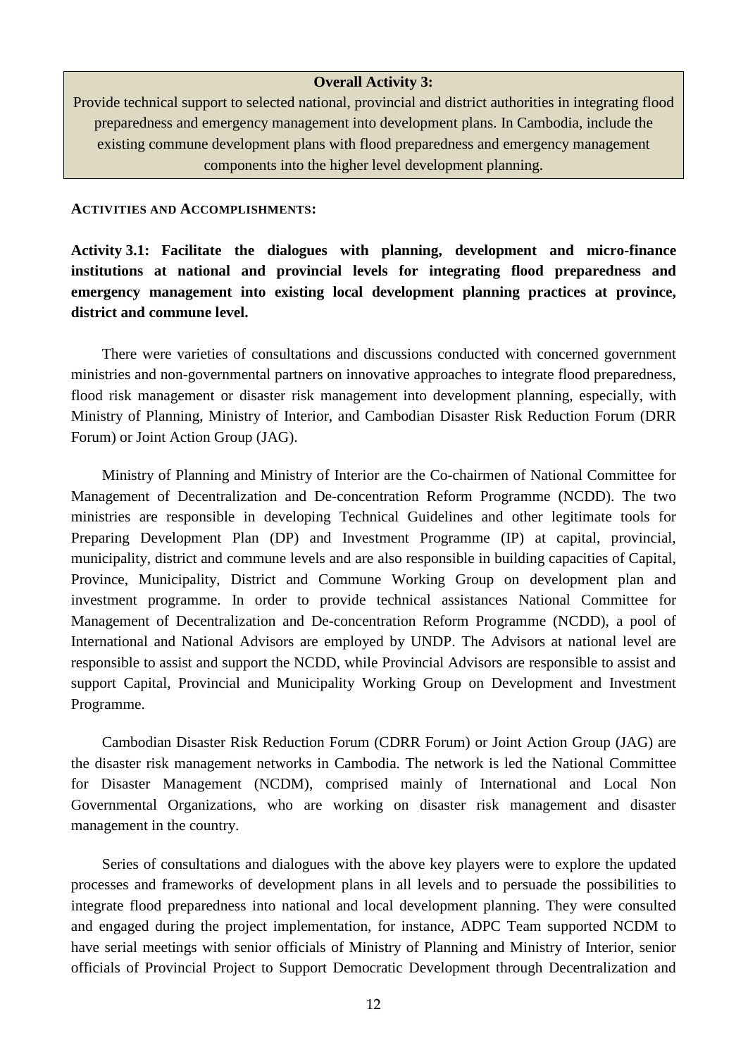**Overall Activity 3:**

Provide technical support to selected national, provincial and district authorities in integrating flood preparedness and emergency management into development plans. In Cambodia, include the existing commune development plans with flood preparedness and emergency management components into the higher level development planning.

**ACTIVITIES AND ACCOMPLISHMENTS:**

**Activity 3.1: Facilitate the dialogues with planning, development and micro-finance institutions at national and provincial levels for integrating flood preparedness and emergency management into existing local development planning practices at province, district and commune level.**

There were varieties of consultations and discussions conducted with concerned government ministries and non-governmental partners on innovative approaches to integrate flood preparedness, flood risk management or disaster risk management into development planning, especially, with Ministry of Planning, Ministry of Interior, and Cambodian Disaster Risk Reduction Forum (DRR Forum) or Joint Action Group (JAG).

Ministry of Planning and Ministry of Interior are the Co-chairmen of National Committee for Management of Decentralization and De-concentration Reform Programme (NCDD). The two ministries are responsible in developing Technical Guidelines and other legitimate tools for Preparing Development Plan (DP) and Investment Programme (IP) at capital, provincial, municipality, district and commune levels and are also responsible in building capacities of Capital, Province, Municipality, District and Commune Working Group on development plan and investment programme. In order to provide technical assistances National Committee for Management of Decentralization and De-concentration Reform Programme (NCDD), a pool of International and National Advisors are employed by UNDP. The Advisors at national level are responsible to assist and support the NCDD, while Provincial Advisors are responsible to assist and support Capital, Provincial and Municipality Working Group on Development and Investment Programme.

Cambodian Disaster Risk Reduction Forum (CDRR Forum) or Joint Action Group (JAG) are the disaster risk management networks in Cambodia. The network is led the National Committee for Disaster Management (NCDM), comprised mainly of International and Local Non Governmental Organizations, who are working on disaster risk management and disaster management in the country.

Series of consultations and dialogues with the above key players were to explore the updated processes and frameworks of development plans in all levels and to persuade the possibilities to integrate flood preparedness into national and local development planning. They were consulted and engaged during the project implementation, for instance, ADPC Team supported NCDM to have serial meetings with senior officials of Ministry of Planning and Ministry of Interior, senior officials of Provincial Project to Support Democratic Development through Decentralization and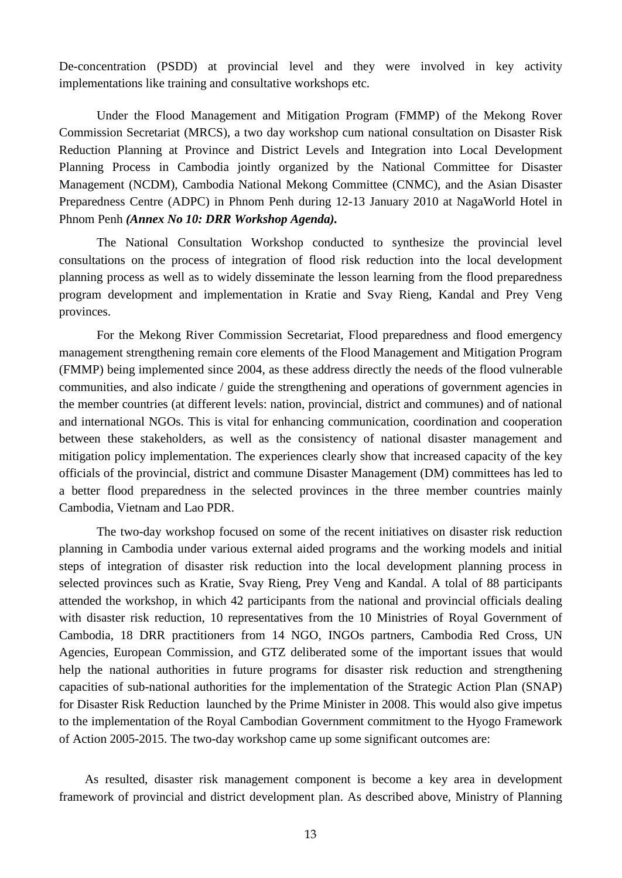De-concentration (PSDD) at provincial level and they were involved in key activity implementations like training and consultative workshops etc.

Under the Flood Management and Mitigation Program (FMMP) of the Mekong Rover Commission Secretariat (MRCS), a two day workshop cum national consultation on Disaster Risk Reduction Planning at Province and District Levels and Integration into Local Development Planning Process in Cambodia jointly organized by the National Committee for Disaster Management (NCDM), Cambodia National Mekong Committee (CNMC), and the Asian Disaster Preparedness Centre (ADPC) in Phnom Penh during 12-13 January 2010 at NagaWorld Hotel in Phnom Penh ***(Annex No 10: DRR Workshop Agenda).***

The National Consultation Workshop conducted to synthesize the provincial level consultations on the process of integration of flood risk reduction into the local development planning process as well as to widely disseminate the lesson learning from the flood preparedness program development and implementation in Kratie and Svay Rieng, Kandal and Prey Veng provinces.

For the Mekong River Commission Secretariat, Flood preparedness and flood emergency management strengthening remain core elements of the Flood Management and Mitigation Program (FMMP) being implemented since 2004, as these address directly the needs of the flood vulnerable communities, and also indicate / guide the strengthening and operations of government agencies in the member countries (at different levels: nation, provincial, district and communes) and of national and international NGOs. This is vital for enhancing communication, coordination and cooperation between these stakeholders, as well as the consistency of national disaster management and mitigation policy implementation. The experiences clearly show that increased capacity of the key officials of the provincial, district and commune Disaster Management (DM) committees has led to a better flood preparedness in the selected provinces in the three member countries mainly Cambodia, Vietnam and Lao PDR.

The two-day workshop focused on some of the recent initiatives on disaster risk reduction planning in Cambodia under various external aided programs and the working models and initial steps of integration of disaster risk reduction into the local development planning process in selected provinces such as Kratie, Svay Rieng, Prey Veng and Kandal. A tolal of 88 participants attended the workshop, in which 42 participants from the national and provincial officials dealing with disaster risk reduction, 10 representatives from the 10 Ministries of Royal Government of Cambodia, 18 DRR practitioners from 14 NGO, INGOs partners, Cambodia Red Cross, UN Agencies, European Commission, and GTZ deliberated some of the important issues that would help the national authorities in future programs for disaster risk reduction and strengthening capacities of sub-national authorities for the implementation of the Strategic Action Plan (SNAP) for Disaster Risk Reduction launched by the Prime Minister in 2008. This would also give impetus to the implementation of the Royal Cambodian Government commitment to the Hyogo Framework of Action 2005-2015. The two-day workshop came up some significant outcomes are:

As resulted, disaster risk management component is become a key area in development framework of provincial and district development plan. As described above, Ministry of Planning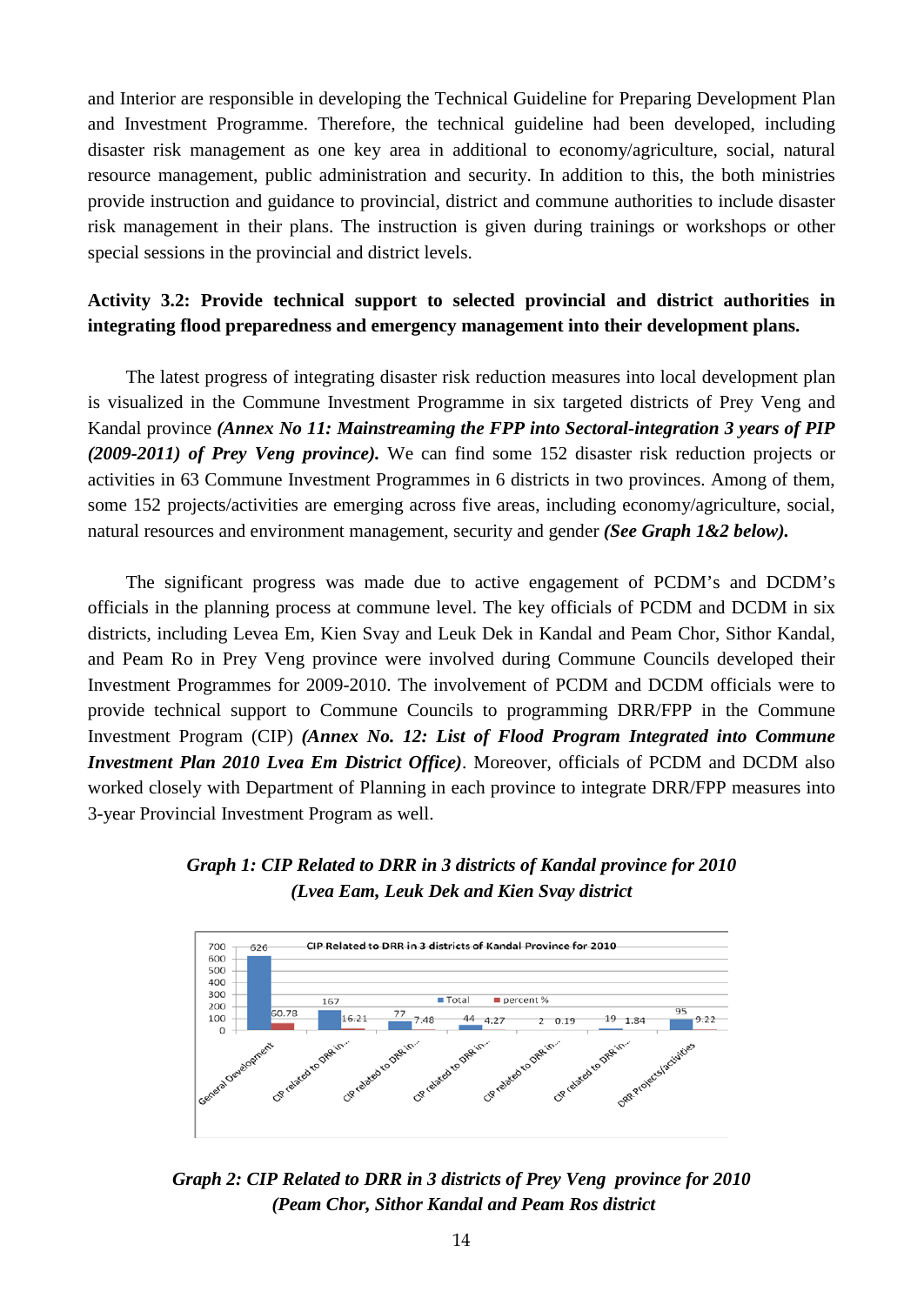and Interior are responsible in developing the Technical Guideline for Preparing Development Plan and Investment Programme. Therefore, the technical guideline had been developed, including disaster risk management as one key area in additional to economy/agriculture, social, natural resource management, public administration and security. In addition to this, the both ministries provide instruction and guidance to provincial, district and commune authorities to include disaster risk management in their plans. The instruction is given during trainings or workshops or other special sessions in the provincial and district levels.

**Activity 3.2: Provide technical support to selected provincial and district authorities in integrating flood preparedness and emergency management into their development plans.**

The latest progress of integrating disaster risk reduction measures into local development plan is visualized in the Commune Investment Programme in six targeted districts of Prey Veng and Kandal province ***(Annex No 11: Mainstreaming the FPP into Sectoral-integration 3 years of PIP (2009-2011) of Prey Veng province).*** We can find some 152 disaster risk reduction projects or activities in 63 Commune Investment Programmes in 6 districts in two provinces. Among of them, some 152 projects/activities are emerging across five areas, including economy/agriculture, social, natural resources and environment management, security and gender ***(See Graph 1&2 below).***

The significant progress was made due to active engagement of PCDM's and DCDM's officials in the planning process at commune level. The key officials of PCDM and DCDM in six districts, including Levea Em, Kien Svay and Leuk Dek in Kandal and Peam Chor, Sithor Kandal, and Peam Ro in Prey Veng province were involved during Commune Councils developed their Investment Programmes for 2009-2010. The involvement of PCDM and DCDM officials were to provide technical support to Commune Councils to programming DRR/FPP in the Commune Investment Program (CIP) ***(Annex No. 12: List of Flood Program Integrated into Commune Investment Plan 2010 Lvea Em District Office)***. Moreover, officials of PCDM and DCDM also worked closely with Department of Planning in each province to integrate DRR/FPP measures into 3-year Provincial Investment Program as well.

***Graph 1: CIP Related to DRR in 3 districts of Kandal province for 2010 (Lvea Eam, Leuk Dek and Kien Svay district***

CIP Related to DRR in 3 districts of Kandal Province for 2010

| Category | Total | percent % |
|---|---|---|
| General Development | 626 | 60.78 |
| CIP related to DRR in... | 167 | 16.21 |
| CIP related to DRR in... | 77 | 7.48 |
| CIP related to DRR in... | 44 | 4.27 |
| CIP related to DRR in... | 2 | 0.19 |
| CIP related to DRR in... | 19 | 1.84 |
| DRR Projects/activities | 95 | 9.22 |

***Graph 2: CIP Related to DRR in 3 districts of Prey Veng province for 2010 (Peam Chor, Sithor Kandal and Peam Ros district***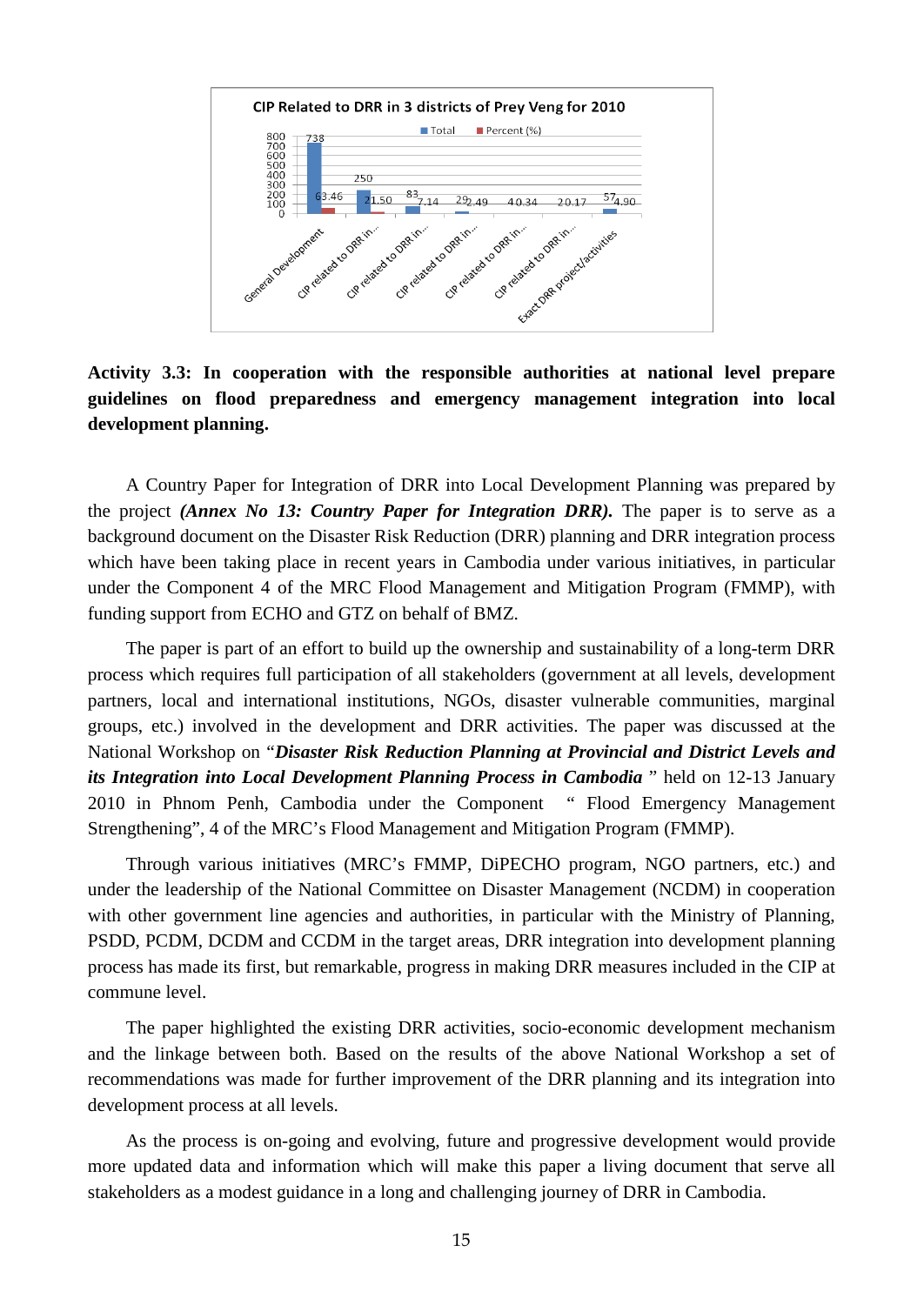**CIP Related to DRR in 3 districts of Prey Veng for 2010**

| Category | Total | Percent (%) |
|---|---|---|
| General Development | 738 | 63.46 |
| CIP related to DRR in... | 250 | 21.50 |
| CIP related to DRR in... | 83 | 7.14 |
| CIP related to DRR in... | 29 | 2.49 |
| CIP related to DRR in... | 4 | 0.34 |
| CIP related to DRR in... | 2 | 0.17 |
| Exact DRR project/activities | 57 | 4.90 |

**Activity 3.3: In cooperation with the responsible authorities at national level prepare guidelines on flood preparedness and emergency management integration into local development planning.**

A Country Paper for Integration of DRR into Local Development Planning was prepared by the project ***(Annex No 13: Country Paper for Integration DRR).*** The paper is to serve as a background document on the Disaster Risk Reduction (DRR) planning and DRR integration process which have been taking place in recent years in Cambodia under various initiatives, in particular under the Component 4 of the MRC Flood Management and Mitigation Program (FMMP), with funding support from ECHO and GTZ on behalf of BMZ.

The paper is part of an effort to build up the ownership and sustainability of a long-term DRR process which requires full participation of all stakeholders (government at all levels, development partners, local and international institutions, NGOs, disaster vulnerable communities, marginal groups, etc.) involved in the development and DRR activities. The paper was discussed at the National Workshop on "***Disaster Risk Reduction Planning at Provincial and District Levels and its Integration into Local Development Planning Process in Cambodia*** " held on 12-13 January 2010 in Phnom Penh, Cambodia under the Component " Flood Emergency Management Strengthening", 4 of the MRC's Flood Management and Mitigation Program (FMMP).

Through various initiatives (MRC's FMMP, DiPECHO program, NGO partners, etc.) and under the leadership of the National Committee on Disaster Management (NCDM) in cooperation with other government line agencies and authorities, in particular with the Ministry of Planning, PSDD, PCDM, DCDM and CCDM in the target areas, DRR integration into development planning process has made its first, but remarkable, progress in making DRR measures included in the CIP at commune level.

The paper highlighted the existing DRR activities, socio-economic development mechanism and the linkage between both. Based on the results of the above National Workshop a set of recommendations was made for further improvement of the DRR planning and its integration into development process at all levels.

As the process is on-going and evolving, future and progressive development would provide more updated data and information which will make this paper a living document that serve all stakeholders as a modest guidance in a long and challenging journey of DRR in Cambodia.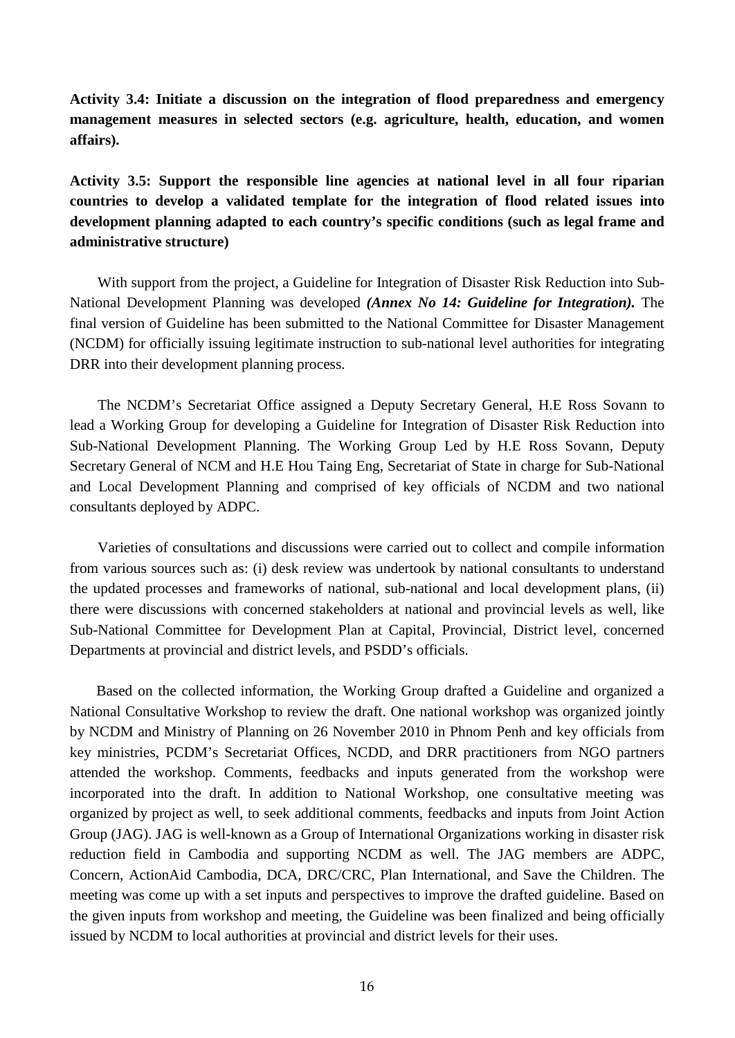**Activity 3.4: Initiate a discussion on the integration of flood preparedness and emergency management measures in selected sectors (e.g. agriculture, health, education, and women affairs).**

**Activity 3.5: Support the responsible line agencies at national level in all four riparian countries to develop a validated template for the integration of flood related issues into development planning adapted to each country's specific conditions (such as legal frame and administrative structure)**

With support from the project, a Guideline for Integration of Disaster Risk Reduction into Sub-National Development Planning was developed ***(Annex No 14: Guideline for Integration).*** The final version of Guideline has been submitted to the National Committee for Disaster Management (NCDM) for officially issuing legitimate instruction to sub-national level authorities for integrating DRR into their development planning process.

The NCDM's Secretariat Office assigned a Deputy Secretary General, H.E Ross Sovann to lead a Working Group for developing a Guideline for Integration of Disaster Risk Reduction into Sub-National Development Planning. The Working Group Led by H.E Ross Sovann, Deputy Secretary General of NCM and H.E Hou Taing Eng, Secretariat of State in charge for Sub-National and Local Development Planning and comprised of key officials of NCDM and two national consultants deployed by ADPC.

Varieties of consultations and discussions were carried out to collect and compile information from various sources such as: (i) desk review was undertook by national consultants to understand the updated processes and frameworks of national, sub-national and local development plans, (ii) there were discussions with concerned stakeholders at national and provincial levels as well, like Sub-National Committee for Development Plan at Capital, Provincial, District level, concerned Departments at provincial and district levels, and PSDD's officials.

Based on the collected information, the Working Group drafted a Guideline and organized a National Consultative Workshop to review the draft. One national workshop was organized jointly by NCDM and Ministry of Planning on 26 November 2010 in Phnom Penh and key officials from key ministries, PCDM's Secretariat Offices, NCDD, and DRR practitioners from NGO partners attended the workshop. Comments, feedbacks and inputs generated from the workshop were incorporated into the draft. In addition to National Workshop, one consultative meeting was organized by project as well, to seek additional comments, feedbacks and inputs from Joint Action Group (JAG). JAG is well-known as a Group of International Organizations working in disaster risk reduction field in Cambodia and supporting NCDM as well. The JAG members are ADPC, Concern, ActionAid Cambodia, DCA, DRC/CRC, Plan International, and Save the Children. The meeting was come up with a set inputs and perspectives to improve the drafted guideline. Based on the given inputs from workshop and meeting, the Guideline was been finalized and being officially issued by NCDM to local authorities at provincial and district levels for their uses.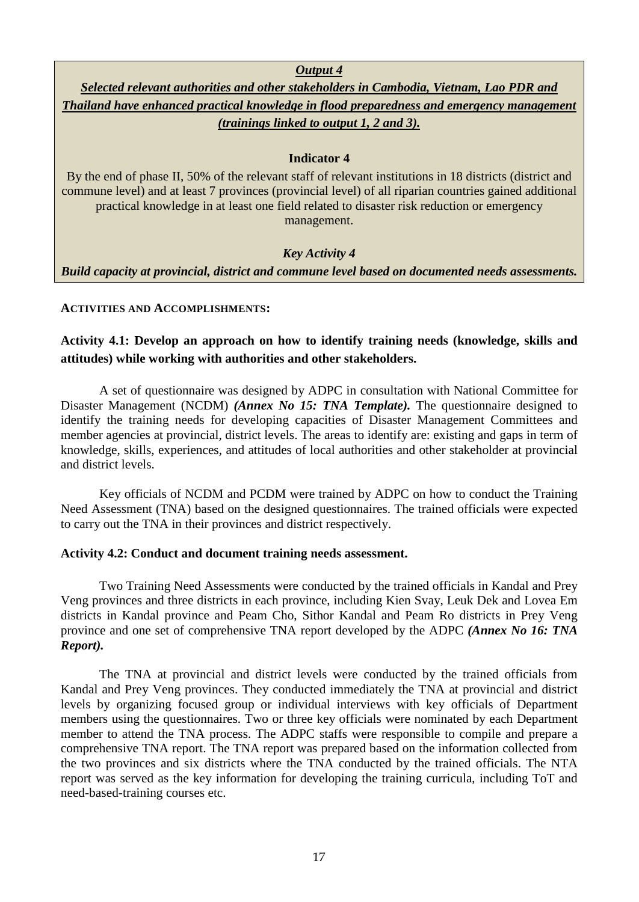***<u>Output 4</u>***

***<u>Selected relevant authorities and other stakeholders in Cambodia, Vietnam, Lao PDR and Thailand have enhanced practical knowledge in flood preparedness and emergency management (trainings linked to output 1, 2 and 3).</u>***

**Indicator 4**

By the end of phase II, 50% of the relevant staff of relevant institutions in 18 districts (district and commune level) and at least 7 provinces (provincial level) of all riparian countries gained additional practical knowledge in at least one field related to disaster risk reduction or emergency management.

***Key Activity 4***

***Build capacity at provincial, district and commune level based on documented needs assessments.***

**ACTIVITIES AND ACCOMPLISHMENTS:**

**Activity 4.1: Develop an approach on how to identify training needs (knowledge, skills and attitudes) while working with authorities and other stakeholders.**

A set of questionnaire was designed by ADPC in consultation with National Committee for Disaster Management (NCDM) ***(Annex No 15: TNA Template)***. The questionnaire designed to identify the training needs for developing capacities of Disaster Management Committees and member agencies at provincial, district levels. The areas to identify are: existing and gaps in term of knowledge, skills, experiences, and attitudes of local authorities and other stakeholder at provincial and district levels.

Key officials of NCDM and PCDM were trained by ADPC on how to conduct the Training Need Assessment (TNA) based on the designed questionnaires. The trained officials were expected to carry out the TNA in their provinces and district respectively.

**Activity 4.2: Conduct and document training needs assessment.**

Two Training Need Assessments were conducted by the trained officials in Kandal and Prey Veng provinces and three districts in each province, including Kien Svay, Leuk Dek and Lovea Em districts in Kandal province and Peam Cho, Sithor Kandal and Peam Ro districts in Prey Veng province and one set of comprehensive TNA report developed by the ADPC ***(Annex No 16: TNA Report)***.

The TNA at provincial and district levels were conducted by the trained officials from Kandal and Prey Veng provinces. They conducted immediately the TNA at provincial and district levels by organizing focused group or individual interviews with key officials of Department members using the questionnaires. Two or three key officials were nominated by each Department member to attend the TNA process. The ADPC staffs were responsible to compile and prepare a comprehensive TNA report. The TNA report was prepared based on the information collected from the two provinces and six districts where the TNA conducted by the trained officials. The NTA report was served as the key information for developing the training curricula, including ToT and need-based-training courses etc.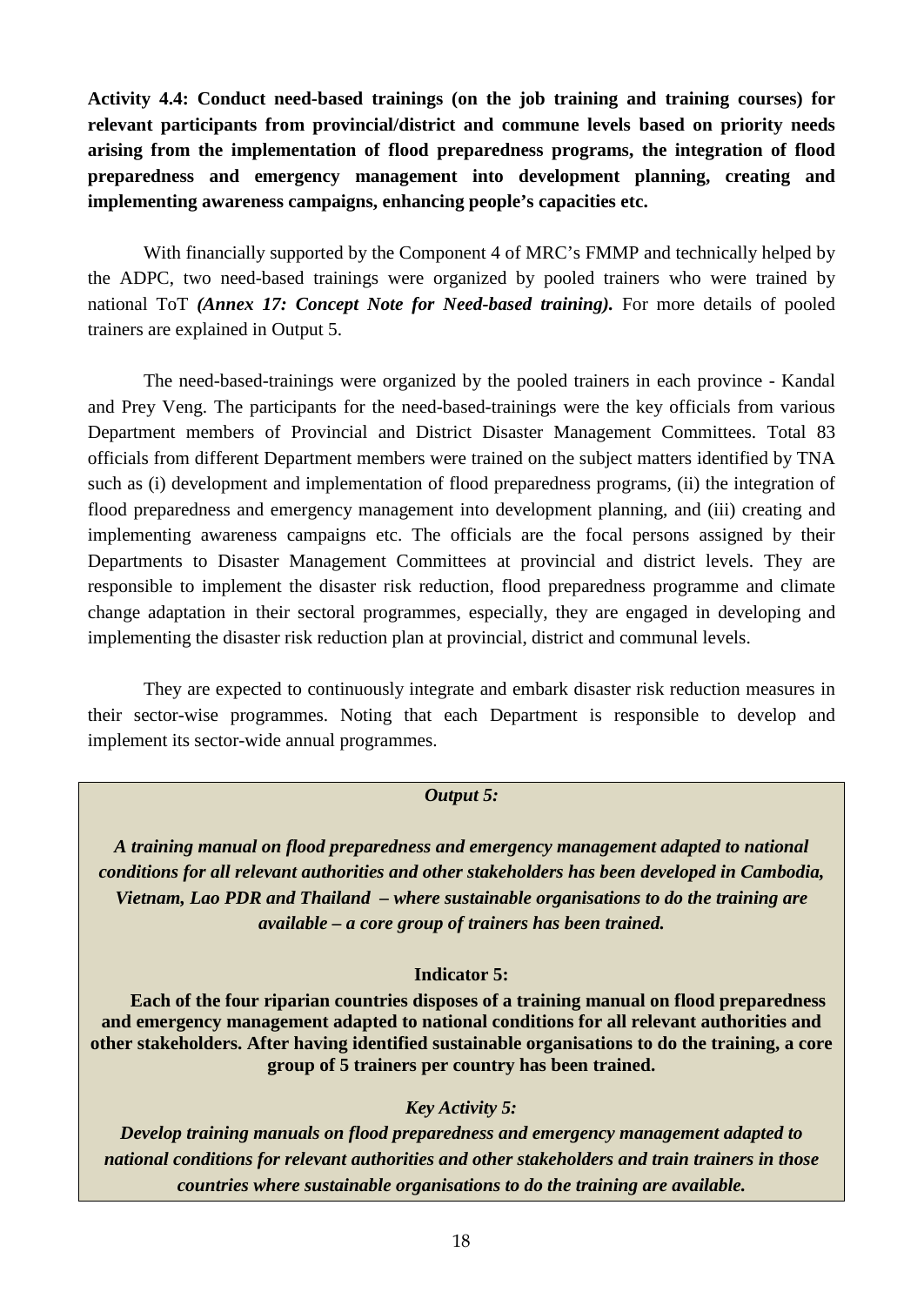**Activity 4.4: Conduct need-based trainings (on the job training and training courses) for relevant participants from provincial/district and commune levels based on priority needs arising from the implementation of flood preparedness programs, the integration of flood preparedness and emergency management into development planning, creating and implementing awareness campaigns, enhancing people's capacities etc.**

With financially supported by the Component 4 of MRC's FMMP and technically helped by the ADPC, two need-based trainings were organized by pooled trainers who were trained by national ToT ***(Annex 17: Concept Note for Need-based training).*** For more details of pooled trainers are explained in Output 5.

The need-based-trainings were organized by the pooled trainers in each province - Kandal and Prey Veng. The participants for the need-based-trainings were the key officials from various Department members of Provincial and District Disaster Management Committees. Total 83 officials from different Department members were trained on the subject matters identified by TNA such as (i) development and implementation of flood preparedness programs, (ii) the integration of flood preparedness and emergency management into development planning, and (iii) creating and implementing awareness campaigns etc. The officials are the focal persons assigned by their Departments to Disaster Management Committees at provincial and district levels. They are responsible to implement the disaster risk reduction, flood preparedness programme and climate change adaptation in their sectoral programmes, especially, they are engaged in developing and implementing the disaster risk reduction plan at provincial, district and communal levels.

They are expected to continuously integrate and embark disaster risk reduction measures in their sector-wise programmes. Noting that each Department is responsible to develop and implement its sector-wide annual programmes.

***Output 5:***

***A training manual on flood preparedness and emergency management adapted to national conditions for all relevant authorities and other stakeholders has been developed in Cambodia, Vietnam, Lao PDR and Thailand – where sustainable organisations to do the training are available – a core group of trainers has been trained.***

**Indicator 5:**

**Each of the four riparian countries disposes of a training manual on flood preparedness and emergency management adapted to national conditions for all relevant authorities and other stakeholders. After having identified sustainable organisations to do the training, a core group of 5 trainers per country has been trained.**

***Key Activity 5:***

***Develop training manuals on flood preparedness and emergency management adapted to national conditions for relevant authorities and other stakeholders and train trainers in those countries where sustainable organisations to do the training are available.***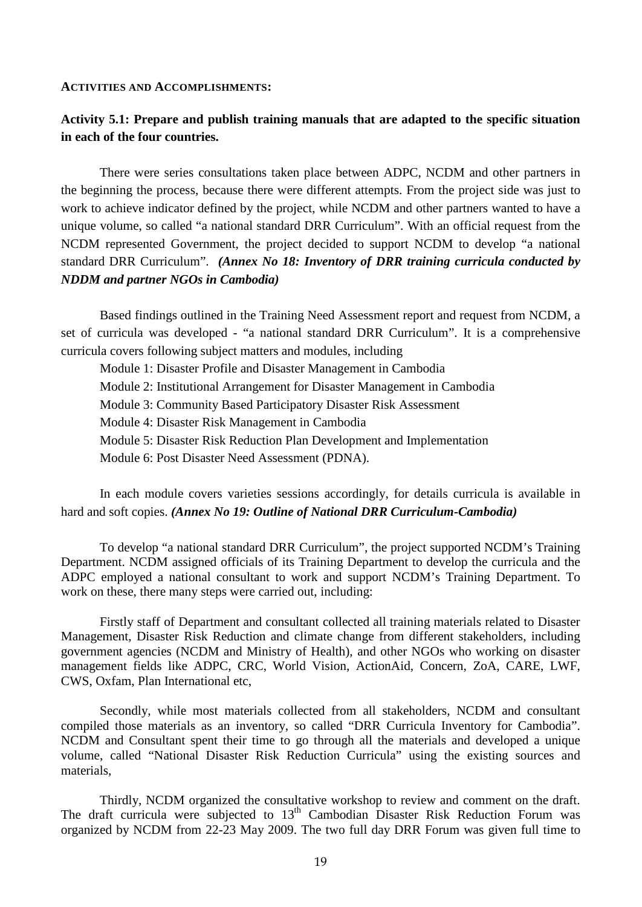**ACTIVITIES AND ACCOMPLISHMENTS:**

**Activity 5.1: Prepare and publish training manuals that are adapted to the specific situation in each of the four countries.**

There were series consultations taken place between ADPC, NCDM and other partners in the beginning the process, because there were different attempts. From the project side was just to work to achieve indicator defined by the project, while NCDM and other partners wanted to have a unique volume, so called "a national standard DRR Curriculum". With an official request from the NCDM represented Government, the project decided to support NCDM to develop "a national standard DRR Curriculum". ***(Annex No 18: Inventory of DRR training curricula conducted by NDDM and partner NGOs in Cambodia)***

Based findings outlined in the Training Need Assessment report and request from NCDM, a set of curricula was developed - "a national standard DRR Curriculum". It is a comprehensive curricula covers following subject matters and modules, including

Module 1: Disaster Profile and Disaster Management in Cambodia

Module 2: Institutional Arrangement for Disaster Management in Cambodia

Module 3: Community Based Participatory Disaster Risk Assessment

Module 4: Disaster Risk Management in Cambodia

Module 5: Disaster Risk Reduction Plan Development and Implementation

Module 6: Post Disaster Need Assessment (PDNA).

In each module covers varieties sessions accordingly, for details curricula is available in hard and soft copies. ***(Annex No 19: Outline of National DRR Curriculum-Cambodia)***

To develop "a national standard DRR Curriculum", the project supported NCDM's Training Department. NCDM assigned officials of its Training Department to develop the curricula and the ADPC employed a national consultant to work and support NCDM's Training Department. To work on these, there many steps were carried out, including:

Firstly staff of Department and consultant collected all training materials related to Disaster Management, Disaster Risk Reduction and climate change from different stakeholders, including government agencies (NCDM and Ministry of Health), and other NGOs who working on disaster management fields like ADPC, CRC, World Vision, ActionAid, Concern, ZoA, CARE, LWF, CWS, Oxfam, Plan International etc,

Secondly, while most materials collected from all stakeholders, NCDM and consultant compiled those materials as an inventory, so called "DRR Curricula Inventory for Cambodia". NCDM and Consultant spent their time to go through all the materials and developed a unique volume, called "National Disaster Risk Reduction Curricula" using the existing sources and materials,

Thirdly, NCDM organized the consultative workshop to review and comment on the draft. The draft curricula were subjected to 13th Cambodian Disaster Risk Reduction Forum was organized by NCDM from 22-23 May 2009. The two full day DRR Forum was given full time to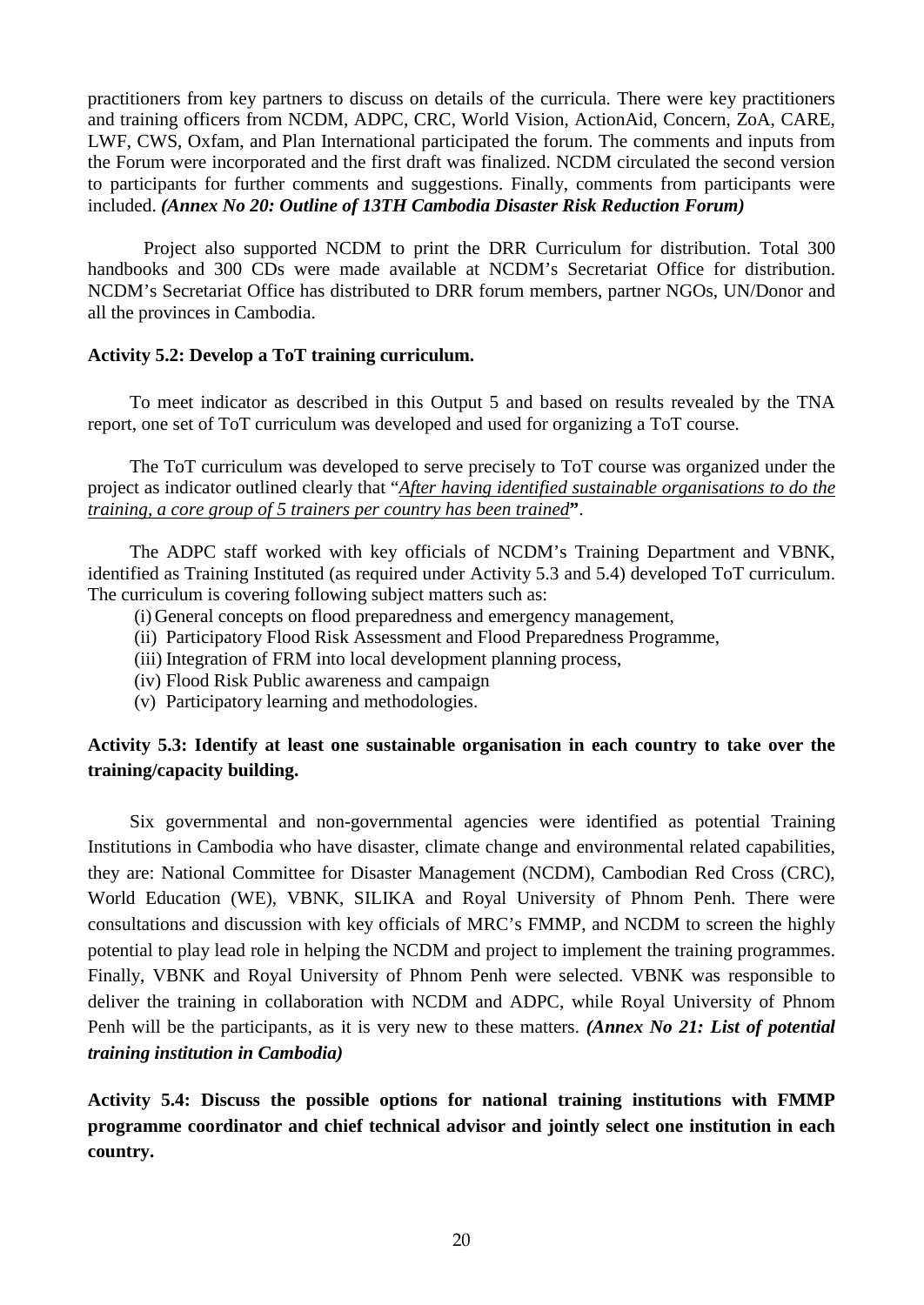practitioners from key partners to discuss on details of the curricula. There were key practitioners and training officers from NCDM, ADPC, CRC, World Vision, ActionAid, Concern, ZoA, CARE, LWF, CWS, Oxfam, and Plan International participated the forum. The comments and inputs from the Forum were incorporated and the first draft was finalized. NCDM circulated the second version to participants for further comments and suggestions. Finally, comments from participants were included. ***(Annex No 20: Outline of 13TH Cambodia Disaster Risk Reduction Forum)***

Project also supported NCDM to print the DRR Curriculum for distribution. Total 300 handbooks and 300 CDs were made available at NCDM's Secretariat Office for distribution. NCDM's Secretariat Office has distributed to DRR forum members, partner NGOs, UN/Donor and all the provinces in Cambodia.

**Activity 5.2: Develop a ToT training curriculum.**

To meet indicator as described in this Output 5 and based on results revealed by the TNA report, one set of ToT curriculum was developed and used for organizing a ToT course.

The ToT curriculum was developed to serve precisely to ToT course was organized under the project as indicator outlined clearly that "*<u>After having identified sustainable organisations to do the training, a core group of 5 trainers per country has been trained</u>***"**.

The ADPC staff worked with key officials of NCDM's Training Department and VBNK, identified as Training Instituted (as required under Activity 5.3 and 5.4) developed ToT curriculum. The curriculum is covering following subject matters such as:

(i) General concepts on flood preparedness and emergency management,
(ii) Participatory Flood Risk Assessment and Flood Preparedness Programme,
(iii) Integration of FRM into local development planning process,
(iv) Flood Risk Public awareness and campaign
(v) Participatory learning and methodologies.

**Activity 5.3: Identify at least one sustainable organisation in each country to take over the training/capacity building.**

Six governmental and non-governmental agencies were identified as potential Training Institutions in Cambodia who have disaster, climate change and environmental related capabilities, they are: National Committee for Disaster Management (NCDM), Cambodian Red Cross (CRC), World Education (WE), VBNK, SILIKA and Royal University of Phnom Penh. There were consultations and discussion with key officials of MRC's FMMP, and NCDM to screen the highly potential to play lead role in helping the NCDM and project to implement the training programmes. Finally, VBNK and Royal University of Phnom Penh were selected. VBNK was responsible to deliver the training in collaboration with NCDM and ADPC, while Royal University of Phnom Penh will be the participants, as it is very new to these matters. ***(Annex No 21: List of potential training institution in Cambodia)***

**Activity 5.4: Discuss the possible options for national training institutions with FMMP programme coordinator and chief technical advisor and jointly select one institution in each country.**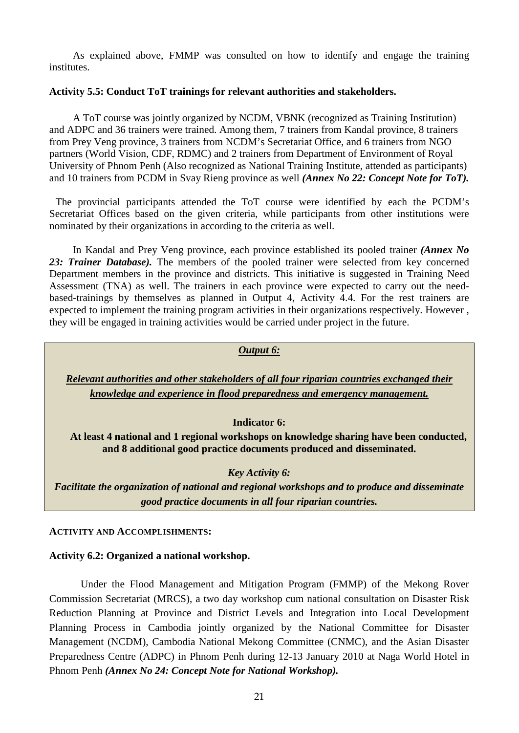As explained above, FMMP was consulted on how to identify and engage the training institutes.

**Activity 5.5: Conduct ToT trainings for relevant authorities and stakeholders.**

A ToT course was jointly organized by NCDM, VBNK (recognized as Training Institution) and ADPC and 36 trainers were trained. Among them, 7 trainers from Kandal province, 8 trainers from Prey Veng province, 3 trainers from NCDM's Secretariat Office, and 6 trainers from NGO partners (World Vision, CDF, RDMC) and 2 trainers from Department of Environment of Royal University of Phnom Penh (Also recognized as National Training Institute, attended as participants) and 10 trainers from PCDM in Svay Rieng province as well ***(Annex No 22: Concept Note for ToT).***

The provincial participants attended the ToT course were identified by each the PCDM's Secretariat Offices based on the given criteria, while participants from other institutions were nominated by their organizations in according to the criteria as well.

In Kandal and Prey Veng province, each province established its pooled trainer ***(Annex No 23: Trainer Database).*** The members of the pooled trainer were selected from key concerned Department members in the province and districts. This initiative is suggested in Training Need Assessment (TNA) as well. The trainers in each province were expected to carry out the need-based-trainings by themselves as planned in Output 4, Activity 4.4. For the rest trainers are expected to implement the training program activities in their organizations respectively. However , they will be engaged in training activities would be carried under project in the future.

***Output 6:***

***Relevant authorities and other stakeholders of all four riparian countries exchanged their knowledge and experience in flood preparedness and emergency management.***

**Indicator 6:**

**At least 4 national and 1 regional workshops on knowledge sharing have been conducted, and 8 additional good practice documents produced and disseminated.**

***Key Activity 6:***

***Facilitate the organization of national and regional workshops and to produce and disseminate good practice documents in all four riparian countries.***

**ACTIVITY AND ACCOMPLISHMENTS:**

**Activity 6.2: Organized a national workshop.**

Under the Flood Management and Mitigation Program (FMMP) of the Mekong Rover Commission Secretariat (MRCS), a two day workshop cum national consultation on Disaster Risk Reduction Planning at Province and District Levels and Integration into Local Development Planning Process in Cambodia jointly organized by the National Committee for Disaster Management (NCDM), Cambodia National Mekong Committee (CNMC), and the Asian Disaster Preparedness Centre (ADPC) in Phnom Penh during 12-13 January 2010 at Naga World Hotel in Phnom Penh ***(Annex No 24: Concept Note for National Workshop).***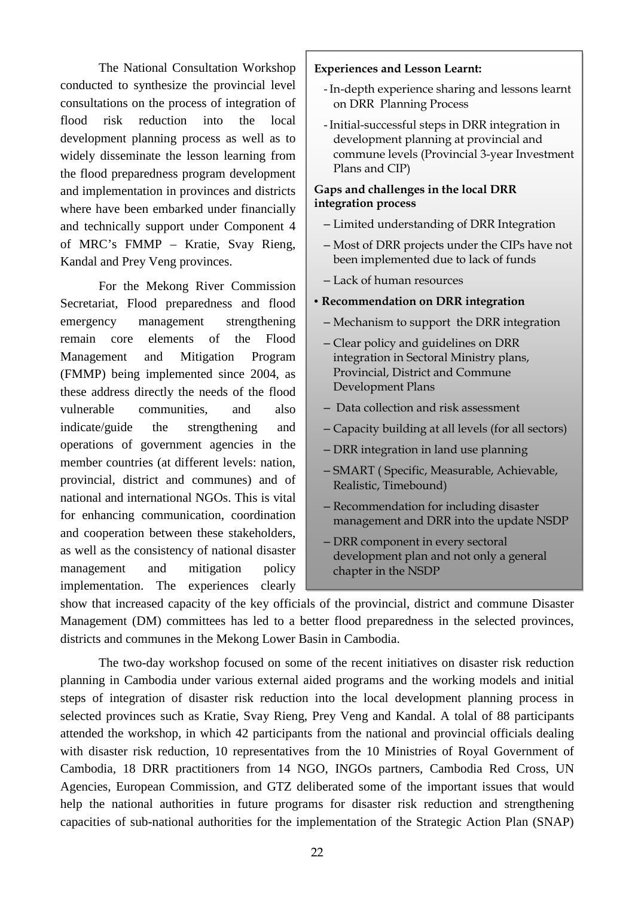The National Consultation Workshop conducted to synthesize the provincial level consultations on the process of integration of flood risk reduction into the local development planning process as well as to widely disseminate the lesson learning from the flood preparedness program development and implementation in provinces and districts where have been embarked under financially and technically support under Component 4 of MRC's FMMP – Kratie, Svay Rieng, Kandal and Prey Veng provinces.

For the Mekong River Commission Secretariat, Flood preparedness and flood emergency management strengthening remain core elements of the Flood Management and Mitigation Program (FMMP) being implemented since 2004, as these address directly the needs of the flood vulnerable communities, and also indicate/guide the strengthening and operations of government agencies in the member countries (at different levels: nation, provincial, district and communes) and of national and international NGOs. This is vital for enhancing communication, coordination and cooperation between these stakeholders, as well as the consistency of national disaster management and mitigation policy implementation. The experiences clearly show that increased capacity of the key officials of the provincial, district and commune Disaster Management (DM) committees has led to a better flood preparedness in the selected provinces, districts and communes in the Mekong Lower Basin in Cambodia.

**Experiences and Lesson Learnt:**

- In-depth experience sharing and lessons learnt on DRR Planning Process
- Initial-successful steps in DRR integration in development planning at provincial and commune levels (Provincial 3-year Investment Plans and CIP)

**Gaps and challenges in the local DRR integration process**

- Limited understanding of DRR Integration
- Most of DRR projects under the CIPs have not been implemented due to lack of funds
- Lack of human resources

- **Recommendation on DRR integration**
  - Mechanism to support the DRR integration
  - Clear policy and guidelines on DRR integration in Sectoral Ministry plans, Provincial, District and Commune Development Plans
  - Data collection and risk assessment
  - Capacity building at all levels (for all sectors)
  - DRR integration in land use planning
  - SMART ( Specific, Measurable, Achievable, Realistic, Timebound)
  - Recommendation for including disaster management and DRR into the update NSDP
  - DRR component in every sectoral development plan and not only a general chapter in the NSDP

The two-day workshop focused on some of the recent initiatives on disaster risk reduction planning in Cambodia under various external aided programs and the working models and initial steps of integration of disaster risk reduction into the local development planning process in selected provinces such as Kratie, Svay Rieng, Prey Veng and Kandal. A tolal of 88 participants attended the workshop, in which 42 participants from the national and provincial officials dealing with disaster risk reduction, 10 representatives from the 10 Ministries of Royal Government of Cambodia, 18 DRR practitioners from 14 NGO, INGOs partners, Cambodia Red Cross, UN Agencies, European Commission, and GTZ deliberated some of the important issues that would help the national authorities in future programs for disaster risk reduction and strengthening capacities of sub-national authorities for the implementation of the Strategic Action Plan (SNAP)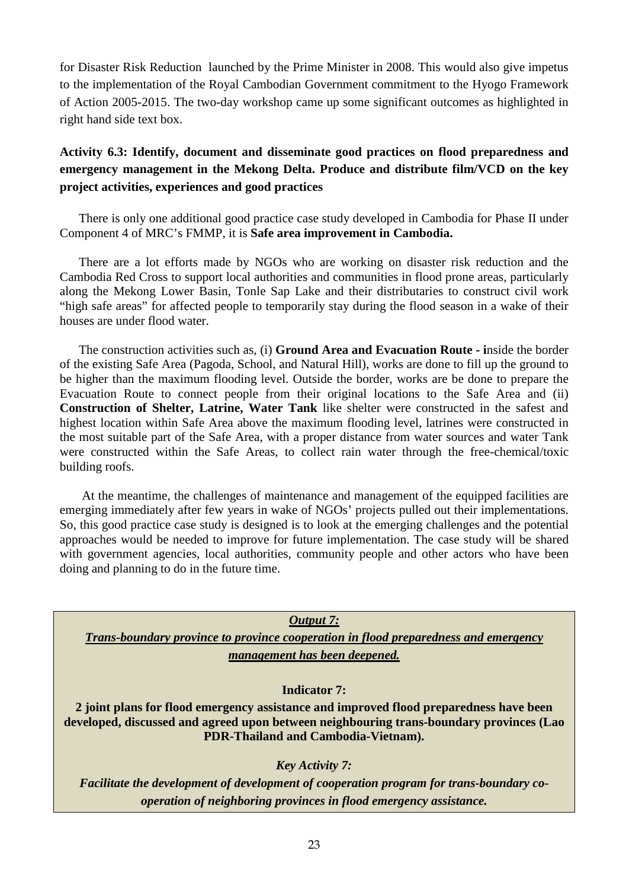for Disaster Risk Reduction launched by the Prime Minister in 2008. This would also give impetus to the implementation of the Royal Cambodian Government commitment to the Hyogo Framework of Action 2005-2015. The two-day workshop came up some significant outcomes as highlighted in right hand side text box.

**Activity 6.3: Identify, document and disseminate good practices on flood preparedness and emergency management in the Mekong Delta. Produce and distribute film/VCD on the key project activities, experiences and good practices**

There is only one additional good practice case study developed in Cambodia for Phase II under Component 4 of MRC's FMMP, it is **Safe area improvement in Cambodia.**

There are a lot efforts made by NGOs who are working on disaster risk reduction and the Cambodia Red Cross to support local authorities and communities in flood prone areas, particularly along the Mekong Lower Basin, Tonle Sap Lake and their distributaries to construct civil work "high safe areas" for affected people to temporarily stay during the flood season in a wake of their houses are under flood water.

The construction activities such as, (i) **Ground Area and Evacuation Route - i**nside the border of the existing Safe Area (Pagoda, School, and Natural Hill), works are done to fill up the ground to be higher than the maximum flooding level. Outside the border, works are be done to prepare the Evacuation Route to connect people from their original locations to the Safe Area and (ii) **Construction of Shelter, Latrine, Water Tank** like shelter were constructed in the safest and highest location within Safe Area above the maximum flooding level, latrines were constructed in the most suitable part of the Safe Area, with a proper distance from water sources and water Tank were constructed within the Safe Areas, to collect rain water through the free-chemical/toxic building roofs.

At the meantime, the challenges of maintenance and management of the equipped facilities are emerging immediately after few years in wake of NGOs' projects pulled out their implementations. So, this good practice case study is designed is to look at the emerging challenges and the potential approaches would be needed to improve for future implementation. The case study will be shared with government agencies, local authorities, community people and other actors who have been doing and planning to do in the future time.

***Output 7:***

***Trans-boundary province to province cooperation in flood preparedness and emergency management has been deepened.***

**Indicator 7:**

**2 joint plans for flood emergency assistance and improved flood preparedness have been developed, discussed and agreed upon between neighbouring trans-boundary provinces (Lao PDR-Thailand and Cambodia-Vietnam).**

***Key Activity 7:***

***Facilitate the development of development of cooperation program for trans-boundary co-operation of neighboring provinces in flood emergency assistance.***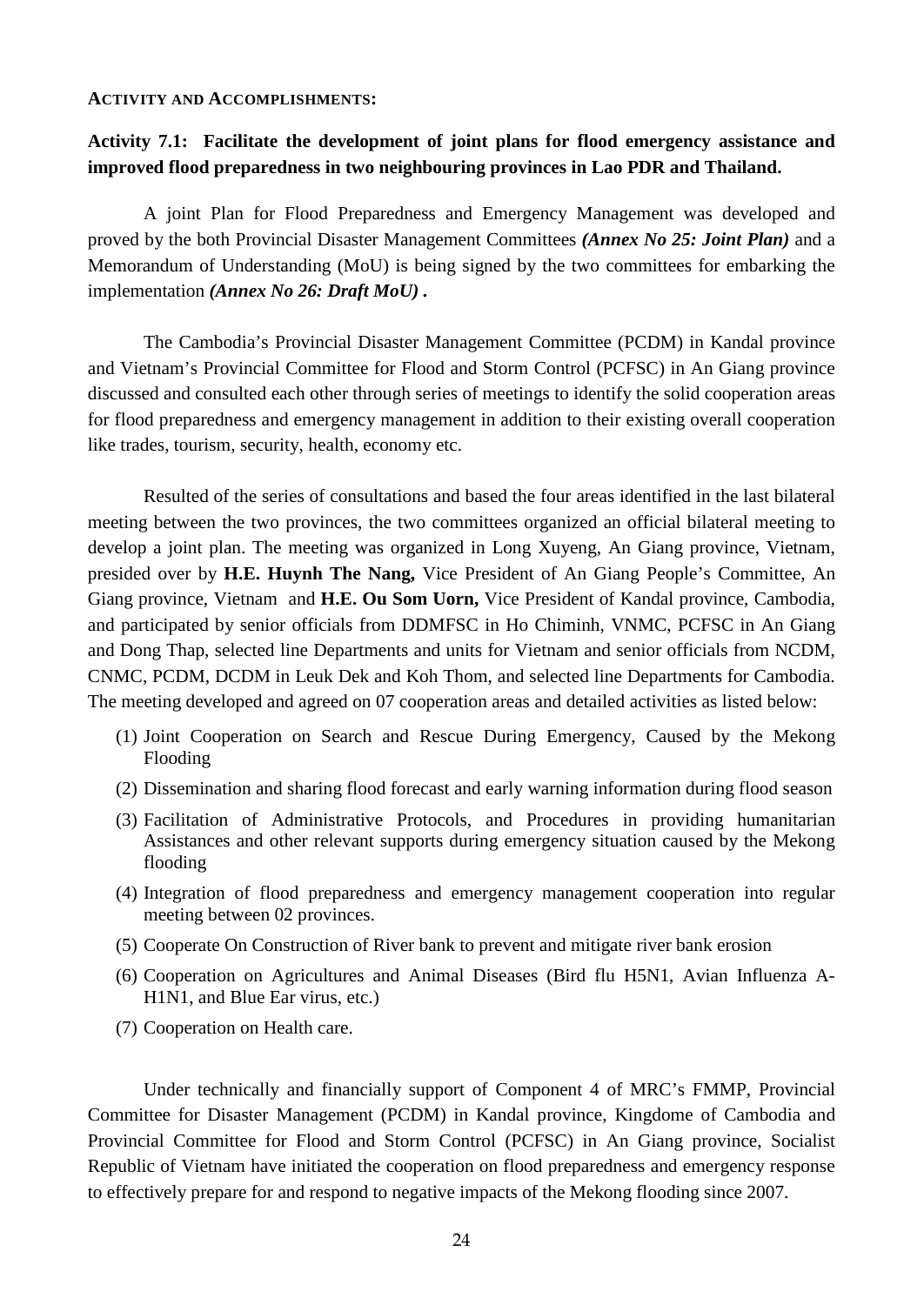**ACTIVITY AND ACCOMPLISHMENTS:**

**Activity 7.1: Facilitate the development of joint plans for flood emergency assistance and improved flood preparedness in two neighbouring provinces in Lao PDR and Thailand.**

A joint Plan for Flood Preparedness and Emergency Management was developed and proved by the both Provincial Disaster Management Committees ***(Annex No 25: Joint Plan)*** and a Memorandum of Understanding (MoU) is being signed by the two committees for embarking the implementation ***(Annex No 26: Draft MoU) .***

The Cambodia's Provincial Disaster Management Committee (PCDM) in Kandal province and Vietnam's Provincial Committee for Flood and Storm Control (PCFSC) in An Giang province discussed and consulted each other through series of meetings to identify the solid cooperation areas for flood preparedness and emergency management in addition to their existing overall cooperation like trades, tourism, security, health, economy etc.

Resulted of the series of consultations and based the four areas identified in the last bilateral meeting between the two provinces, the two committees organized an official bilateral meeting to develop a joint plan. The meeting was organized in Long Xuyeng, An Giang province, Vietnam, presided over by **H.E. Huynh The Nang,** Vice President of An Giang People's Committee, An Giang province, Vietnam and **H.E. Ou Som Uorn,** Vice President of Kandal province, Cambodia, and participated by senior officials from DDMFSC in Ho Chiminh, VNMC, PCFSC in An Giang and Dong Thap, selected line Departments and units for Vietnam and senior officials from NCDM, CNMC, PCDM, DCDM in Leuk Dek and Koh Thom, and selected line Departments for Cambodia. The meeting developed and agreed on 07 cooperation areas and detailed activities as listed below:

(1) Joint Cooperation on Search and Rescue During Emergency, Caused by the Mekong Flooding

(2) Dissemination and sharing flood forecast and early warning information during flood season

(3) Facilitation of Administrative Protocols, and Procedures in providing humanitarian Assistances and other relevant supports during emergency situation caused by the Mekong flooding

(4) Integration of flood preparedness and emergency management cooperation into regular meeting between 02 provinces.

(5) Cooperate On Construction of River bank to prevent and mitigate river bank erosion

(6) Cooperation on Agricultures and Animal Diseases (Bird flu H5N1, Avian Influenza A-H1N1, and Blue Ear virus, etc.)

(7) Cooperation on Health care.

Under technically and financially support of Component 4 of MRC's FMMP, Provincial Committee for Disaster Management (PCDM) in Kandal province, Kingdome of Cambodia and Provincial Committee for Flood and Storm Control (PCFSC) in An Giang province, Socialist Republic of Vietnam have initiated the cooperation on flood preparedness and emergency response to effectively prepare for and respond to negative impacts of the Mekong flooding since 2007.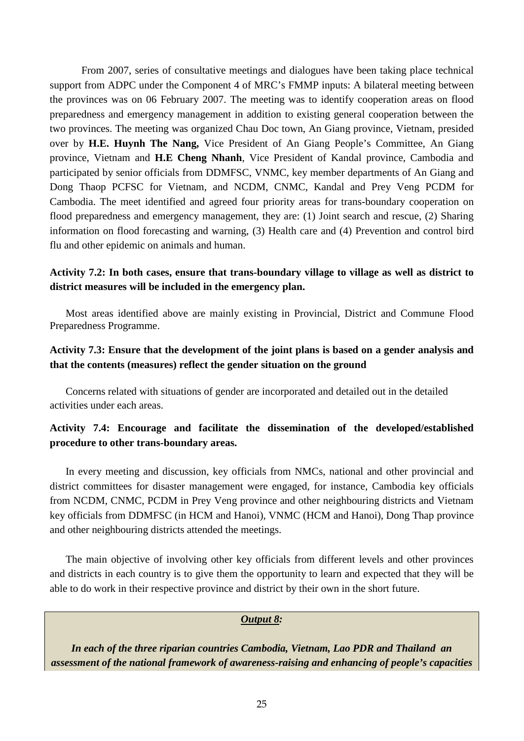From 2007, series of consultative meetings and dialogues have been taking place technical support from ADPC under the Component 4 of MRC's FMMP inputs: A bilateral meeting between the provinces was on 06 February 2007. The meeting was to identify cooperation areas on flood preparedness and emergency management in addition to existing general cooperation between the two provinces. The meeting was organized Chau Doc town, An Giang province, Vietnam, presided over by **H.E. Huynh The Nang,** Vice President of An Giang People's Committee, An Giang province, Vietnam and **H.E Cheng Nhanh**, Vice President of Kandal province, Cambodia and participated by senior officials from DDMFSC, VNMC, key member departments of An Giang and Dong Thaop PCFSC for Vietnam, and NCDM, CNMC, Kandal and Prey Veng PCDM for Cambodia. The meet identified and agreed four priority areas for trans-boundary cooperation on flood preparedness and emergency management, they are: (1) Joint search and rescue, (2) Sharing information on flood forecasting and warning, (3) Health care and (4) Prevention and control bird flu and other epidemic on animals and human.

**Activity 7.2: In both cases, ensure that trans-boundary village to village as well as district to district measures will be included in the emergency plan.**

Most areas identified above are mainly existing in Provincial, District and Commune Flood Preparedness Programme.

**Activity 7.3: Ensure that the development of the joint plans is based on a gender analysis and that the contents (measures) reflect the gender situation on the ground**

Concerns related with situations of gender are incorporated and detailed out in the detailed activities under each areas.

**Activity 7.4: Encourage and facilitate the dissemination of the developed/established procedure to other trans-boundary areas.**

In every meeting and discussion, key officials from NMCs, national and other provincial and district committees for disaster management were engaged, for instance, Cambodia key officials from NCDM, CNMC, PCDM in Prey Veng province and other neighbouring districts and Vietnam key officials from DDMFSC (in HCM and Hanoi), VNMC (HCM and Hanoi), Dong Thap province and other neighbouring districts attended the meetings.

The main objective of involving other key officials from different levels and other provinces and districts in each country is to give them the opportunity to learn and expected that they will be able to do work in their respective province and district by their own in the short future.

***Output 8:***

***In each of the three riparian countries Cambodia, Vietnam, Lao PDR and Thailand an assessment of the national framework of awareness-raising and enhancing of people's capacities***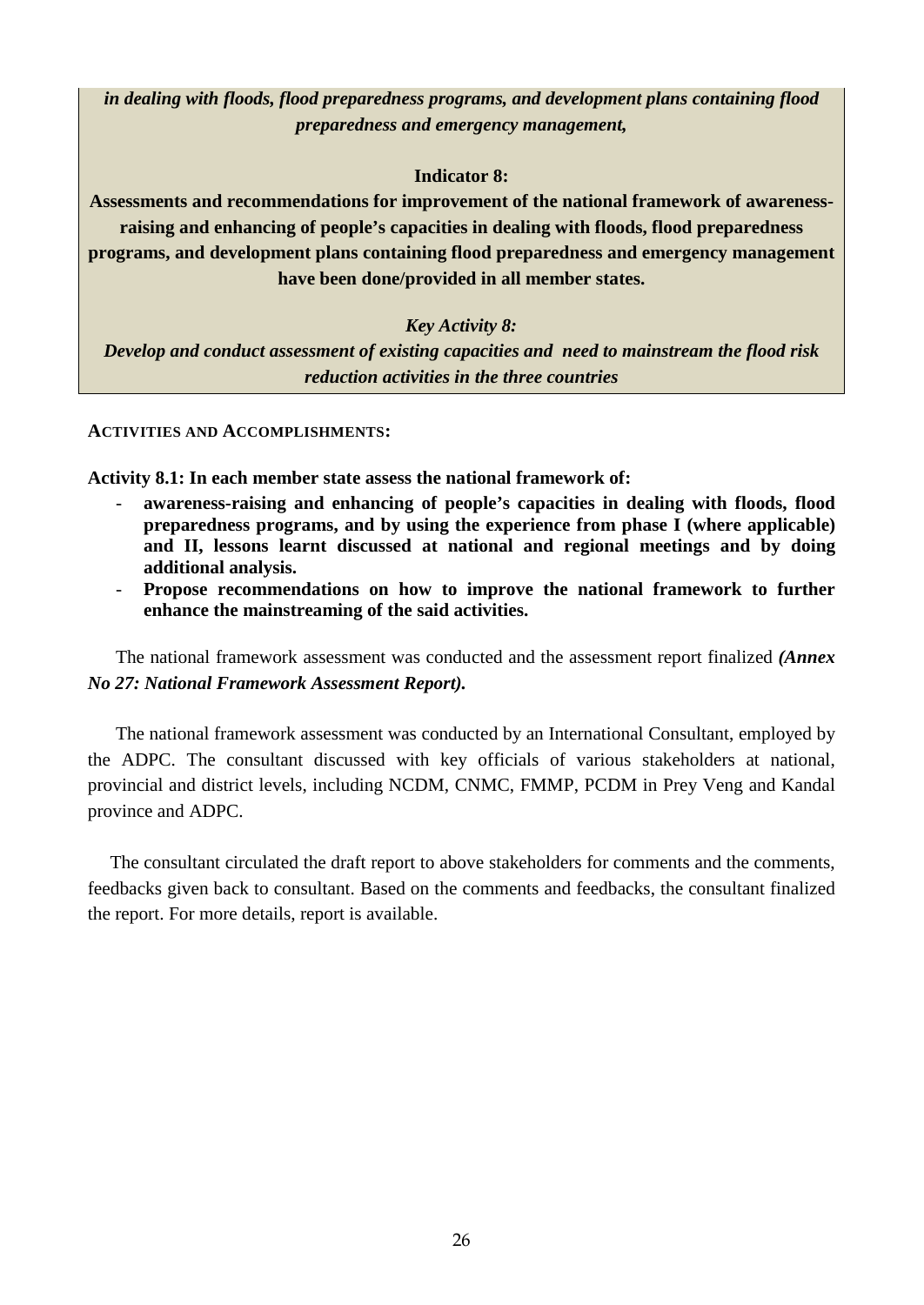***in dealing with floods, flood preparedness programs, and development plans containing flood preparedness and emergency management,***

**Indicator 8:**

**Assessments and recommendations for improvement of the national framework of awareness-raising and enhancing of people's capacities in dealing with floods, flood preparedness programs, and development plans containing flood preparedness and emergency management have been done/provided in all member states.**

***Key Activity 8:***

***Develop and conduct assessment of existing capacities and need to mainstream the flood risk reduction activities in the three countries***

**ACTIVITIES AND ACCOMPLISHMENTS:**

**Activity 8.1: In each member state assess the national framework of:**

- **awareness-raising and enhancing of people's capacities in dealing with floods, flood preparedness programs, and by using the experience from phase I (where applicable) and II, lessons learnt discussed at national and regional meetings and by doing additional analysis.**
- **Propose recommendations on how to improve the national framework to further enhance the mainstreaming of the said activities.**

The national framework assessment was conducted and the assessment report finalized ***(Annex No 27: National Framework Assessment Report).***

The national framework assessment was conducted by an International Consultant, employed by the ADPC. The consultant discussed with key officials of various stakeholders at national, provincial and district levels, including NCDM, CNMC, FMMP, PCDM in Prey Veng and Kandal province and ADPC.

The consultant circulated the draft report to above stakeholders for comments and the comments, feedbacks given back to consultant. Based on the comments and feedbacks, the consultant finalized the report. For more details, report is available.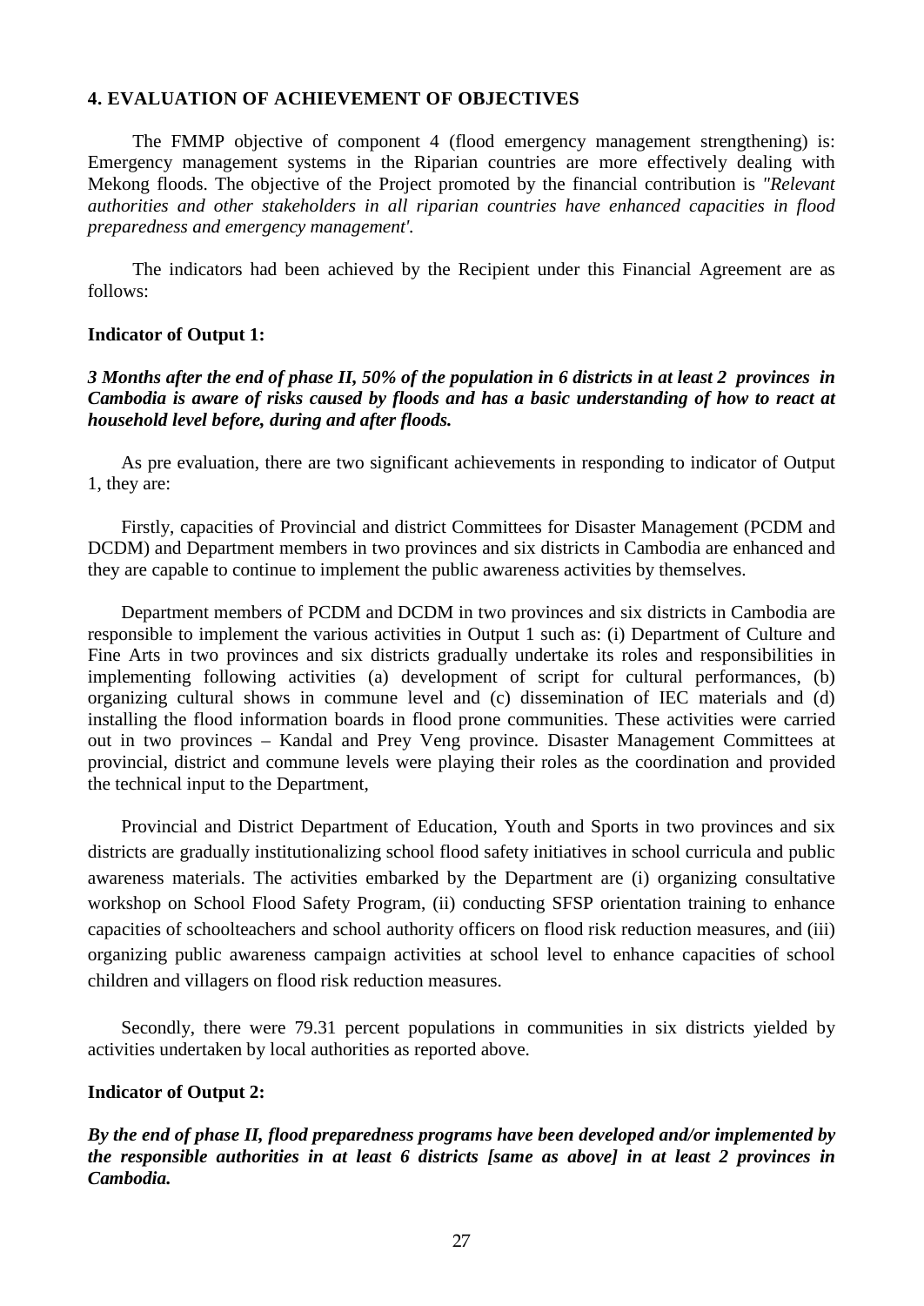## 4. EVALUATION OF ACHIEVEMENT OF OBJECTIVES

The FMMP objective of component 4 (flood emergency management strengthening) is: Emergency management systems in the Riparian countries are more effectively dealing with Mekong floods. The objective of the Project promoted by the financial contribution is *"Relevant authorities and other stakeholders in all riparian countries have enhanced capacities in flood preparedness and emergency management'*.

The indicators had been achieved by the Recipient under this Financial Agreement are as follows:

**Indicator of Output 1:**

***3 Months after the end of phase II, 50% of the population in 6 districts in at least 2 provinces in Cambodia is aware of risks caused by floods and has a basic understanding of how to react at household level before, during and after floods.***

As pre evaluation, there are two significant achievements in responding to indicator of Output 1, they are:

Firstly, capacities of Provincial and district Committees for Disaster Management (PCDM and DCDM) and Department members in two provinces and six districts in Cambodia are enhanced and they are capable to continue to implement the public awareness activities by themselves.

Department members of PCDM and DCDM in two provinces and six districts in Cambodia are responsible to implement the various activities in Output 1 such as: (i) Department of Culture and Fine Arts in two provinces and six districts gradually undertake its roles and responsibilities in implementing following activities (a) development of script for cultural performances, (b) organizing cultural shows in commune level and (c) dissemination of IEC materials and (d) installing the flood information boards in flood prone communities. These activities were carried out in two provinces – Kandal and Prey Veng province. Disaster Management Committees at provincial, district and commune levels were playing their roles as the coordination and provided the technical input to the Department,

Provincial and District Department of Education, Youth and Sports in two provinces and six districts are gradually institutionalizing school flood safety initiatives in school curricula and public awareness materials. The activities embarked by the Department are (i) organizing consultative workshop on School Flood Safety Program, (ii) conducting SFSP orientation training to enhance capacities of schoolteachers and school authority officers on flood risk reduction measures, and (iii) organizing public awareness campaign activities at school level to enhance capacities of school children and villagers on flood risk reduction measures.

Secondly, there were 79.31 percent populations in communities in six districts yielded by activities undertaken by local authorities as reported above.

**Indicator of Output 2:**

***By the end of phase II, flood preparedness programs have been developed and/or implemented by the responsible authorities in at least 6 districts [same as above] in at least 2 provinces in Cambodia.***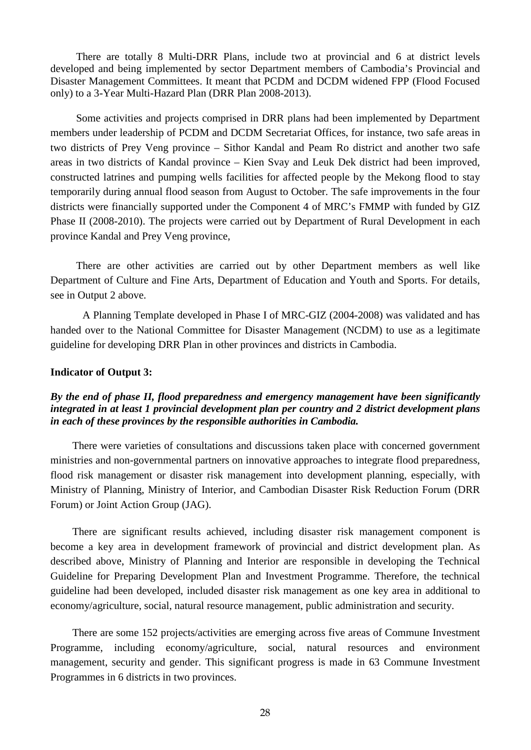There are totally 8 Multi-DRR Plans, include two at provincial and 6 at district levels developed and being implemented by sector Department members of Cambodia's Provincial and Disaster Management Committees. It meant that PCDM and DCDM widened FPP (Flood Focused only) to a 3-Year Multi-Hazard Plan (DRR Plan 2008-2013).

Some activities and projects comprised in DRR plans had been implemented by Department members under leadership of PCDM and DCDM Secretariat Offices, for instance, two safe areas in two districts of Prey Veng province – Sithor Kandal and Peam Ro district and another two safe areas in two districts of Kandal province – Kien Svay and Leuk Dek district had been improved, constructed latrines and pumping wells facilities for affected people by the Mekong flood to stay temporarily during annual flood season from August to October. The safe improvements in the four districts were financially supported under the Component 4 of MRC's FMMP with funded by GIZ Phase II (2008-2010). The projects were carried out by Department of Rural Development in each province Kandal and Prey Veng province,

There are other activities are carried out by other Department members as well like Department of Culture and Fine Arts, Department of Education and Youth and Sports. For details, see in Output 2 above.

A Planning Template developed in Phase I of MRC-GIZ (2004-2008) was validated and has handed over to the National Committee for Disaster Management (NCDM) to use as a legitimate guideline for developing DRR Plan in other provinces and districts in Cambodia.

**Indicator of Output 3:**

***By the end of phase II, flood preparedness and emergency management have been significantly integrated in at least 1 provincial development plan per country and 2 district development plans in each of these provinces by the responsible authorities in Cambodia.***

There were varieties of consultations and discussions taken place with concerned government ministries and non-governmental partners on innovative approaches to integrate flood preparedness, flood risk management or disaster risk management into development planning, especially, with Ministry of Planning, Ministry of Interior, and Cambodian Disaster Risk Reduction Forum (DRR Forum) or Joint Action Group (JAG).

There are significant results achieved, including disaster risk management component is become a key area in development framework of provincial and district development plan. As described above, Ministry of Planning and Interior are responsible in developing the Technical Guideline for Preparing Development Plan and Investment Programme. Therefore, the technical guideline had been developed, included disaster risk management as one key area in additional to economy/agriculture, social, natural resource management, public administration and security.

There are some 152 projects/activities are emerging across five areas of Commune Investment Programme, including economy/agriculture, social, natural resources and environment management, security and gender. This significant progress is made in 63 Commune Investment Programmes in 6 districts in two provinces.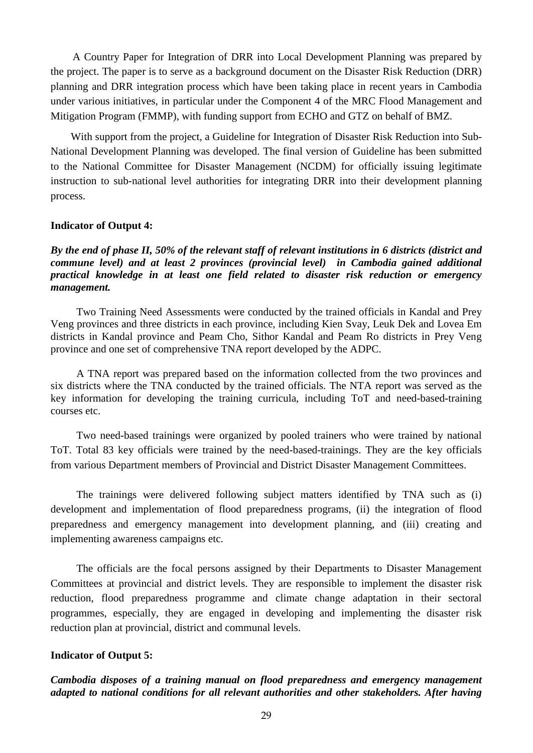A Country Paper for Integration of DRR into Local Development Planning was prepared by the project. The paper is to serve as a background document on the Disaster Risk Reduction (DRR) planning and DRR integration process which have been taking place in recent years in Cambodia under various initiatives, in particular under the Component 4 of the MRC Flood Management and Mitigation Program (FMMP), with funding support from ECHO and GTZ on behalf of BMZ.

With support from the project, a Guideline for Integration of Disaster Risk Reduction into Sub-National Development Planning was developed. The final version of Guideline has been submitted to the National Committee for Disaster Management (NCDM) for officially issuing legitimate instruction to sub-national level authorities for integrating DRR into their development planning process.

**Indicator of Output 4:**

***By the end of phase II, 50% of the relevant staff of relevant institutions in 6 districts (district and commune level) and at least 2 provinces (provincial level) in Cambodia gained additional practical knowledge in at least one field related to disaster risk reduction or emergency management.***

Two Training Need Assessments were conducted by the trained officials in Kandal and Prey Veng provinces and three districts in each province, including Kien Svay, Leuk Dek and Lovea Em districts in Kandal province and Peam Cho, Sithor Kandal and Peam Ro districts in Prey Veng province and one set of comprehensive TNA report developed by the ADPC.

A TNA report was prepared based on the information collected from the two provinces and six districts where the TNA conducted by the trained officials. The NTA report was served as the key information for developing the training curricula, including ToT and need-based-training courses etc.

Two need-based trainings were organized by pooled trainers who were trained by national ToT. Total 83 key officials were trained by the need-based-trainings. They are the key officials from various Department members of Provincial and District Disaster Management Committees.

The trainings were delivered following subject matters identified by TNA such as (i) development and implementation of flood preparedness programs, (ii) the integration of flood preparedness and emergency management into development planning, and (iii) creating and implementing awareness campaigns etc.

The officials are the focal persons assigned by their Departments to Disaster Management Committees at provincial and district levels. They are responsible to implement the disaster risk reduction, flood preparedness programme and climate change adaptation in their sectoral programmes, especially, they are engaged in developing and implementing the disaster risk reduction plan at provincial, district and communal levels.

**Indicator of Output 5:**

***Cambodia disposes of a training manual on flood preparedness and emergency management adapted to national conditions for all relevant authorities and other stakeholders. After having***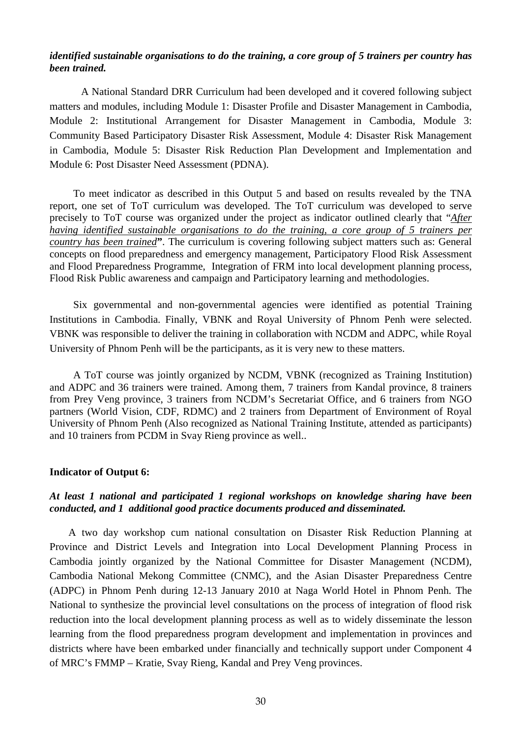***identified sustainable organisations to do the training, a core group of 5 trainers per country has been trained.***

A National Standard DRR Curriculum had been developed and it covered following subject matters and modules, including Module 1: Disaster Profile and Disaster Management in Cambodia, Module 2: Institutional Arrangement for Disaster Management in Cambodia, Module 3: Community Based Participatory Disaster Risk Assessment, Module 4: Disaster Risk Management in Cambodia, Module 5: Disaster Risk Reduction Plan Development and Implementation and Module 6: Post Disaster Need Assessment (PDNA).

To meet indicator as described in this Output 5 and based on results revealed by the TNA report, one set of ToT curriculum was developed. The ToT curriculum was developed to serve precisely to ToT course was organized under the project as indicator outlined clearly that "*After having identified sustainable organisations to do the training, a core group of 5 trainers per country has been trained***"**. The curriculum is covering following subject matters such as: General concepts on flood preparedness and emergency management, Participatory Flood Risk Assessment and Flood Preparedness Programme, Integration of FRM into local development planning process, Flood Risk Public awareness and campaign and Participatory learning and methodologies.

Six governmental and non-governmental agencies were identified as potential Training Institutions in Cambodia. Finally, VBNK and Royal University of Phnom Penh were selected. VBNK was responsible to deliver the training in collaboration with NCDM and ADPC, while Royal University of Phnom Penh will be the participants, as it is very new to these matters.

A ToT course was jointly organized by NCDM, VBNK (recognized as Training Institution) and ADPC and 36 trainers were trained. Among them, 7 trainers from Kandal province, 8 trainers from Prey Veng province, 3 trainers from NCDM's Secretariat Office, and 6 trainers from NGO partners (World Vision, CDF, RDMC) and 2 trainers from Department of Environment of Royal University of Phnom Penh (Also recognized as National Training Institute, attended as participants) and 10 trainers from PCDM in Svay Rieng province as well..

**Indicator of Output 6:**

***At least 1 national and participated 1 regional workshops on knowledge sharing have been conducted, and 1 additional good practice documents produced and disseminated.***

A two day workshop cum national consultation on Disaster Risk Reduction Planning at Province and District Levels and Integration into Local Development Planning Process in Cambodia jointly organized by the National Committee for Disaster Management (NCDM), Cambodia National Mekong Committee (CNMC), and the Asian Disaster Preparedness Centre (ADPC) in Phnom Penh during 12-13 January 2010 at Naga World Hotel in Phnom Penh. The National to synthesize the provincial level consultations on the process of integration of flood risk reduction into the local development planning process as well as to widely disseminate the lesson learning from the flood preparedness program development and implementation in provinces and districts where have been embarked under financially and technically support under Component 4 of MRC's FMMP – Kratie, Svay Rieng, Kandal and Prey Veng provinces.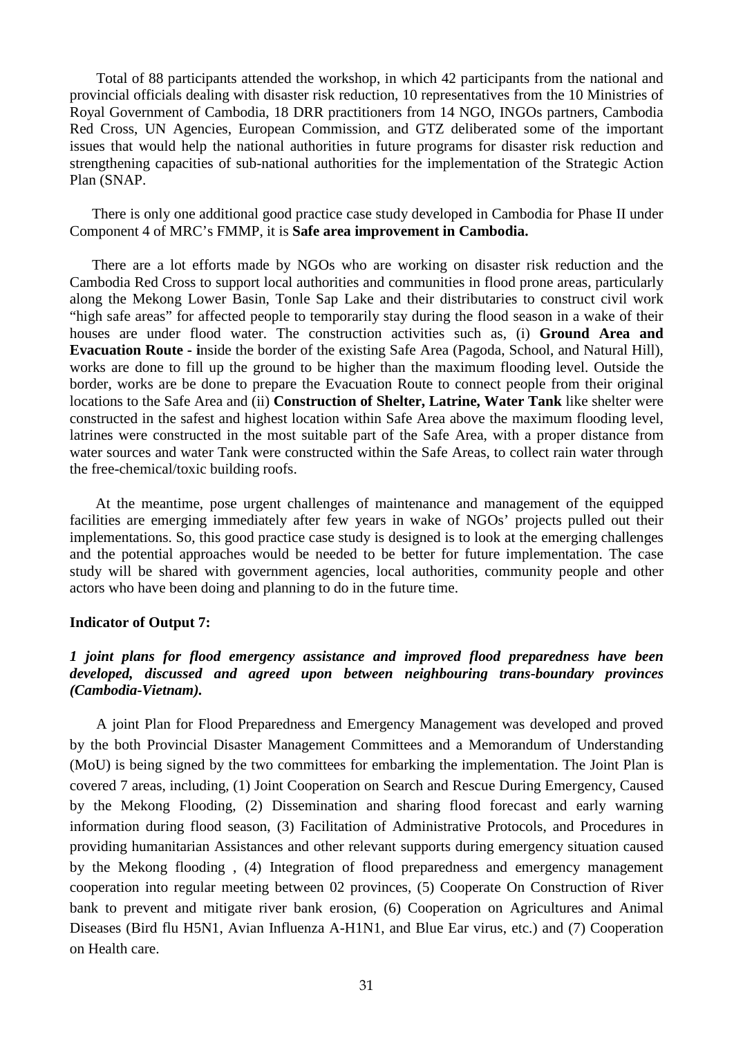Total of 88 participants attended the workshop, in which 42 participants from the national and provincial officials dealing with disaster risk reduction, 10 representatives from the 10 Ministries of Royal Government of Cambodia, 18 DRR practitioners from 14 NGO, INGOs partners, Cambodia Red Cross, UN Agencies, European Commission, and GTZ deliberated some of the important issues that would help the national authorities in future programs for disaster risk reduction and strengthening capacities of sub-national authorities for the implementation of the Strategic Action Plan (SNAP.

There is only one additional good practice case study developed in Cambodia for Phase II under Component 4 of MRC's FMMP, it is **Safe area improvement in Cambodia.**

There are a lot efforts made by NGOs who are working on disaster risk reduction and the Cambodia Red Cross to support local authorities and communities in flood prone areas, particularly along the Mekong Lower Basin, Tonle Sap Lake and their distributaries to construct civil work "high safe areas" for affected people to temporarily stay during the flood season in a wake of their houses are under flood water. The construction activities such as, (i) **Ground Area and Evacuation Route - i**nside the border of the existing Safe Area (Pagoda, School, and Natural Hill), works are done to fill up the ground to be higher than the maximum flooding level. Outside the border, works are be done to prepare the Evacuation Route to connect people from their original locations to the Safe Area and (ii) **Construction of Shelter, Latrine, Water Tank** like shelter were constructed in the safest and highest location within Safe Area above the maximum flooding level, latrines were constructed in the most suitable part of the Safe Area, with a proper distance from water sources and water Tank were constructed within the Safe Areas, to collect rain water through the free-chemical/toxic building roofs.

At the meantime, pose urgent challenges of maintenance and management of the equipped facilities are emerging immediately after few years in wake of NGOs' projects pulled out their implementations. So, this good practice case study is designed is to look at the emerging challenges and the potential approaches would be needed to be better for future implementation. The case study will be shared with government agencies, local authorities, community people and other actors who have been doing and planning to do in the future time.

**Indicator of Output 7:**

***1 joint plans for flood emergency assistance and improved flood preparedness have been developed, discussed and agreed upon between neighbouring trans-boundary provinces (Cambodia-Vietnam).***

A joint Plan for Flood Preparedness and Emergency Management was developed and proved by the both Provincial Disaster Management Committees and a Memorandum of Understanding (MoU) is being signed by the two committees for embarking the implementation. The Joint Plan is covered 7 areas, including, (1) Joint Cooperation on Search and Rescue During Emergency, Caused by the Mekong Flooding, (2) Dissemination and sharing flood forecast and early warning information during flood season, (3) Facilitation of Administrative Protocols, and Procedures in providing humanitarian Assistances and other relevant supports during emergency situation caused by the Mekong flooding , (4) Integration of flood preparedness and emergency management cooperation into regular meeting between 02 provinces, (5) Cooperate On Construction of River bank to prevent and mitigate river bank erosion, (6) Cooperation on Agricultures and Animal Diseases (Bird flu H5N1, Avian Influenza A-H1N1, and Blue Ear virus, etc.) and (7) Cooperation on Health care.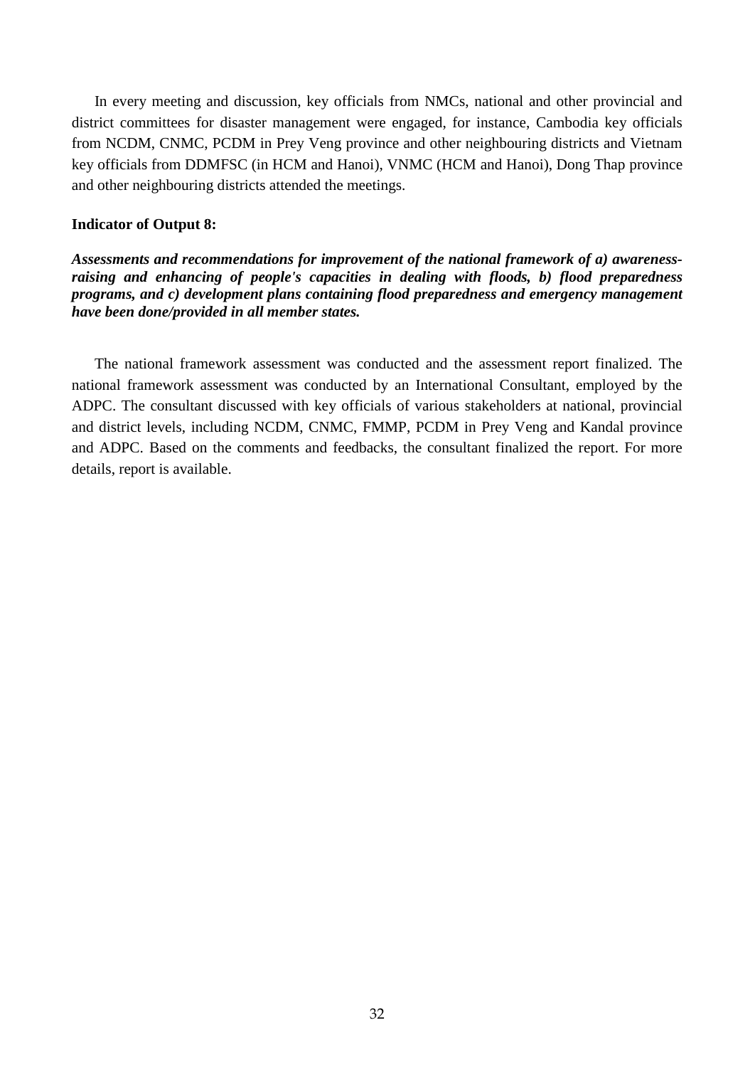In every meeting and discussion, key officials from NMCs, national and other provincial and district committees for disaster management were engaged, for instance, Cambodia key officials from NCDM, CNMC, PCDM in Prey Veng province and other neighbouring districts and Vietnam key officials from DDMFSC (in HCM and Hanoi), VNMC (HCM and Hanoi), Dong Thap province and other neighbouring districts attended the meetings.

**Indicator of Output 8:**

***Assessments and recommendations for improvement of the national framework of a) awareness-raising and enhancing of people's capacities in dealing with floods, b) flood preparedness programs, and c) development plans containing flood preparedness and emergency management have been done/provided in all member states.***

The national framework assessment was conducted and the assessment report finalized. The national framework assessment was conducted by an International Consultant, employed by the ADPC. The consultant discussed with key officials of various stakeholders at national, provincial and district levels, including NCDM, CNMC, FMMP, PCDM in Prey Veng and Kandal province and ADPC. Based on the comments and feedbacks, the consultant finalized the report. For more details, report is available.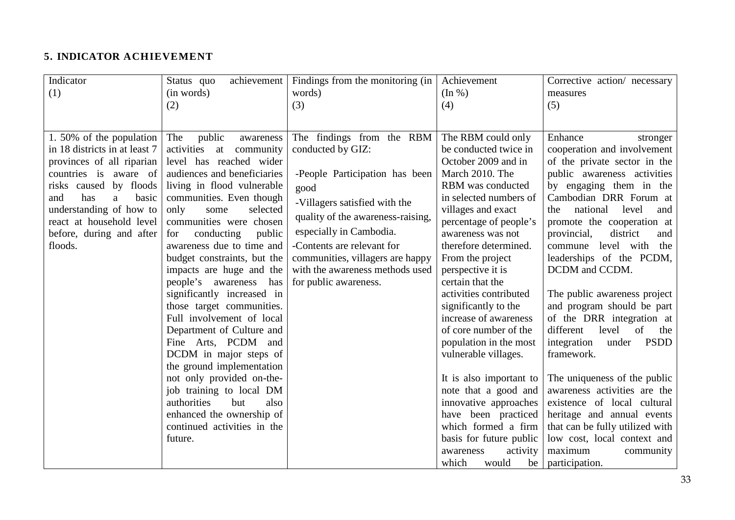## 5. INDICATOR ACHIEVEMENT

| Indicator (1) | Status quo achievement (in words) (2) | Findings from the monitoring (in words) (3) | Achievement (In %) (4) | Corrective action/ necessary measures (5) |
|---|---|---|---|---|
| 1. 50% of the population in 18 districts in at least 7 provinces of all riparian countries is aware of risks caused by floods and has a basic understanding of how to react at household level before, during and after floods. | The public awareness activities at community level has reached wider audiences and beneficiaries living in flood vulnerable communities. Even though only some selected communities were chosen for conducting public awareness due to time and budget constraints, but the impacts are huge and the people's awareness has significantly increased in those target communities. Full involvement of local Department of Culture and Fine Arts, PCDM and DCDM in major steps of the ground implementation not only provided on-the-job training to local DM authorities but also enhanced the ownership of continued activities in the future. | The findings from the RBM conducted by GIZ:<br><br>-People Participation has been good<br>-Villagers satisfied with the quality of the awareness-raising, especially in Cambodia.<br>-Contents are relevant for communities, villagers are happy with the awareness methods used for public awareness. | The RBM could only be conducted twice in October 2009 and in March 2010. The RBM was conducted in selected numbers of villages and exact percentage of people's awareness was not therefore determined. From the project perspective it is certain that the activities contributed significantly to the increase of awareness of core number of the population in the most vulnerable villages.<br><br>It is also important to note that a good and innovative approaches have been practiced which formed a firm basis for future public awareness activity which would be | Enhance stronger cooperation and involvement of the private sector in the public awareness activities by engaging them in the Cambodian DRR Forum at the national level and promote the cooperation at provincial, district and commune level with the leaderships of the PCDM, DCDM and CCDM.<br><br>The public awareness project and program should be part of the DRR integration at different level of the integration under PSDD framework.<br><br>The uniqueness of the public awareness activities are the existence of local cultural heritage and annual events that can be fully utilized with low cost, local context and maximum community participation. |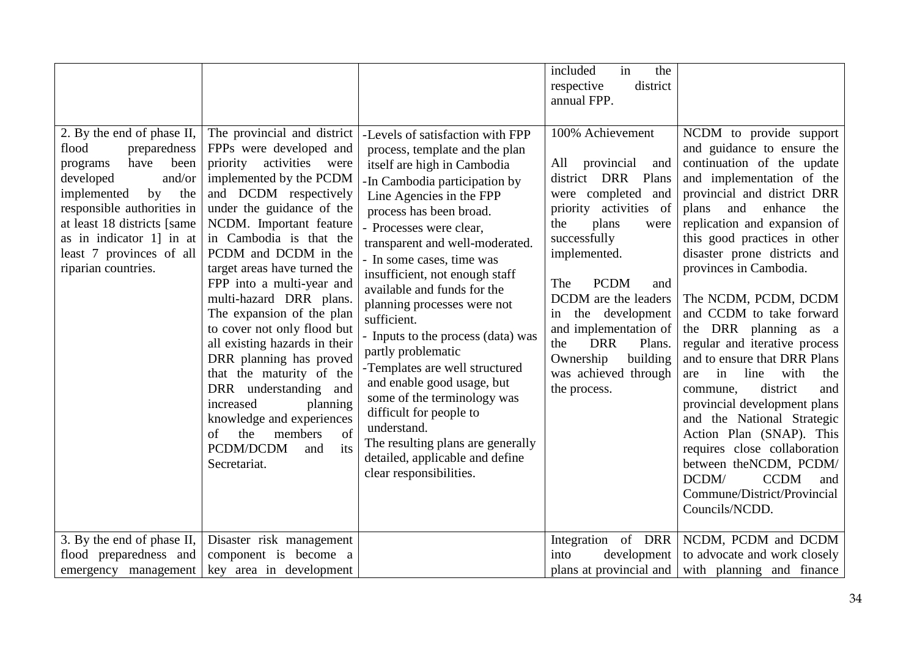| | | | | |
|---|---|---|---|---|
| | | | included in the respective district annual FPP. | |
| 2. By the end of phase II, flood preparedness programs have been developed and/or implemented by the responsible authorities in at least 18 districts [same as in indicator 1] in at least 7 provinces of all riparian countries. | The provincial and district FPPs were developed and priority activities were implemented by the PCDM and DCDM respectively under the guidance of the NCDM. Important feature in Cambodia is that the PCDM and DCDM in the target areas have turned the FPP into a multi-year and multi-hazard DRR plans. The expansion of the plan to cover not only flood but all existing hazards in their DRR planning has proved that the maturity of the DRR understanding and increased planning knowledge and experiences of the members of PCDM/DCDM and its Secretariat. | -Levels of satisfaction with FPP process, template and the plan itself are high in Cambodia<br>-In Cambodia participation by Line Agencies in the FPP process has been broad.<br>- Processes were clear, transparent and well-moderated.<br>- In some cases, time was insufficient, not enough staff available and funds for the planning processes were not sufficient.<br>- Inputs to the process (data) was partly problematic<br>-Templates are well structured and enable good usage, but some of the terminology was difficult for people to understand.<br>The resulting plans are generally detailed, applicable and define clear responsibilities. | 100% Achievement<br><br>All provincial and district DRR Plans were completed and priority activities of the plans were successfully implemented.<br><br>The PCDM and DCDM are the leaders in the development and implementation of the DRR Plans. Ownership building was achieved through the process. | NCDM to provide support and guidance to ensure the continuation of the update and implementation of the provincial and district DRR plans and enhance the replication and expansion of this good practices in other disaster prone districts and provinces in Cambodia.<br><br>The NCDM, PCDM, DCDM and CCDM to take forward the DRR planning as a regular and iterative process and to ensure that DRR Plans are in line with the commune, district and provincial development plans and the National Strategic Action Plan (SNAP). This requires close collaboration between theNCDM, PCDM/ DCDM/ CCDM and Commune/District/Provincial Councils/NCDD. |
| 3. By the end of phase II, flood preparedness and emergency management | Disaster risk management component is become a key area in development | | Integration of DRR into development plans at provincial and | NCDM, PCDM and DCDM to advocate and work closely with planning and finance |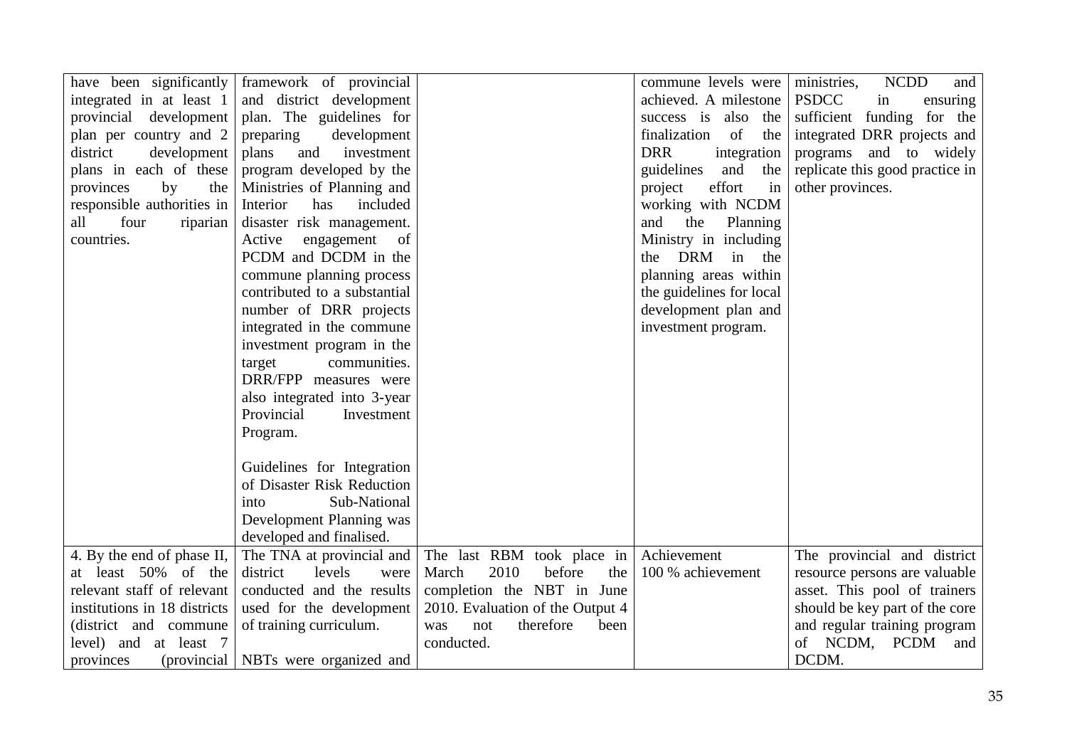| | | | | |
|---|---|---|---|---|
| have been significantly integrated in at least 1 provincial development plan per country and 2 district development plans in each of these provinces by the responsible authorities in all four riparian countries. | framework of provincial and district development plan. The guidelines for preparing development plans and investment program developed by the Ministries of Planning and Interior has included disaster risk management. Active engagement of PCDM and DCDM in the commune planning process contributed to a substantial number of DRR projects integrated in the commune investment program in the target communities. DRR/FPP measures were also integrated into 3-year Provincial Investment Program.<br><br>Guidelines for Integration of Disaster Risk Reduction into Sub-National Development Planning was developed and finalised. | | commune levels were achieved. A milestone success is also the finalization of the DRR integration guidelines and the project effort in working with NCDM and the Planning Ministry in including the DRM in the planning areas within the guidelines for local development plan and investment program. | ministries, NCDD and PSDCC in ensuring sufficient funding for the integrated DRR projects and programs and to widely replicate this good practice in other provinces. |
| 4. By the end of phase II, at least 50% of the relevant staff of relevant institutions in 18 districts (district and commune level) and at least 7 provinces (provincial | The TNA at provincial and district levels were conducted and the results used for the development of training curriculum.<br><br>NBTs were organized and | The last RBM took place in March 2010 before the completion the NBT in June 2010. Evaluation of the Output 4 was not therefore been conducted. | Achievement<br>100 % achievement | The provincial and district resource persons are valuable asset. This pool of trainers should be key part of the core and regular training program of NCDM, PCDM and DCDM. |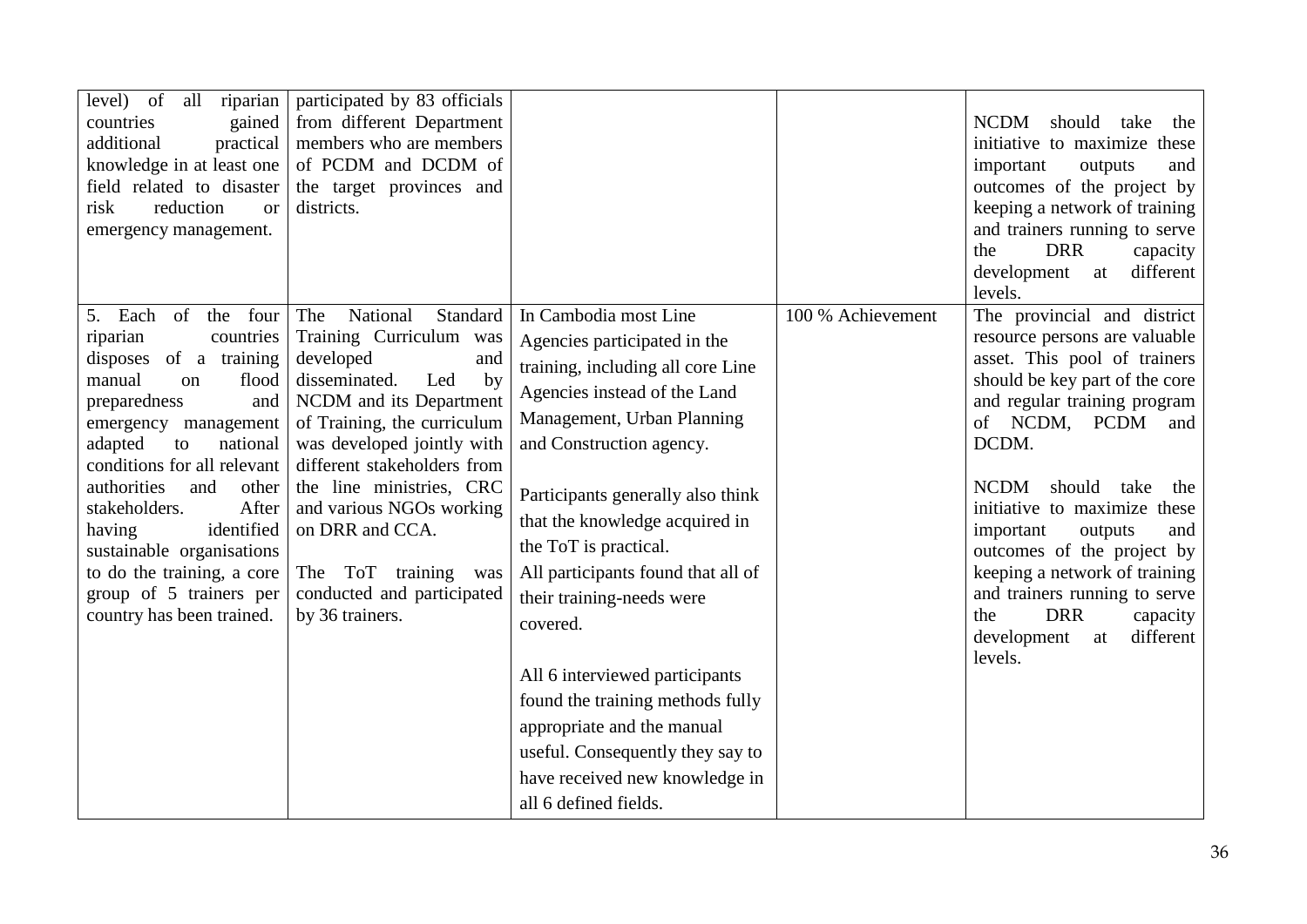| | | | | |
|---|---|---|---|---|
| level) of all riparian countries gained additional practical knowledge in at least one field related to disaster risk reduction or emergency management. | participated by 83 officials from different Department members who are members of PCDM and DCDM of the target provinces and districts. | | | NCDM should take the initiative to maximize these important outputs and outcomes of the project by keeping a network of training and trainers running to serve the DRR capacity development at different levels. |
| 5. Each of the four riparian countries disposes of a training manual on flood preparedness and emergency management adapted to national conditions for all relevant authorities and other stakeholders. After having identified sustainable organisations to do the training, a core group of 5 trainers per country has been trained. | The National Standard Training Curriculum was developed and disseminated. Led by NCDM and its Department of Training, the curriculum was developed jointly with different stakeholders from the line ministries, CRC and various NGOs working on DRR and CCA.<br><br>The ToT training was conducted and participated by 36 trainers. | In Cambodia most Line Agencies participated in the training, including all core Line Agencies instead of the Land Management, Urban Planning and Construction agency.<br><br>Participants generally also think that the knowledge acquired in the ToT is practical.<br>All participants found that all of their training-needs were covered.<br><br>All 6 interviewed participants found the training methods fully appropriate and the manual useful. Consequently they say to have received new knowledge in all 6 defined fields. | 100 % Achievement | The provincial and district resource persons are valuable asset. This pool of trainers should be key part of the core and regular training program of NCDM, PCDM and DCDM.<br><br>NCDM should take the initiative to maximize these important outputs and outcomes of the project by keeping a network of training and trainers running to serve the DRR capacity development at different levels. |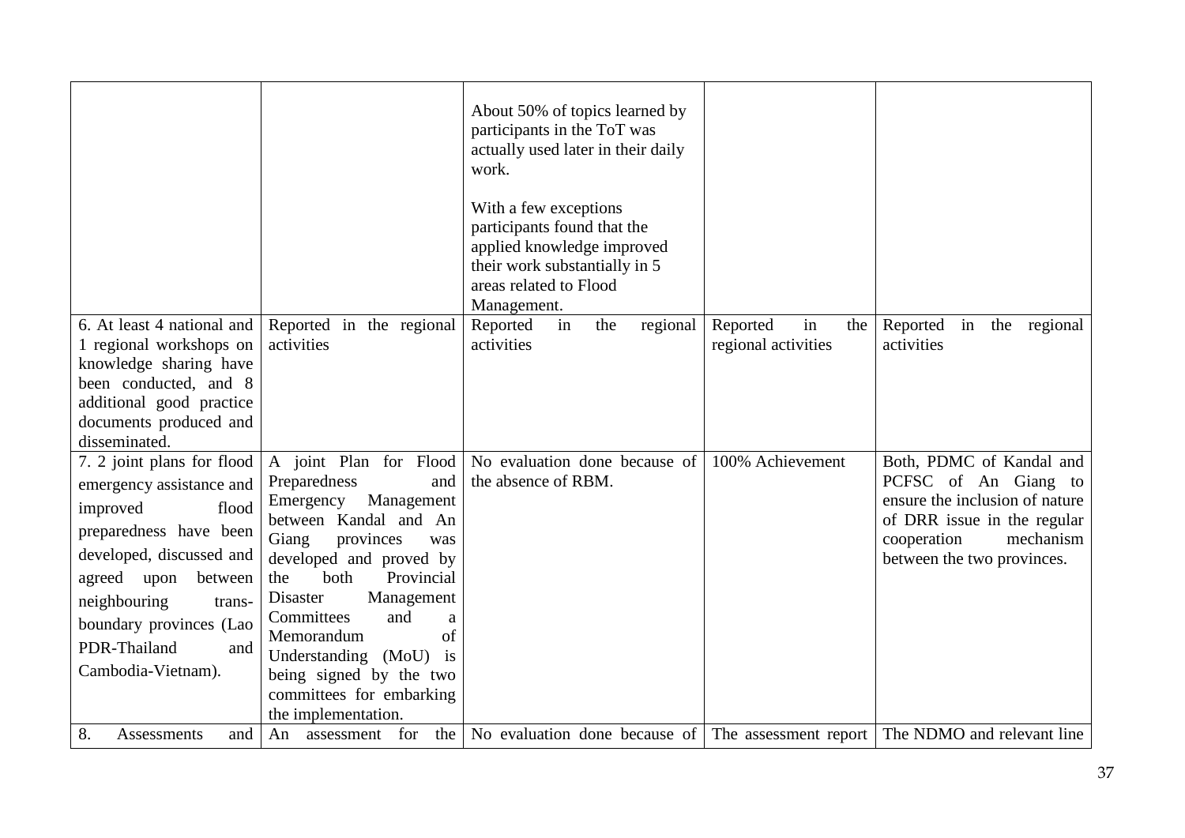| | | | | |
|---|---|---|---|---|
| | | About 50% of topics learned by participants in the ToT was actually used later in their daily work.<br><br>With a few exceptions participants found that the applied knowledge improved their work substantially in 5 areas related to Flood Management. | | |
| 6. At least 4 national and 1 regional workshops on knowledge sharing have been conducted, and 8 additional good practice documents produced and disseminated. | Reported in the regional activities | Reported in the regional activities | Reported in the regional activities | Reported in the regional activities |
| 7. 2 joint plans for flood emergency assistance and improved flood preparedness have been developed, discussed and agreed upon between neighbouring trans-boundary provinces (Lao PDR-Thailand and Cambodia-Vietnam). | A joint Plan for Flood Preparedness and Emergency Management between Kandal and An Giang provinces was developed and proved by the both Provincial Disaster Management Committees and a Memorandum of Understanding (MoU) is being signed by the two committees for embarking the implementation. | No evaluation done because of the absence of RBM. | 100% Achievement | Both, PDMC of Kandal and PCFSC of An Giang to ensure the inclusion of nature of DRR issue in the regular cooperation mechanism between the two provinces. |
| 8. Assessments and | An assessment for the | No evaluation done because of | The assessment report | The NDMO and relevant line |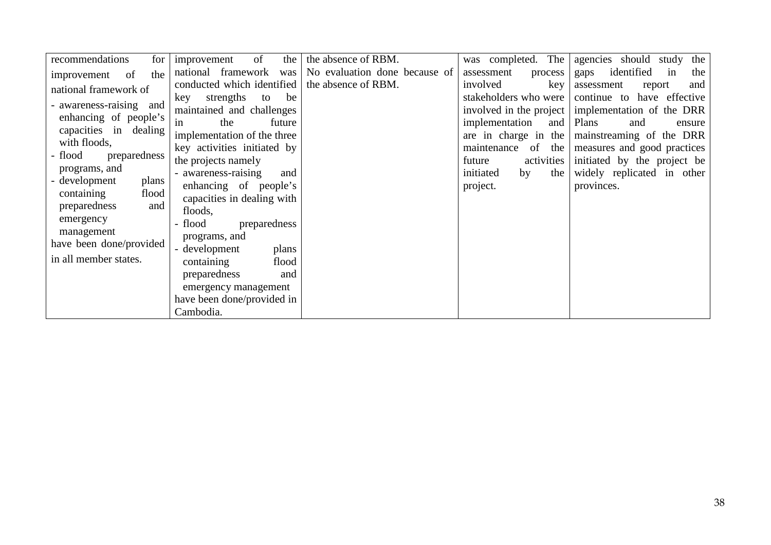| | | | | |
|---|---|---|---|---|
| recommendations for improvement of the national framework of<br>- awareness-raising and enhancing of people's capacities in dealing with floods,<br>- flood preparedness programs, and<br>- development plans containing flood preparedness and emergency management<br>have been done/provided in all member states. | improvement of the national framework was conducted which identified key strengths to be maintained and challenges in the future implementation of the three key activities initiated by the projects namely<br>- awareness-raising and enhancing of people's capacities in dealing with floods,<br>- flood preparedness programs, and<br>- development plans containing flood preparedness and emergency management<br>have been done/provided in Cambodia. | the absence of RBM.<br>No evaluation done because of the absence of RBM. | was completed. The assessment process involved key stakeholders who were involved in the project implementation and are in charge in the maintenance of the future activities initiated by the project. | agencies should study the gaps identified in the assessment report and continue to have effective implementation of the DRR Plans and ensure mainstreaming of the DRR measures and good practices initiated by the project be widely replicated in other provinces. |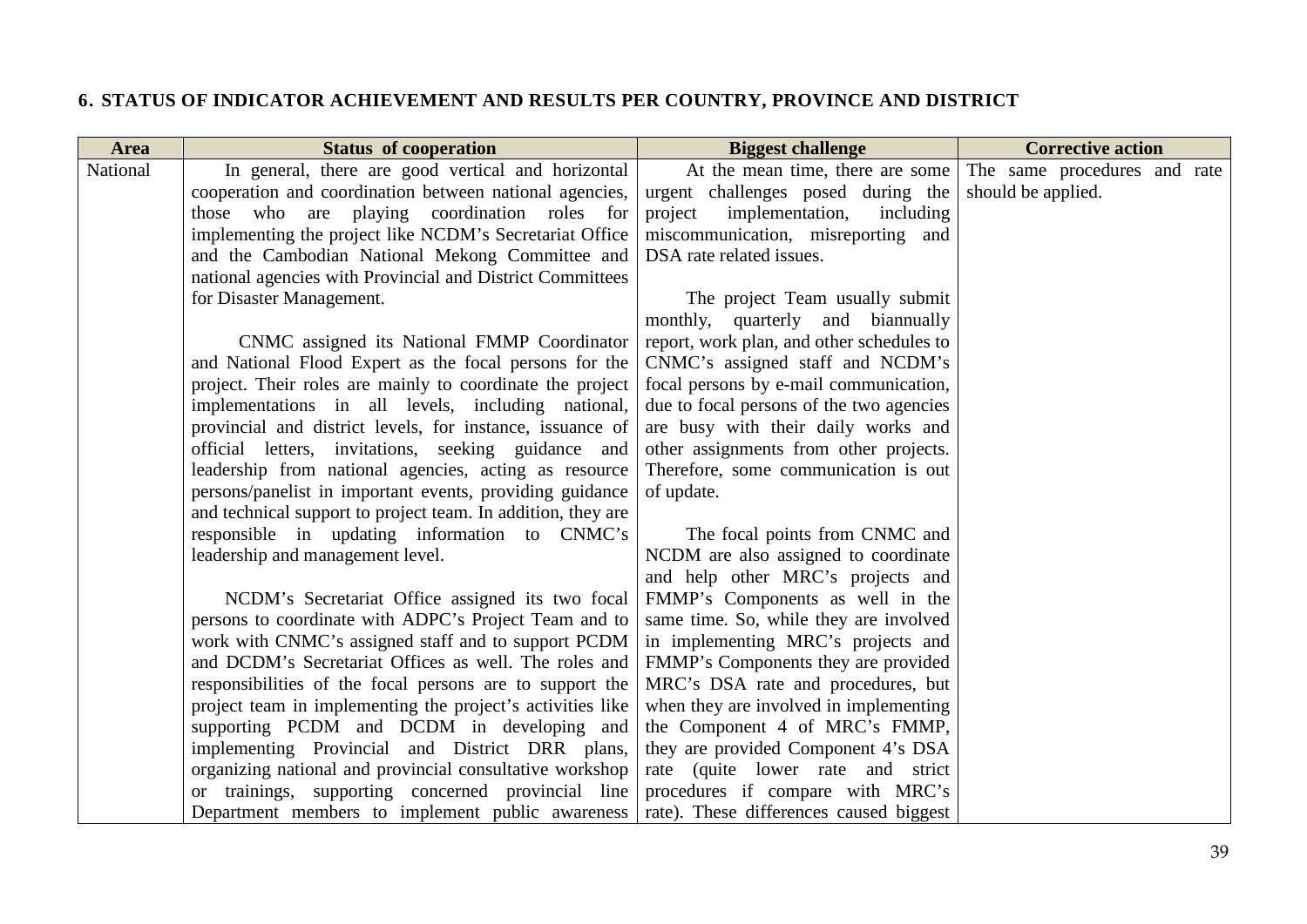## 6. STATUS OF INDICATOR ACHIEVEMENT AND RESULTS PER COUNTRY, PROVINCE AND DISTRICT

| Area | Status of cooperation | Biggest challenge | Corrective action |
|---|---|---|---|
| National | In general, there are good vertical and horizontal cooperation and coordination between national agencies, those who are playing coordination roles for implementing the project like NCDM's Secretariat Office and the Cambodian National Mekong Committee and national agencies with Provincial and District Committees for Disaster Management.<br><br>CNMC assigned its National FMMP Coordinator and National Flood Expert as the focal persons for the project. Their roles are mainly to coordinate the project implementations in all levels, including national, provincial and district levels, for instance, issuance of official letters, invitations, seeking guidance and leadership from national agencies, acting as resource persons/panelist in important events, providing guidance and technical support to project team. In addition, they are responsible in updating information to CNMC's leadership and management level.<br><br>NCDM's Secretariat Office assigned its two focal persons to coordinate with ADPC's Project Team and to work with CNMC's assigned staff and to support PCDM and DCDM's Secretariat Offices as well. The roles and responsibilities of the focal persons are to support the project team in implementing the project's activities like supporting PCDM and DCDM in developing and implementing Provincial and District DRR plans, organizing national and provincial consultative workshop or trainings, supporting concerned provincial line Department members to implement public awareness | At the mean time, there are some urgent challenges posed during the project implementation, including miscommunication, misreporting and DSA rate related issues.<br><br>The project Team usually submit monthly, quarterly and biannually report, work plan, and other schedules to CNMC's assigned staff and NCDM's focal persons by e-mail communication, due to focal persons of the two agencies are busy with their daily works and other assignments from other projects. Therefore, some communication is out of update.<br><br>The focal points from CNMC and NCDM are also assigned to coordinate and help other MRC's projects and FMMP's Components as well in the same time. So, while they are involved in implementing MRC's projects and FMMP's Components they are provided MRC's DSA rate and procedures, but when they are involved in implementing the Component 4 of MRC's FMMP, they are provided Component 4's DSA rate (quite lower rate and strict procedures if compare with MRC's rate). These differences caused biggest | The same procedures and rate should be applied. |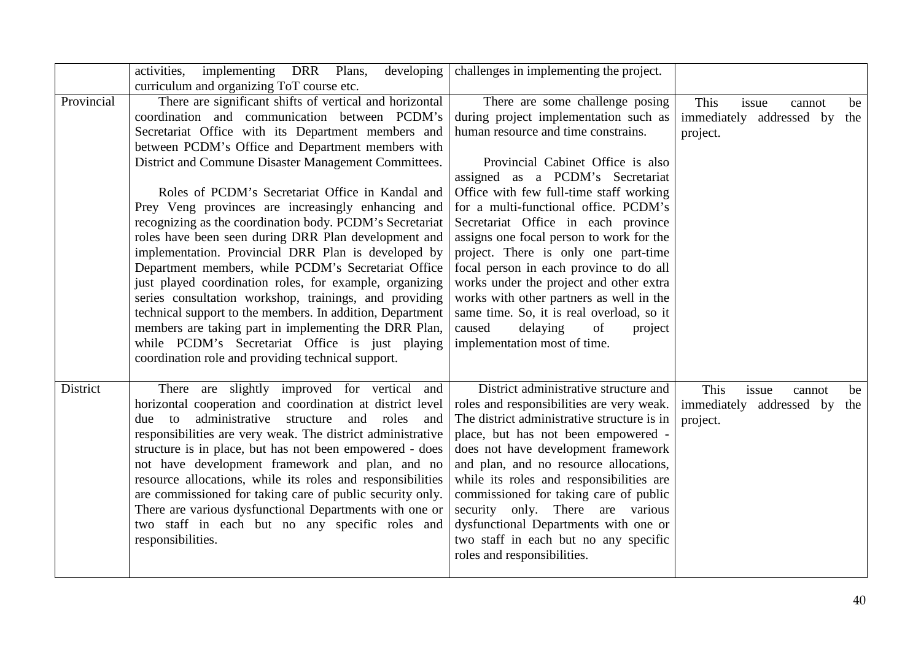| | | | |
|---|---|---|---|
| | activities, implementing DRR Plans, developing curriculum and organizing ToT course etc. | challenges in implementing the project. | |
| Provincial | There are significant shifts of vertical and horizontal coordination and communication between PCDM's Secretariat Office with its Department members and between PCDM's Office and Department members with District and Commune Disaster Management Committees.<br><br>Roles of PCDM's Secretariat Office in Kandal and Prey Veng provinces are increasingly enhancing and recognizing as the coordination body. PCDM's Secretariat roles have been seen during DRR Plan development and implementation. Provincial DRR Plan is developed by Department members, while PCDM's Secretariat Office just played coordination roles, for example, organizing series consultation workshop, trainings, and providing technical support to the members. In addition, Department members are taking part in implementing the DRR Plan, while PCDM's Secretariat Office is just playing coordination role and providing technical support. | There are some challenge posing during project implementation such as human resource and time constrains.<br><br>Provincial Cabinet Office is also assigned as a PCDM's Secretariat Office with few full-time staff working for a multi-functional office. PCDM's Secretariat Office in each province assigns one focal person to work for the project. There is only one part-time focal person in each province to do all works under the project and other extra works with other partners as well in the same time. So, it is real overload, so it caused delaying of project implementation most of time. | This issue cannot be immediately addressed by the project. |
| District | There are slightly improved for vertical and horizontal cooperation and coordination at district level due to administrative structure and roles and responsibilities are very weak. The district administrative structure is in place, but has not been empowered - does not have development framework and plan, and no resource allocations, while its roles and responsibilities are commissioned for taking care of public security only. There are various dysfunctional Departments with one or two staff in each but no any specific roles and responsibilities. | District administrative structure and roles and responsibilities are very weak. The district administrative structure is in place, but has not been empowered - does not have development framework and plan, and no resource allocations, while its roles and responsibilities are commissioned for taking care of public security only. There are various dysfunctional Departments with one or two staff in each but no any specific roles and responsibilities. | This issue cannot be immediately addressed by the project. |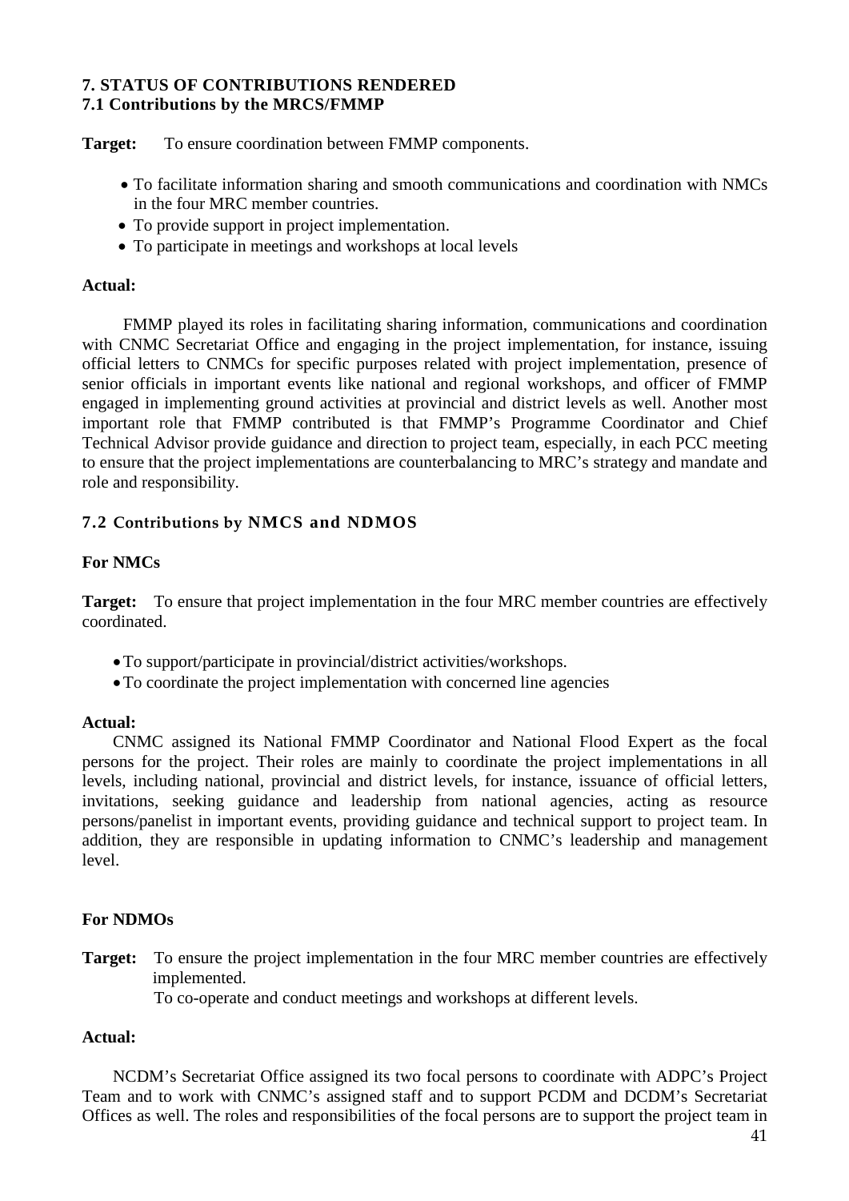## 7. STATUS OF CONTRIBUTIONS RENDERED

### 7.1 Contributions by the MRCS/FMMP

**Target:** To ensure coordination between FMMP components.

- To facilitate information sharing and smooth communications and coordination with NMCs in the four MRC member countries.
- To provide support in project implementation.
- To participate in meetings and workshops at local levels

**Actual:**

FMMP played its roles in facilitating sharing information, communications and coordination with CNMC Secretariat Office and engaging in the project implementation, for instance, issuing official letters to CNMCs for specific purposes related with project implementation, presence of senior officials in important events like national and regional workshops, and officer of FMMP engaged in implementing ground activities at provincial and district levels as well. Another most important role that FMMP contributed is that FMMP's Programme Coordinator and Chief Technical Advisor provide guidance and direction to project team, especially, in each PCC meeting to ensure that the project implementations are counterbalancing to MRC's strategy and mandate and role and responsibility.

### 7.2 Contributions by NMCS and NDMOS

**For NMCs**

**Target:** To ensure that project implementation in the four MRC member countries are effectively coordinated.

- To support/participate in provincial/district activities/workshops.
- To coordinate the project implementation with concerned line agencies

**Actual:**

CNMC assigned its National FMMP Coordinator and National Flood Expert as the focal persons for the project. Their roles are mainly to coordinate the project implementations in all levels, including national, provincial and district levels, for instance, issuance of official letters, invitations, seeking guidance and leadership from national agencies, acting as resource persons/panelist in important events, providing guidance and technical support to project team. In addition, they are responsible in updating information to CNMC's leadership and management level.

**For NDMOs**

**Target:** To ensure the project implementation in the four MRC member countries are effectively implemented.
To co-operate and conduct meetings and workshops at different levels.

**Actual:**

NCDM's Secretariat Office assigned its two focal persons to coordinate with ADPC's Project Team and to work with CNMC's assigned staff and to support PCDM and DCDM's Secretariat Offices as well. The roles and responsibilities of the focal persons are to support the project team in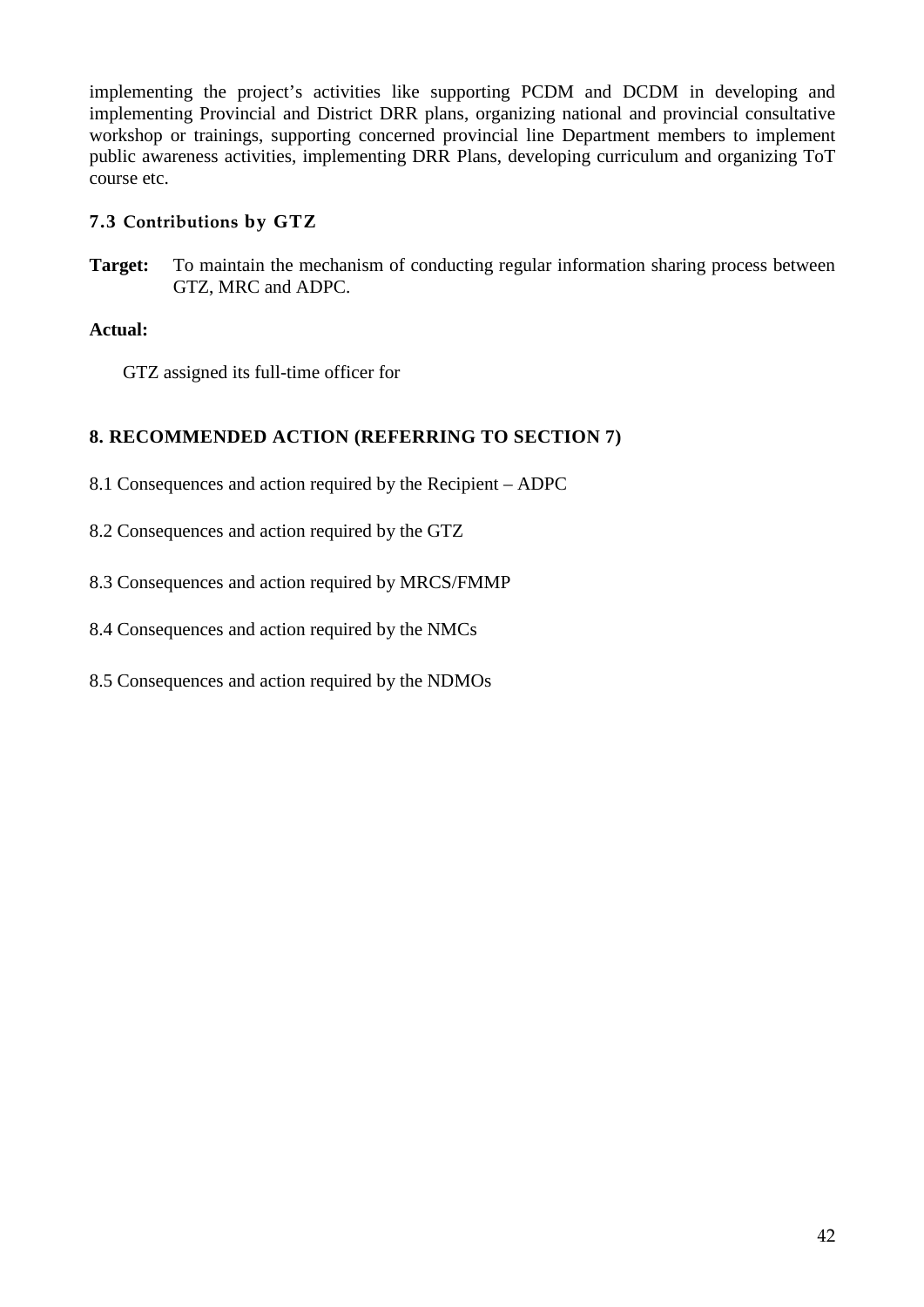implementing the project's activities like supporting PCDM and DCDM in developing and implementing Provincial and District DRR plans, organizing national and provincial consultative workshop or trainings, supporting concerned provincial line Department members to implement public awareness activities, implementing DRR Plans, developing curriculum and organizing ToT course etc.

### 7.3 Contributions by GTZ

**Target:** To maintain the mechanism of conducting regular information sharing process between GTZ, MRC and ADPC.

**Actual:**

GTZ assigned its full-time officer for

## 8. RECOMMENDED ACTION (REFERRING TO SECTION 7)

8.1 Consequences and action required by the Recipient – ADPC

8.2 Consequences and action required by the GTZ

8.3 Consequences and action required by MRCS/FMMP

8.4 Consequences and action required by the NMCs

8.5 Consequences and action required by the NDMOs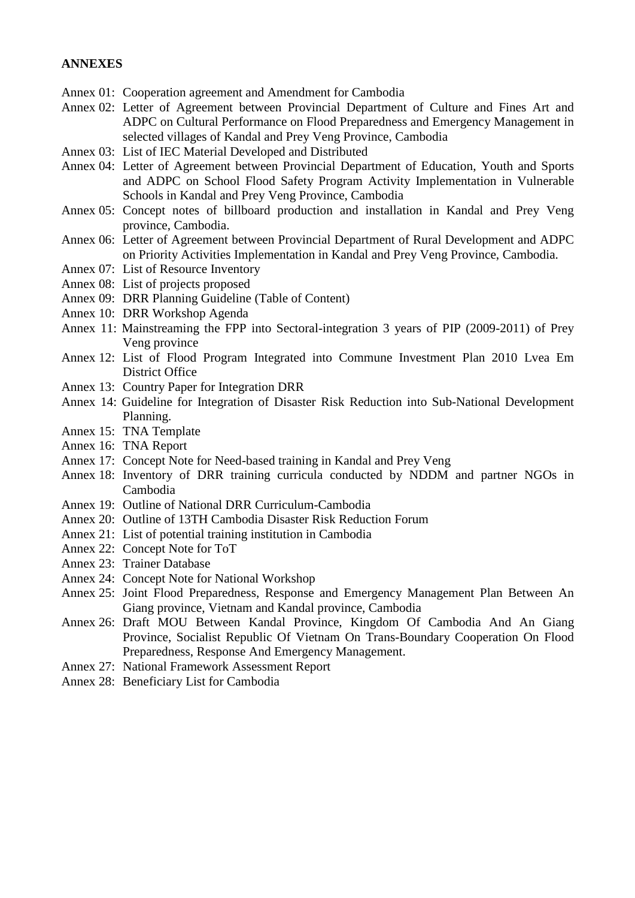**ANNEXES**

Annex 01: Cooperation agreement and Amendment for Cambodia

Annex 02: Letter of Agreement between Provincial Department of Culture and Fines Art and ADPC on Cultural Performance on Flood Preparedness and Emergency Management in selected villages of Kandal and Prey Veng Province, Cambodia

Annex 03: List of IEC Material Developed and Distributed

Annex 04: Letter of Agreement between Provincial Department of Education, Youth and Sports and ADPC on School Flood Safety Program Activity Implementation in Vulnerable Schools in Kandal and Prey Veng Province, Cambodia

Annex 05: Concept notes of billboard production and installation in Kandal and Prey Veng province, Cambodia.

Annex 06: Letter of Agreement between Provincial Department of Rural Development and ADPC on Priority Activities Implementation in Kandal and Prey Veng Province, Cambodia.

Annex 07: List of Resource Inventory

Annex 08: List of projects proposed

Annex 09: DRR Planning Guideline (Table of Content)

Annex 10: DRR Workshop Agenda

Annex 11: Mainstreaming the FPP into Sectoral-integration 3 years of PIP (2009-2011) of Prey Veng province

Annex 12: List of Flood Program Integrated into Commune Investment Plan 2010 Lvea Em District Office

Annex 13: Country Paper for Integration DRR

Annex 14: Guideline for Integration of Disaster Risk Reduction into Sub-National Development Planning.

Annex 15: TNA Template

Annex 16: TNA Report

Annex 17: Concept Note for Need-based training in Kandal and Prey Veng

Annex 18: Inventory of DRR training curricula conducted by NDDM and partner NGOs in Cambodia

Annex 19: Outline of National DRR Curriculum-Cambodia

Annex 20: Outline of 13TH Cambodia Disaster Risk Reduction Forum

Annex 21: List of potential training institution in Cambodia

Annex 22: Concept Note for ToT

Annex 23: Trainer Database

Annex 24: Concept Note for National Workshop

Annex 25: Joint Flood Preparedness, Response and Emergency Management Plan Between An Giang province, Vietnam and Kandal province, Cambodia

Annex 26: Draft MOU Between Kandal Province, Kingdom Of Cambodia And An Giang Province, Socialist Republic Of Vietnam On Trans-Boundary Cooperation On Flood Preparedness, Response And Emergency Management.

Annex 27: National Framework Assessment Report

Annex 28: Beneficiary List for Cambodia